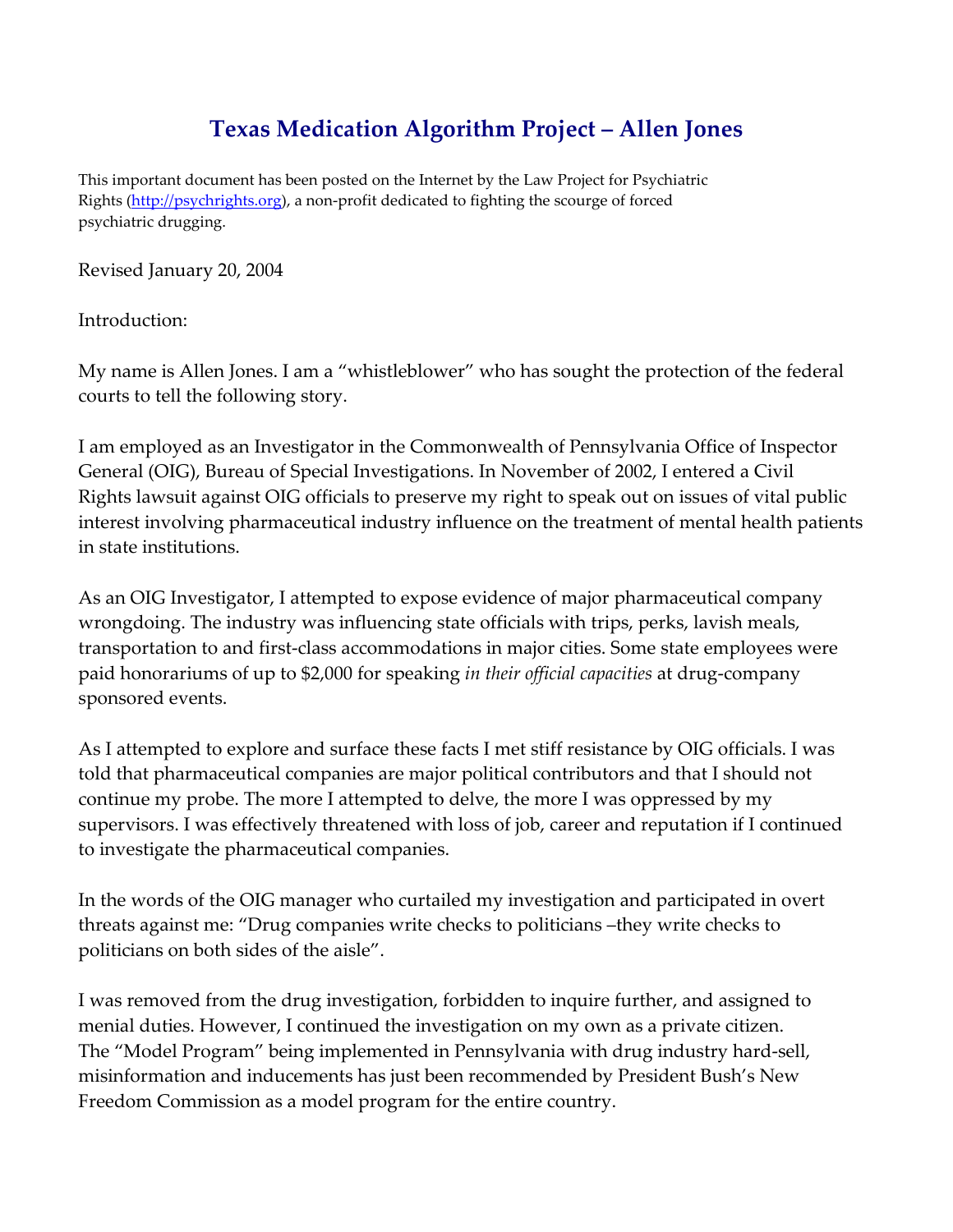# Texas Medication Algorithm Project – Allen Jones

This important document has been posted on the Internet by the Law Project for Psychiatric Rights (http://psychrights.org), a non-profit dedicated to fighting the scourge of forced psychiatric drugging.

Revised January 20, 2004

Introduction:

My name is Allen Jones. I am a "whistleblower" who has sought the protection of the federal courts to tell the following story.

I am employed as an Investigator in the Commonwealth of Pennsylvania Office of Inspector General (OIG), Bureau of Special Investigations. In November of 2002, I entered a Civil Rights lawsuit against OIG officials to preserve my right to speak out on issues of vital public interest involving pharmaceutical industry influence on the treatment of mental health patients in state institutions.

As an OIG Investigator, I attempted to expose evidence of major pharmaceutical company wrongdoing. The industry was influencing state officials with trips, perks, lavish meals, transportation to and first-class accommodations in major cities. Some state employees were paid honorariums of up to $2,000 for speaking *in their official capacities* at drug-company sponsored events.

As I attempted to explore and surface these facts I met stiff resistance by OIG officials. I was told that pharmaceutical companies are major political contributors and that I should not continue my probe. The more I attempted to delve, the more I was oppressed by my supervisors. I was effectively threatened with loss of job, career and reputation if I continued to investigate the pharmaceutical companies.

In the words of the OIG manager who curtailed my investigation and participated in overt threats against me: "Drug companies write checks to politicians –they write checks to politicians on both sides of the aisle".

I was removed from the drug investigation, forbidden to inquire further, and assigned to menial duties. However, I continued the investigation on my own as a private citizen. The "Model Program" being implemented in Pennsylvania with drug industry hard-sell, misinformation and inducements has just been recommended by President Bush's New Freedom Commission as a model program for the entire country.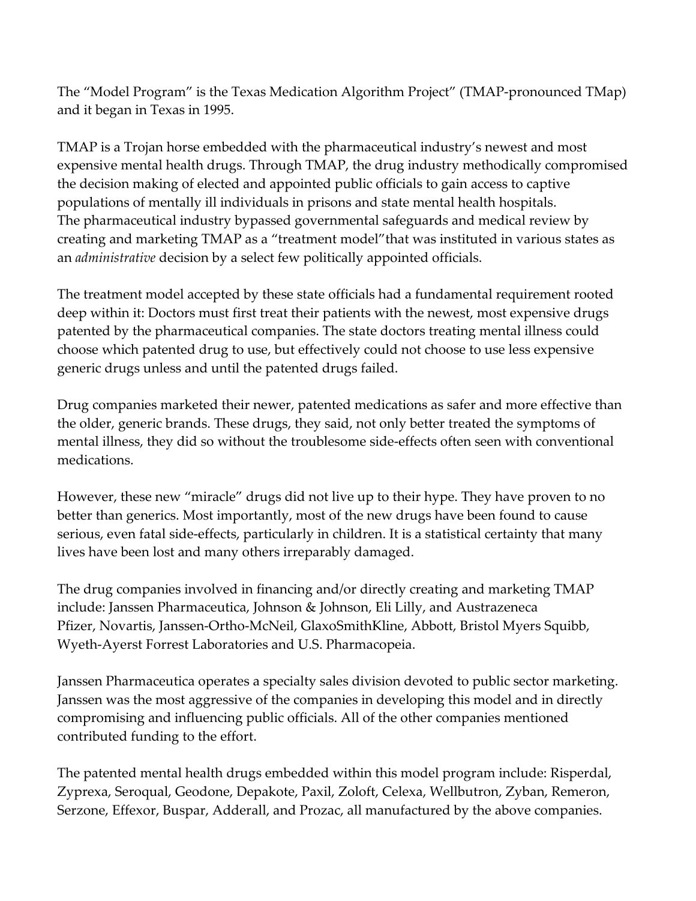The "Model Program" is the Texas Medication Algorithm Project" (TMAP-pronounced TMap) and it began in Texas in 1995.

TMAP is a Trojan horse embedded with the pharmaceutical industry's newest and most expensive mental health drugs. Through TMAP, the drug industry methodically compromised the decision making of elected and appointed public officials to gain access to captive populations of mentally ill individuals in prisons and state mental health hospitals. The pharmaceutical industry bypassed governmental safeguards and medical review by creating and marketing TMAP as a "treatment model"that was instituted in various states as an *administrative* decision by a select few politically appointed officials.

The treatment model accepted by these state officials had a fundamental requirement rooted deep within it: Doctors must first treat their patients with the newest, most expensive drugs patented by the pharmaceutical companies. The state doctors treating mental illness could choose which patented drug to use, but effectively could not choose to use less expensive generic drugs unless and until the patented drugs failed.

Drug companies marketed their newer, patented medications as safer and more effective than the older, generic brands. These drugs, they said, not only better treated the symptoms of mental illness, they did so without the troublesome side-effects often seen with conventional medications.

However, these new "miracle" drugs did not live up to their hype. They have proven to no better than generics. Most importantly, most of the new drugs have been found to cause serious, even fatal side-effects, particularly in children. It is a statistical certainty that many lives have been lost and many others irreparably damaged.

The drug companies involved in financing and/or directly creating and marketing TMAP include: Janssen Pharmaceutica, Johnson & Johnson, Eli Lilly, and Austrazeneca Pfizer, Novartis, Janssen-Ortho-McNeil, GlaxoSmithKline, Abbott, Bristol Myers Squibb, Wyeth-Ayerst Forrest Laboratories and U.S. Pharmacopeia.

Janssen Pharmaceutica operates a specialty sales division devoted to public sector marketing. Janssen was the most aggressive of the companies in developing this model and in directly compromising and influencing public officials. All of the other companies mentioned contributed funding to the effort.

The patented mental health drugs embedded within this model program include: Risperdal, Zyprexa, Seroqual, Geodone, Depakote, Paxil, Zoloft, Celexa, Wellbutron, Zyban, Remeron, Serzone, Effexor, Buspar, Adderall, and Prozac, all manufactured by the above companies.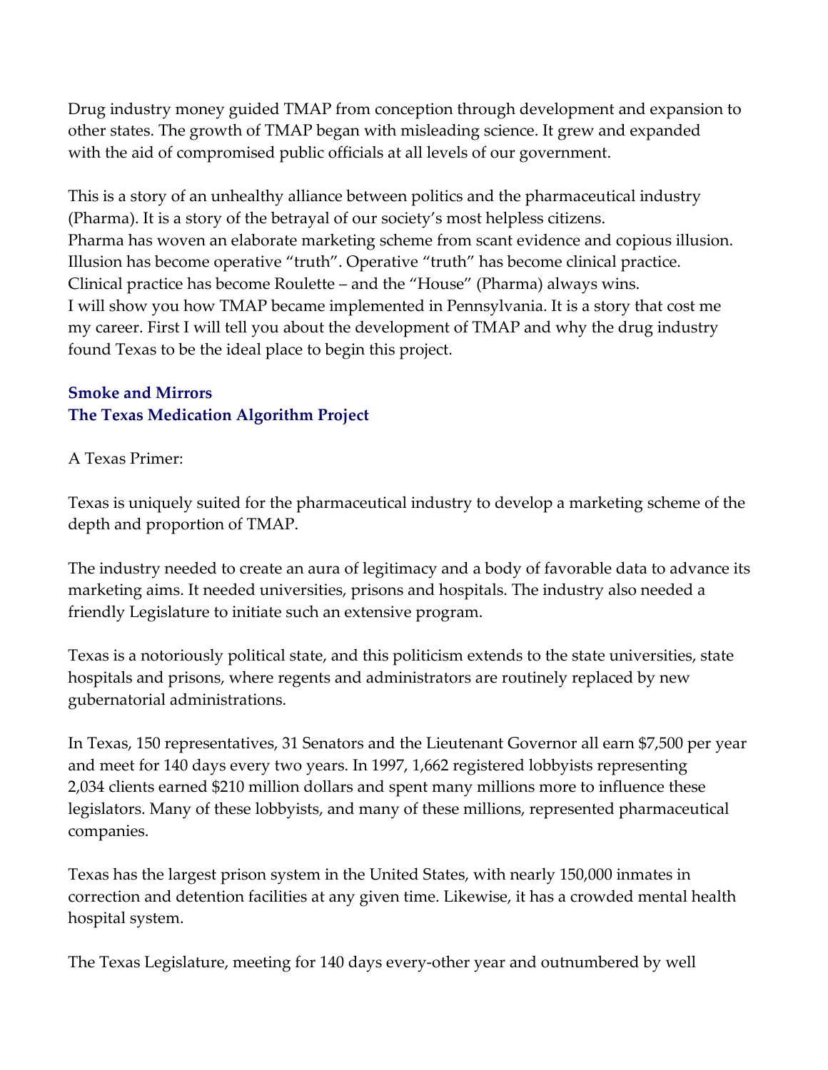Drug industry money guided TMAP from conception through development and expansion to other states. The growth of TMAP began with misleading science. It grew and expanded with the aid of compromised public officials at all levels of our government.

This is a story of an unhealthy alliance between politics and the pharmaceutical industry (Pharma). It is a story of the betrayal of our society's most helpless citizens. Pharma has woven an elaborate marketing scheme from scant evidence and copious illusion. Illusion has become operative "truth". Operative "truth" has become clinical practice. Clinical practice has become Roulette – and the "House" (Pharma) always wins. I will show you how TMAP became implemented in Pennsylvania. It is a story that cost me my career. First I will tell you about the development of TMAP and why the drug industry found Texas to be the ideal place to begin this project.

## Smoke and Mirrors
## The Texas Medication Algorithm Project

A Texas Primer:

Texas is uniquely suited for the pharmaceutical industry to develop a marketing scheme of the depth and proportion of TMAP.

The industry needed to create an aura of legitimacy and a body of favorable data to advance its marketing aims. It needed universities, prisons and hospitals. The industry also needed a friendly Legislature to initiate such an extensive program.

Texas is a notoriously political state, and this politicism extends to the state universities, state hospitals and prisons, where regents and administrators are routinely replaced by new gubernatorial administrations.

In Texas, 150 representatives, 31 Senators and the Lieutenant Governor all earn $7,500 per year and meet for 140 days every two years. In 1997, 1,662 registered lobbyists representing 2,034 clients earned $210 million dollars and spent many millions more to influence these legislators. Many of these lobbyists, and many of these millions, represented pharmaceutical companies.

Texas has the largest prison system in the United States, with nearly 150,000 inmates in correction and detention facilities at any given time. Likewise, it has a crowded mental health hospital system.

The Texas Legislature, meeting for 140 days every-other year and outnumbered by well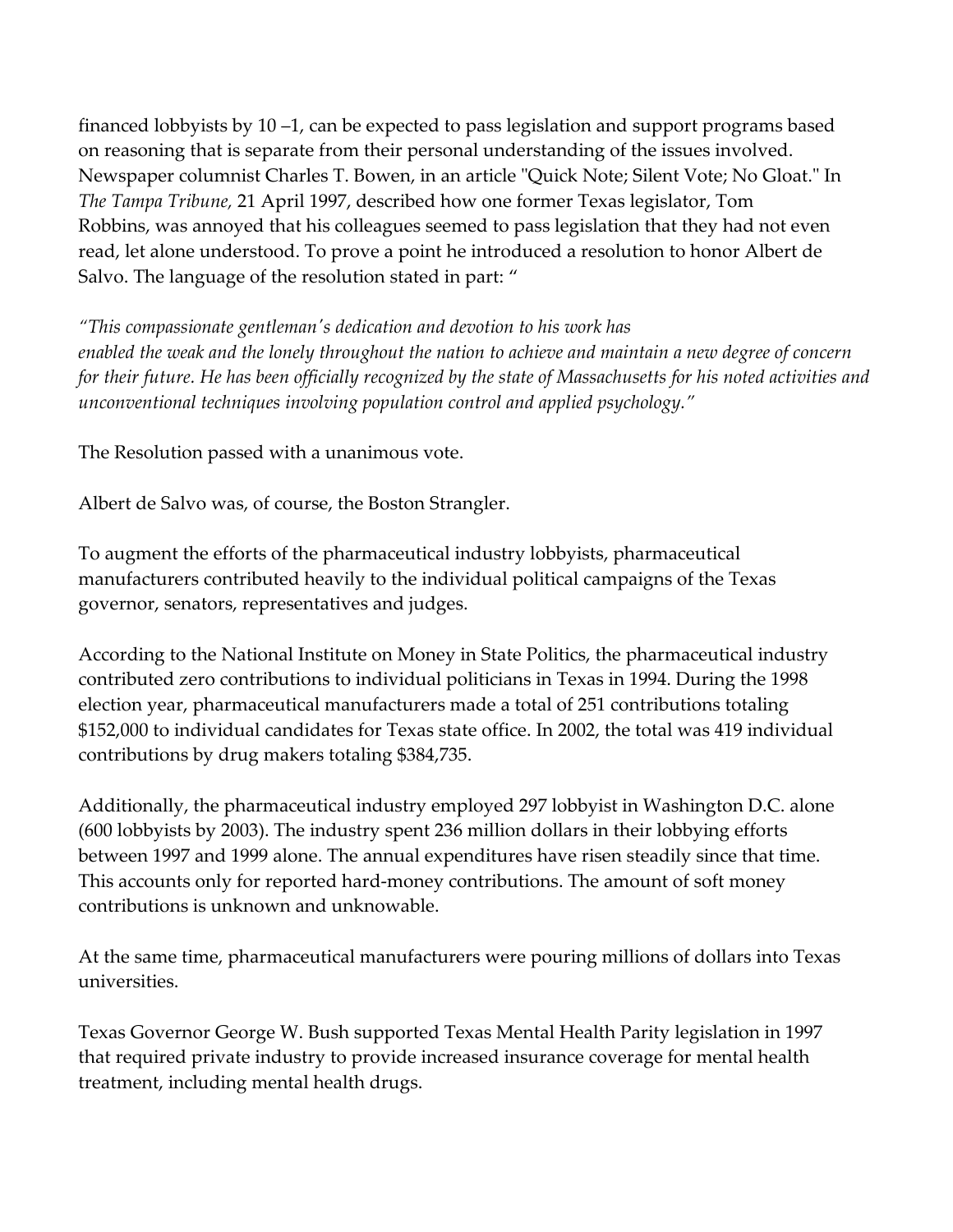financed lobbyists by 10 –1, can be expected to pass legislation and support programs based on reasoning that is separate from their personal understanding of the issues involved. Newspaper columnist Charles T. Bowen, in an article "Quick Note; Silent Vote; No Gloat." In *The Tampa Tribune,* 21 April 1997, described how one former Texas legislator, Tom Robbins, was annoyed that his colleagues seemed to pass legislation that they had not even read, let alone understood. To prove a point he introduced a resolution to honor Albert de Salvo. The language of the resolution stated in part: "

*"This compassionate gentleman's dedication and devotion to his work has enabled the weak and the lonely throughout the nation to achieve and maintain a new degree of concern for their future. He has been officially recognized by the state of Massachusetts for his noted activities and unconventional techniques involving population control and applied psychology."*

The Resolution passed with a unanimous vote.

Albert de Salvo was, of course, the Boston Strangler.

To augment the efforts of the pharmaceutical industry lobbyists, pharmaceutical manufacturers contributed heavily to the individual political campaigns of the Texas governor, senators, representatives and judges.

According to the National Institute on Money in State Politics, the pharmaceutical industry contributed zero contributions to individual politicians in Texas in 1994. During the 1998 election year, pharmaceutical manufacturers made a total of 251 contributions totaling $152,000 to individual candidates for Texas state office. In 2002, the total was 419 individual contributions by drug makers totaling $384,735.

Additionally, the pharmaceutical industry employed 297 lobbyist in Washington D.C. alone (600 lobbyists by 2003). The industry spent 236 million dollars in their lobbying efforts between 1997 and 1999 alone. The annual expenditures have risen steadily since that time. This accounts only for reported hard-money contributions. The amount of soft money contributions is unknown and unknowable.

At the same time, pharmaceutical manufacturers were pouring millions of dollars into Texas universities.

Texas Governor George W. Bush supported Texas Mental Health Parity legislation in 1997 that required private industry to provide increased insurance coverage for mental health treatment, including mental health drugs.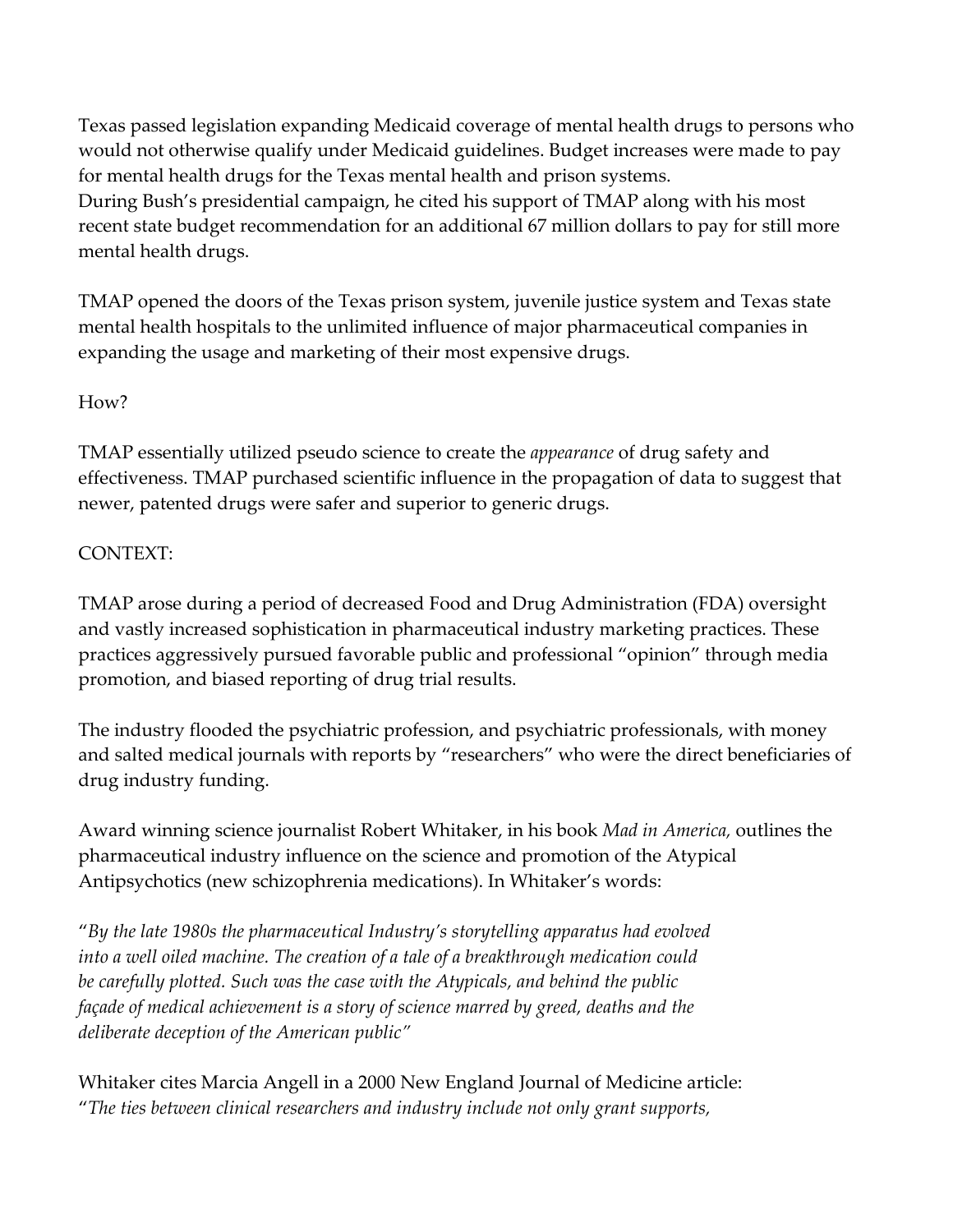Texas passed legislation expanding Medicaid coverage of mental health drugs to persons who would not otherwise qualify under Medicaid guidelines. Budget increases were made to pay for mental health drugs for the Texas mental health and prison systems.
During Bush's presidential campaign, he cited his support of TMAP along with his most recent state budget recommendation for an additional 67 million dollars to pay for still more mental health drugs.

TMAP opened the doors of the Texas prison system, juvenile justice system and Texas state mental health hospitals to the unlimited influence of major pharmaceutical companies in expanding the usage and marketing of their most expensive drugs.

How?

TMAP essentially utilized pseudo science to create the *appearance* of drug safety and effectiveness. TMAP purchased scientific influence in the propagation of data to suggest that newer, patented drugs were safer and superior to generic drugs.

CONTEXT:

TMAP arose during a period of decreased Food and Drug Administration (FDA) oversight and vastly increased sophistication in pharmaceutical industry marketing practices. These practices aggressively pursued favorable public and professional "opinion" through media promotion, and biased reporting of drug trial results.

The industry flooded the psychiatric profession, and psychiatric professionals, with money and salted medical journals with reports by "researchers" who were the direct beneficiaries of drug industry funding.

Award winning science journalist Robert Whitaker, in his book *Mad in America,* outlines the pharmaceutical industry influence on the science and promotion of the Atypical Antipsychotics (new schizophrenia medications). In Whitaker's words:

"*By the late 1980s the pharmaceutical Industry's storytelling apparatus had evolved into a well oiled machine. The creation of a tale of a breakthrough medication could be carefully plotted. Such was the case with the Atypicals, and behind the public façade of medical achievement is a story of science marred by greed, deaths and the deliberate deception of the American public"*

Whitaker cites Marcia Angell in a 2000 New England Journal of Medicine article:
"*The ties between clinical researchers and industry include not only grant supports,*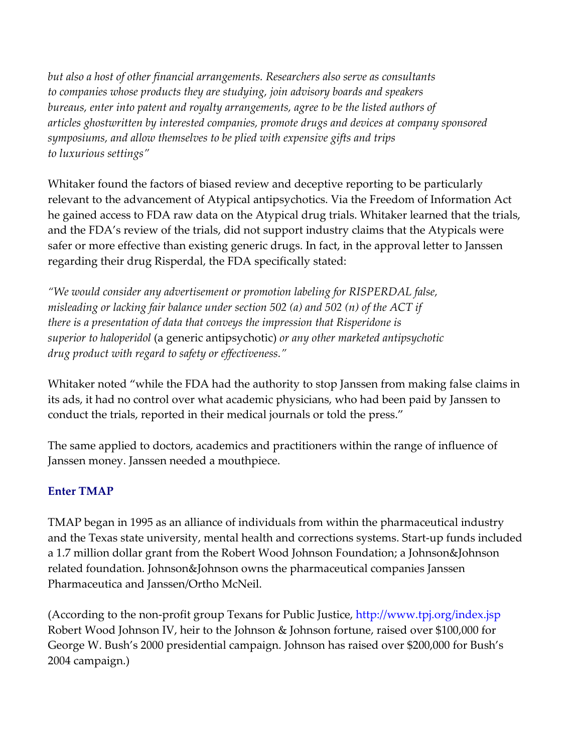*but also a host of other financial arrangements. Researchers also serve as consultants to companies whose products they are studying, join advisory boards and speakers bureaus, enter into patent and royalty arrangements, agree to be the listed authors of articles ghostwritten by interested companies, promote drugs and devices at company sponsored symposiums, and allow themselves to be plied with expensive gifts and trips to luxurious settings"*

Whitaker found the factors of biased review and deceptive reporting to be particularly relevant to the advancement of Atypical antipsychotics. Via the Freedom of Information Act he gained access to FDA raw data on the Atypical drug trials. Whitaker learned that the trials, and the FDA's review of the trials, did not support industry claims that the Atypicals were safer or more effective than existing generic drugs. In fact, in the approval letter to Janssen regarding their drug Risperdal, the FDA specifically stated:

*"We would consider any advertisement or promotion labeling for RISPERDAL false, misleading or lacking fair balance under section 502 (a) and 502 (n) of the ACT if there is a presentation of data that conveys the impression that Risperidone is superior to haloperidol* (a generic antipsychotic) *or any other marketed antipsychotic drug product with regard to safety or effectiveness."*

Whitaker noted "while the FDA had the authority to stop Janssen from making false claims in its ads, it had no control over what academic physicians, who had been paid by Janssen to conduct the trials, reported in their medical journals or told the press."

The same applied to doctors, academics and practitioners within the range of influence of Janssen money. Janssen needed a mouthpiece.

### Enter TMAP

TMAP began in 1995 as an alliance of individuals from within the pharmaceutical industry and the Texas state university, mental health and corrections systems. Start-up funds included a 1.7 million dollar grant from the Robert Wood Johnson Foundation; a Johnson&Johnson related foundation. Johnson&Johnson owns the pharmaceutical companies Janssen Pharmaceutica and Janssen/Ortho McNeil.

(According to the non-profit group Texans for Public Justice, http://www.tpj.org/index.jsp Robert Wood Johnson IV, heir to the Johnson & Johnson fortune, raised over $100,000 for George W. Bush's 2000 presidential campaign. Johnson has raised over $200,000 for Bush's 2004 campaign.)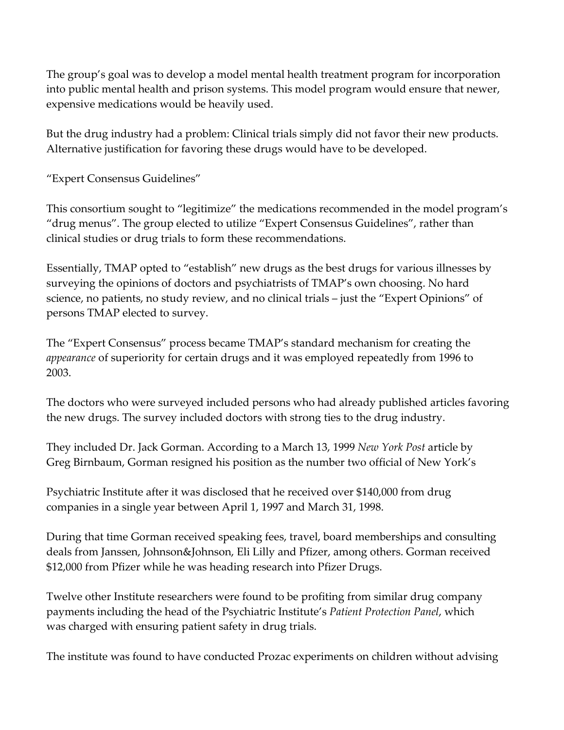The group's goal was to develop a model mental health treatment program for incorporation into public mental health and prison systems. This model program would ensure that newer, expensive medications would be heavily used.

But the drug industry had a problem: Clinical trials simply did not favor their new products. Alternative justification for favoring these drugs would have to be developed.

## "Expert Consensus Guidelines"

This consortium sought to "legitimize" the medications recommended in the model program's "drug menus". The group elected to utilize "Expert Consensus Guidelines", rather than clinical studies or drug trials to form these recommendations.

Essentially, TMAP opted to "establish" new drugs as the best drugs for various illnesses by surveying the opinions of doctors and psychiatrists of TMAP's own choosing. No hard science, no patients, no study review, and no clinical trials – just the "Expert Opinions" of persons TMAP elected to survey.

The "Expert Consensus" process became TMAP's standard mechanism for creating the *appearance* of superiority for certain drugs and it was employed repeatedly from 1996 to 2003.

The doctors who were surveyed included persons who had already published articles favoring the new drugs. The survey included doctors with strong ties to the drug industry.

They included Dr. Jack Gorman. According to a March 13, 1999 *New York Post* article by Greg Birnbaum, Gorman resigned his position as the number two official of New York's Psychiatric Institute after it was disclosed that he received over $140,000 from drug companies in a single year between April 1, 1997 and March 31, 1998.

During that time Gorman received speaking fees, travel, board memberships and consulting deals from Janssen, Johnson&Johnson, Eli Lilly and Pfizer, among others. Gorman received $12,000 from Pfizer while he was heading research into Pfizer Drugs.

Twelve other Institute researchers were found to be profiting from similar drug company payments including the head of the Psychiatric Institute's *Patient Protection Panel*, which was charged with ensuring patient safety in drug trials.

The institute was found to have conducted Prozac experiments on children without advising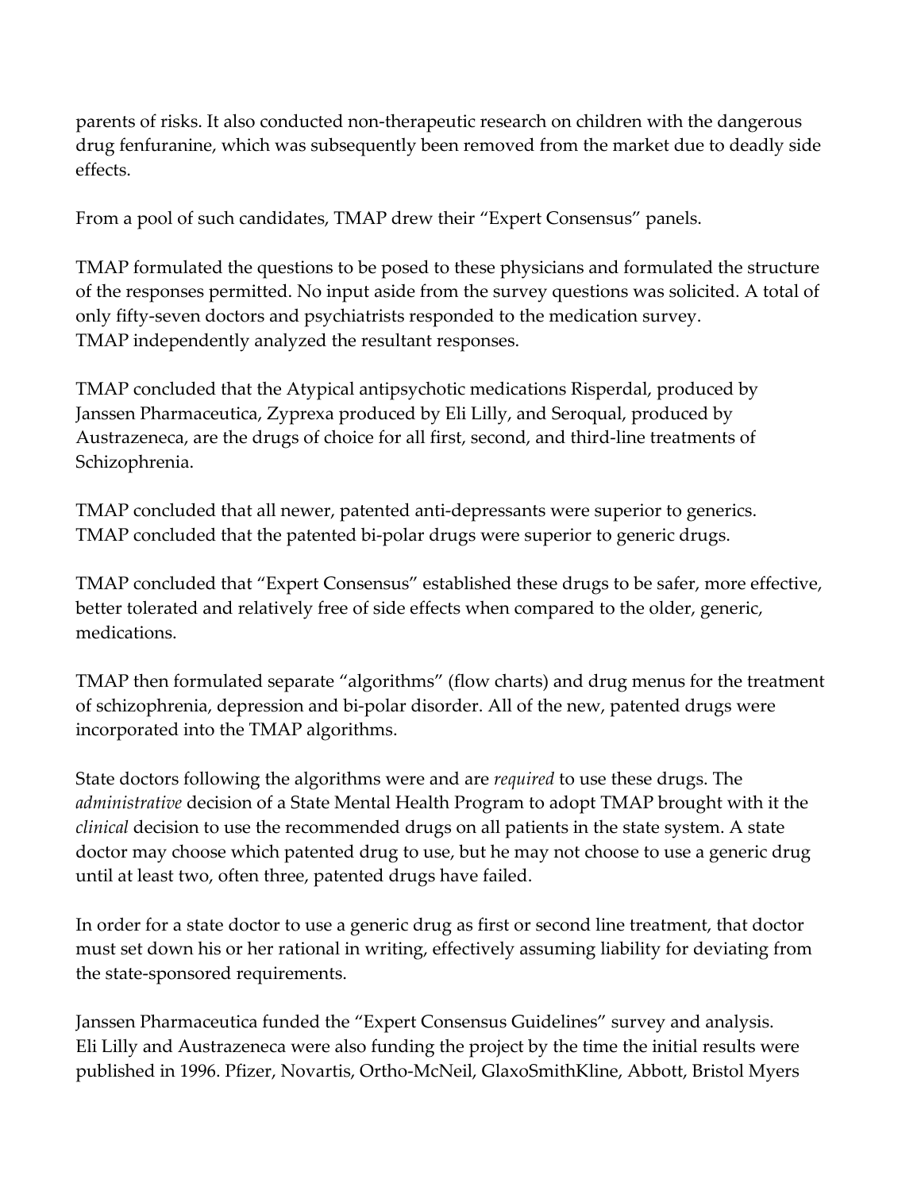parents of risks. It also conducted non-therapeutic research on children with the dangerous drug fenfuranine, which was subsequently been removed from the market due to deadly side effects.

From a pool of such candidates, TMAP drew their "Expert Consensus" panels.

TMAP formulated the questions to be posed to these physicians and formulated the structure of the responses permitted. No input aside from the survey questions was solicited. A total of only fifty-seven doctors and psychiatrists responded to the medication survey.
TMAP independently analyzed the resultant responses.

TMAP concluded that the Atypical antipsychotic medications Risperdal, produced by Janssen Pharmaceutica, Zyprexa produced by Eli Lilly, and Seroqual, produced by Austrazeneca, are the drugs of choice for all first, second, and third-line treatments of Schizophrenia.

TMAP concluded that all newer, patented anti-depressants were superior to generics.
TMAP concluded that the patented bi-polar drugs were superior to generic drugs.

TMAP concluded that "Expert Consensus" established these drugs to be safer, more effective, better tolerated and relatively free of side effects when compared to the older, generic, medications.

TMAP then formulated separate "algorithms" (flow charts) and drug menus for the treatment of schizophrenia, depression and bi-polar disorder. All of the new, patented drugs were incorporated into the TMAP algorithms.

State doctors following the algorithms were and are *required* to use these drugs. The *administrative* decision of a State Mental Health Program to adopt TMAP brought with it the *clinical* decision to use the recommended drugs on all patients in the state system. A state doctor may choose which patented drug to use, but he may not choose to use a generic drug until at least two, often three, patented drugs have failed.

In order for a state doctor to use a generic drug as first or second line treatment, that doctor must set down his or her rational in writing, effectively assuming liability for deviating from the state-sponsored requirements.

Janssen Pharmaceutica funded the "Expert Consensus Guidelines" survey and analysis.
Eli Lilly and Austrazeneca were also funding the project by the time the initial results were published in 1996. Pfizer, Novartis, Ortho-McNeil, GlaxoSmithKline, Abbott, Bristol Myers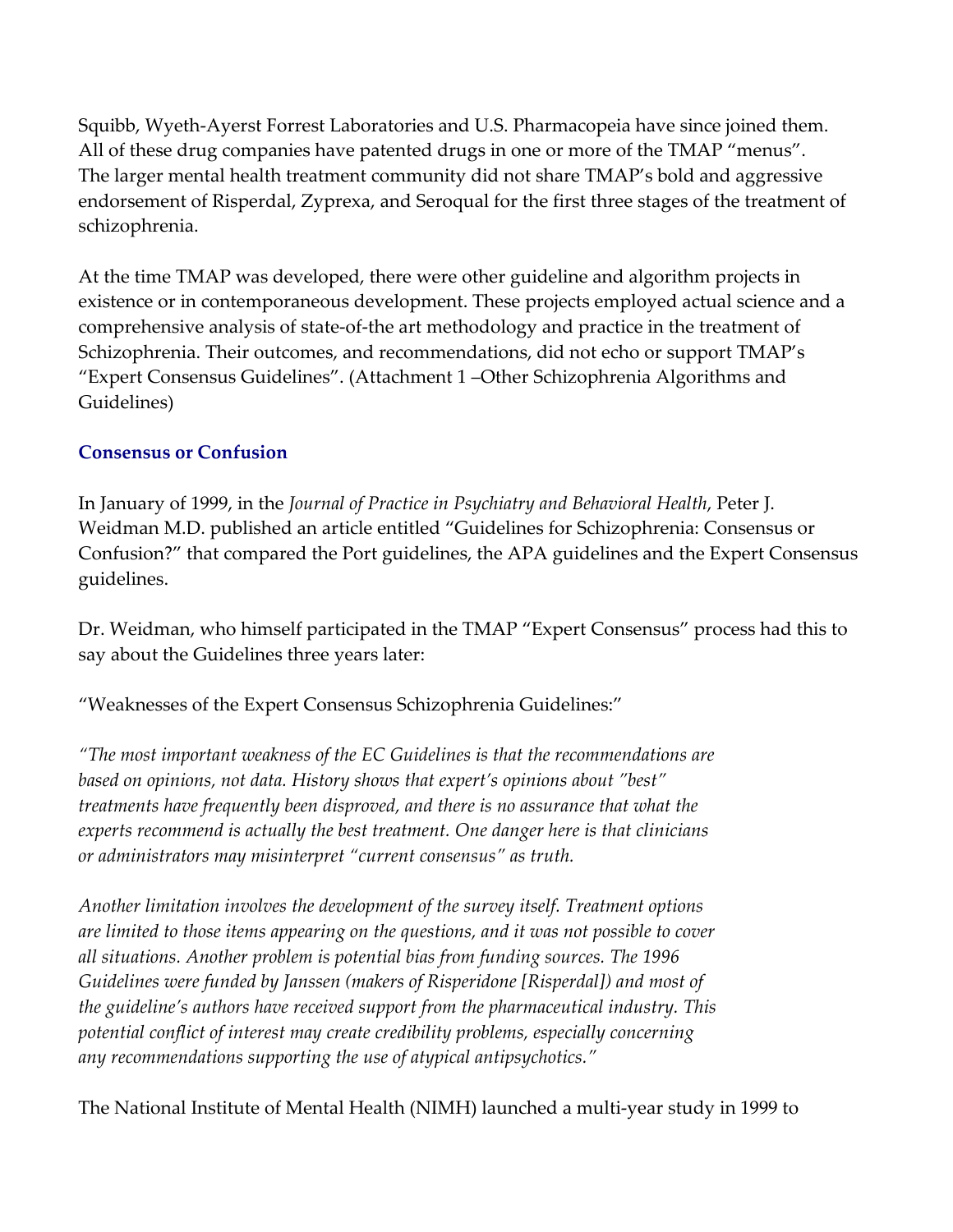Squibb, Wyeth-Ayerst Forrest Laboratories and U.S. Pharmacopeia have since joined them. All of these drug companies have patented drugs in one or more of the TMAP "menus". The larger mental health treatment community did not share TMAP's bold and aggressive endorsement of Risperdal, Zyprexa, and Seroqual for the first three stages of the treatment of schizophrenia.

At the time TMAP was developed, there were other guideline and algorithm projects in existence or in contemporaneous development. These projects employed actual science and a comprehensive analysis of state-of-the art methodology and practice in the treatment of Schizophrenia. Their outcomes, and recommendations, did not echo or support TMAP's "Expert Consensus Guidelines". (Attachment 1 –Other Schizophrenia Algorithms and Guidelines)

### Consensus or Confusion

In January of 1999, in the *Journal of Practice in Psychiatry and Behavioral Health*, Peter J. Weidman M.D. published an article entitled "Guidelines for Schizophrenia: Consensus or Confusion?" that compared the Port guidelines, the APA guidelines and the Expert Consensus guidelines.

Dr. Weidman, who himself participated in the TMAP "Expert Consensus" process had this to say about the Guidelines three years later:

"Weaknesses of the Expert Consensus Schizophrenia Guidelines:"

*"The most important weakness of the EC Guidelines is that the recommendations are based on opinions, not data. History shows that expert's opinions about "best" treatments have frequently been disproved, and there is no assurance that what the experts recommend is actually the best treatment. One danger here is that clinicians or administrators may misinterpret "current consensus" as truth.*

*Another limitation involves the development of the survey itself. Treatment options are limited to those items appearing on the questions, and it was not possible to cover all situations. Another problem is potential bias from funding sources. The 1996 Guidelines were funded by Janssen (makers of Risperidone [Risperdal]) and most of the guideline's authors have received support from the pharmaceutical industry. This potential conflict of interest may create credibility problems, especially concerning any recommendations supporting the use of atypical antipsychotics."*

The National Institute of Mental Health (NIMH) launched a multi-year study in 1999 to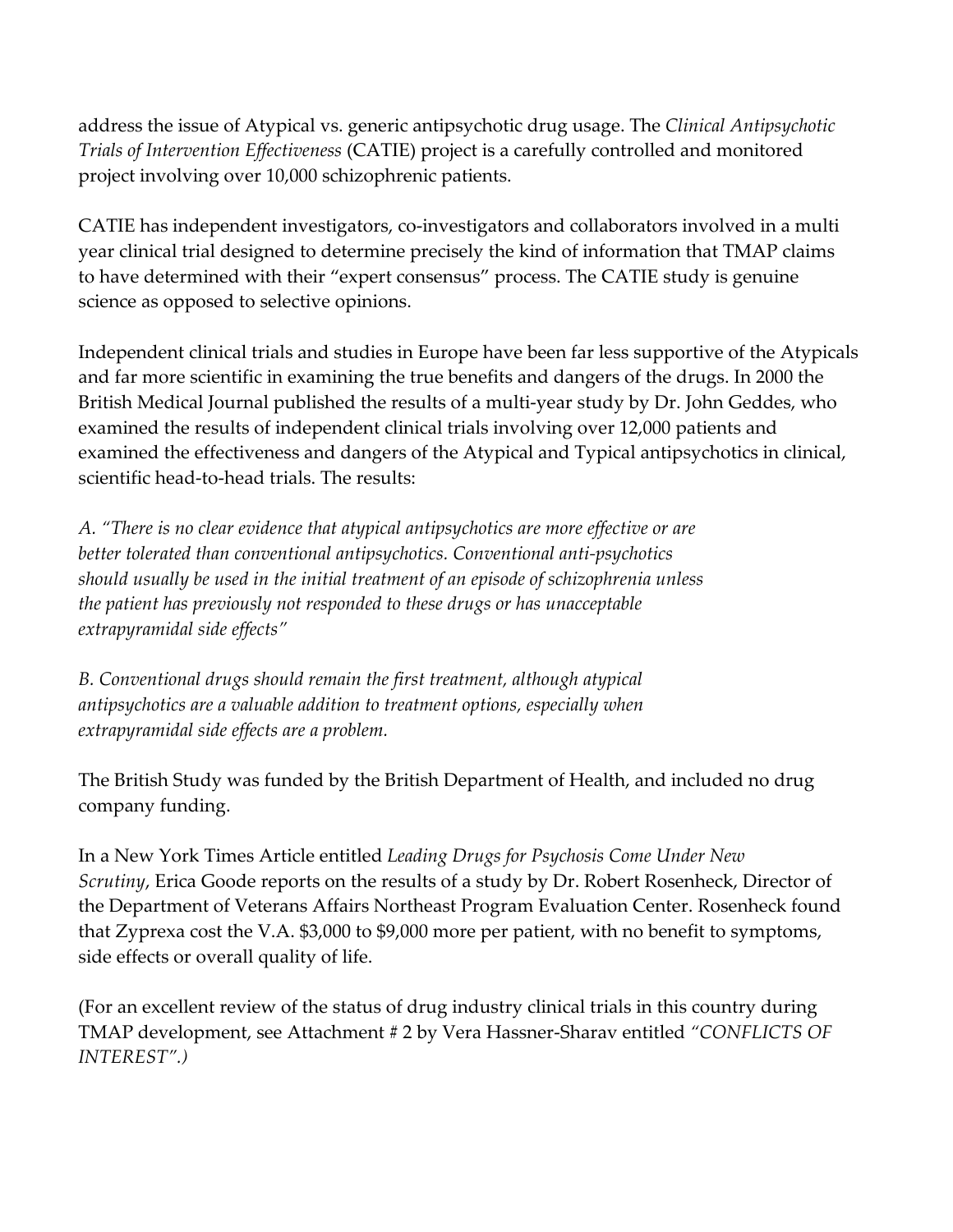address the issue of Atypical vs. generic antipsychotic drug usage. The *Clinical Antipsychotic Trials of Intervention Effectiveness* (CATIE) project is a carefully controlled and monitored project involving over 10,000 schizophrenic patients.

CATIE has independent investigators, co-investigators and collaborators involved in a multi year clinical trial designed to determine precisely the kind of information that TMAP claims to have determined with their "expert consensus" process. The CATIE study is genuine science as opposed to selective opinions.

Independent clinical trials and studies in Europe have been far less supportive of the Atypicals and far more scientific in examining the true benefits and dangers of the drugs. In 2000 the British Medical Journal published the results of a multi-year study by Dr. John Geddes, who examined the results of independent clinical trials involving over 12,000 patients and examined the effectiveness and dangers of the Atypical and Typical antipsychotics in clinical, scientific head-to-head trials. The results:

*A. "There is no clear evidence that atypical antipsychotics are more effective or are better tolerated than conventional antipsychotics. Conventional anti-psychotics should usually be used in the initial treatment of an episode of schizophrenia unless the patient has previously not responded to these drugs or has unacceptable extrapyramidal side effects"*

*B. Conventional drugs should remain the first treatment, although atypical antipsychotics are a valuable addition to treatment options, especially when extrapyramidal side effects are a problem.*

The British Study was funded by the British Department of Health, and included no drug company funding.

In a New York Times Article entitled *Leading Drugs for Psychosis Come Under New Scrutiny*, Erica Goode reports on the results of a study by Dr. Robert Rosenheck, Director of the Department of Veterans Affairs Northeast Program Evaluation Center. Rosenheck found that Zyprexa cost the V.A. $3,000 to $9,000 more per patient, with no benefit to symptoms, side effects or overall quality of life.

(For an excellent review of the status of drug industry clinical trials in this country during TMAP development, see Attachment # 2 by Vera Hassner-Sharav entitled *"CONFLICTS OF INTEREST".)*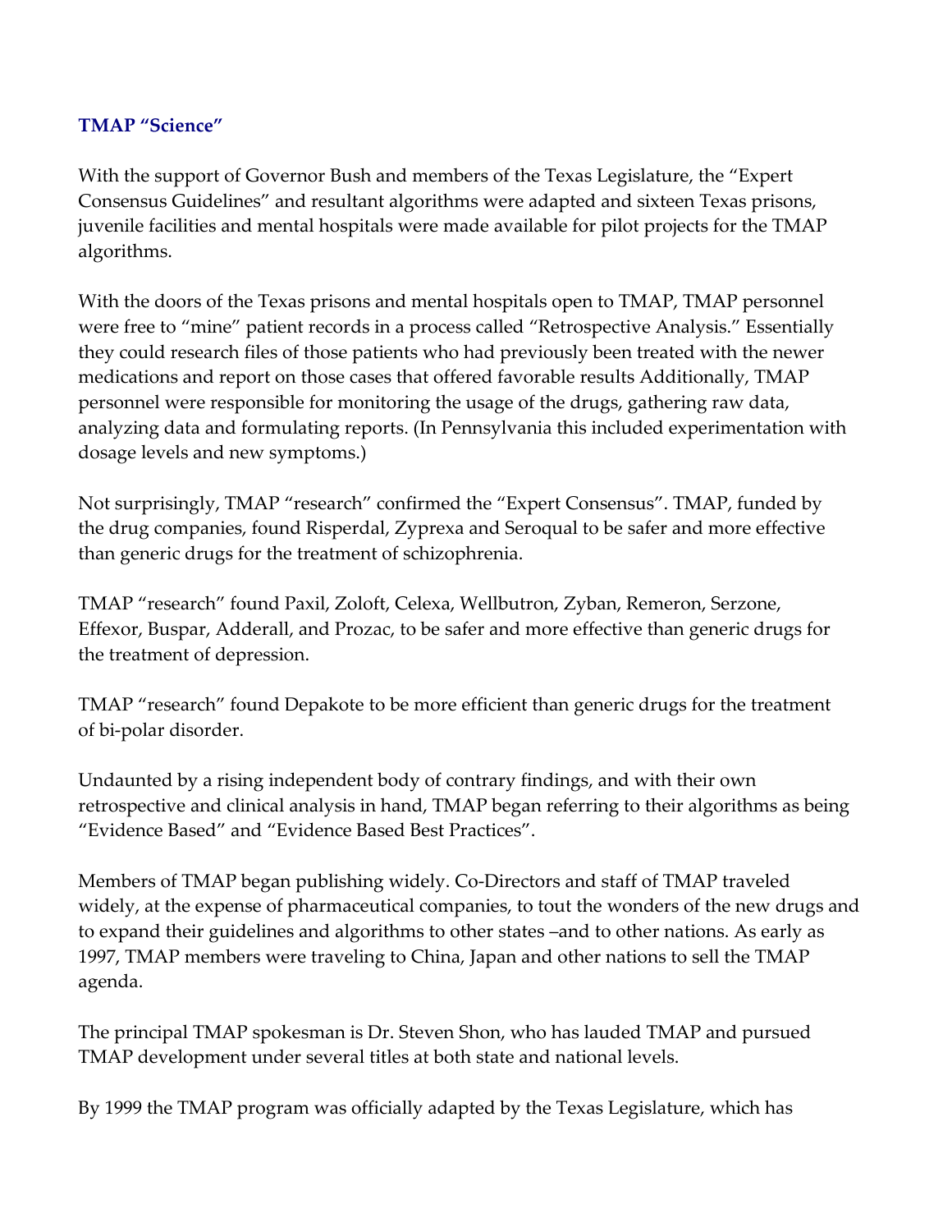### TMAP "Science"

With the support of Governor Bush and members of the Texas Legislature, the "Expert Consensus Guidelines" and resultant algorithms were adapted and sixteen Texas prisons, juvenile facilities and mental hospitals were made available for pilot projects for the TMAP algorithms.

With the doors of the Texas prisons and mental hospitals open to TMAP, TMAP personnel were free to "mine" patient records in a process called "Retrospective Analysis." Essentially they could research files of those patients who had previously been treated with the newer medications and report on those cases that offered favorable results Additionally, TMAP personnel were responsible for monitoring the usage of the drugs, gathering raw data, analyzing data and formulating reports. (In Pennsylvania this included experimentation with dosage levels and new symptoms.)

Not surprisingly, TMAP "research" confirmed the "Expert Consensus". TMAP, funded by the drug companies, found Risperdal, Zyprexa and Seroqual to be safer and more effective than generic drugs for the treatment of schizophrenia.

TMAP "research" found Paxil, Zoloft, Celexa, Wellbutron, Zyban, Remeron, Serzone, Effexor, Buspar, Adderall, and Prozac, to be safer and more effective than generic drugs for the treatment of depression.

TMAP "research" found Depakote to be more efficient than generic drugs for the treatment of bi-polar disorder.

Undaunted by a rising independent body of contrary findings, and with their own retrospective and clinical analysis in hand, TMAP began referring to their algorithms as being "Evidence Based" and "Evidence Based Best Practices".

Members of TMAP began publishing widely. Co-Directors and staff of TMAP traveled widely, at the expense of pharmaceutical companies, to tout the wonders of the new drugs and to expand their guidelines and algorithms to other states –and to other nations. As early as 1997, TMAP members were traveling to China, Japan and other nations to sell the TMAP agenda.

The principal TMAP spokesman is Dr. Steven Shon, who has lauded TMAP and pursued TMAP development under several titles at both state and national levels.

By 1999 the TMAP program was officially adapted by the Texas Legislature, which has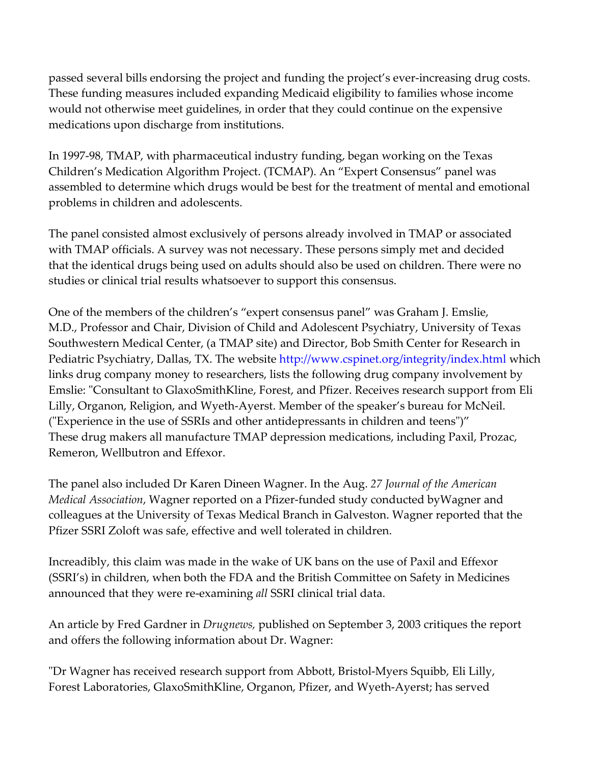passed several bills endorsing the project and funding the project's ever-increasing drug costs. These funding measures included expanding Medicaid eligibility to families whose income would not otherwise meet guidelines, in order that they could continue on the expensive medications upon discharge from institutions.

In 1997-98, TMAP, with pharmaceutical industry funding, began working on the Texas Children's Medication Algorithm Project. (TCMAP). An "Expert Consensus" panel was assembled to determine which drugs would be best for the treatment of mental and emotional problems in children and adolescents.

The panel consisted almost exclusively of persons already involved in TMAP or associated with TMAP officials. A survey was not necessary. These persons simply met and decided that the identical drugs being used on adults should also be used on children. There were no studies or clinical trial results whatsoever to support this consensus.

One of the members of the children's "expert consensus panel" was Graham J. Emslie, M.D., Professor and Chair, Division of Child and Adolescent Psychiatry, University of Texas Southwestern Medical Center, (a TMAP site) and Director, Bob Smith Center for Research in Pediatric Psychiatry, Dallas, TX. The website http://www.cspinet.org/integrity/index.html which links drug company money to researchers, lists the following drug company involvement by Emslie: "Consultant to GlaxoSmithKline, Forest, and Pfizer. Receives research support from Eli Lilly, Organon, Religion, and Wyeth-Ayerst. Member of the speaker's bureau for McNeil. ("Experience in the use of SSRIs and other antidepressants in children and teens")" These drug makers all manufacture TMAP depression medications, including Paxil, Prozac, Remeron, Wellbutron and Effexor.

The panel also included Dr Karen Dineen Wagner. In the Aug. *27 Journal of the American Medical Association*, Wagner reported on a Pfizer-funded study conducted byWagner and colleagues at the University of Texas Medical Branch in Galveston. Wagner reported that the Pfizer SSRI Zoloft was safe, effective and well tolerated in children.

Increadibly, this claim was made in the wake of UK bans on the use of Paxil and Effexor (SSRI's) in children, when both the FDA and the British Committee on Safety in Medicines announced that they were re-examining *all* SSRI clinical trial data.

An article by Fred Gardner in *Drugnews,* published on September 3, 2003 critiques the report and offers the following information about Dr. Wagner:

"Dr Wagner has received research support from Abbott, Bristol-Myers Squibb, Eli Lilly, Forest Laboratories, GlaxoSmithKline, Organon, Pfizer, and Wyeth-Ayerst; has served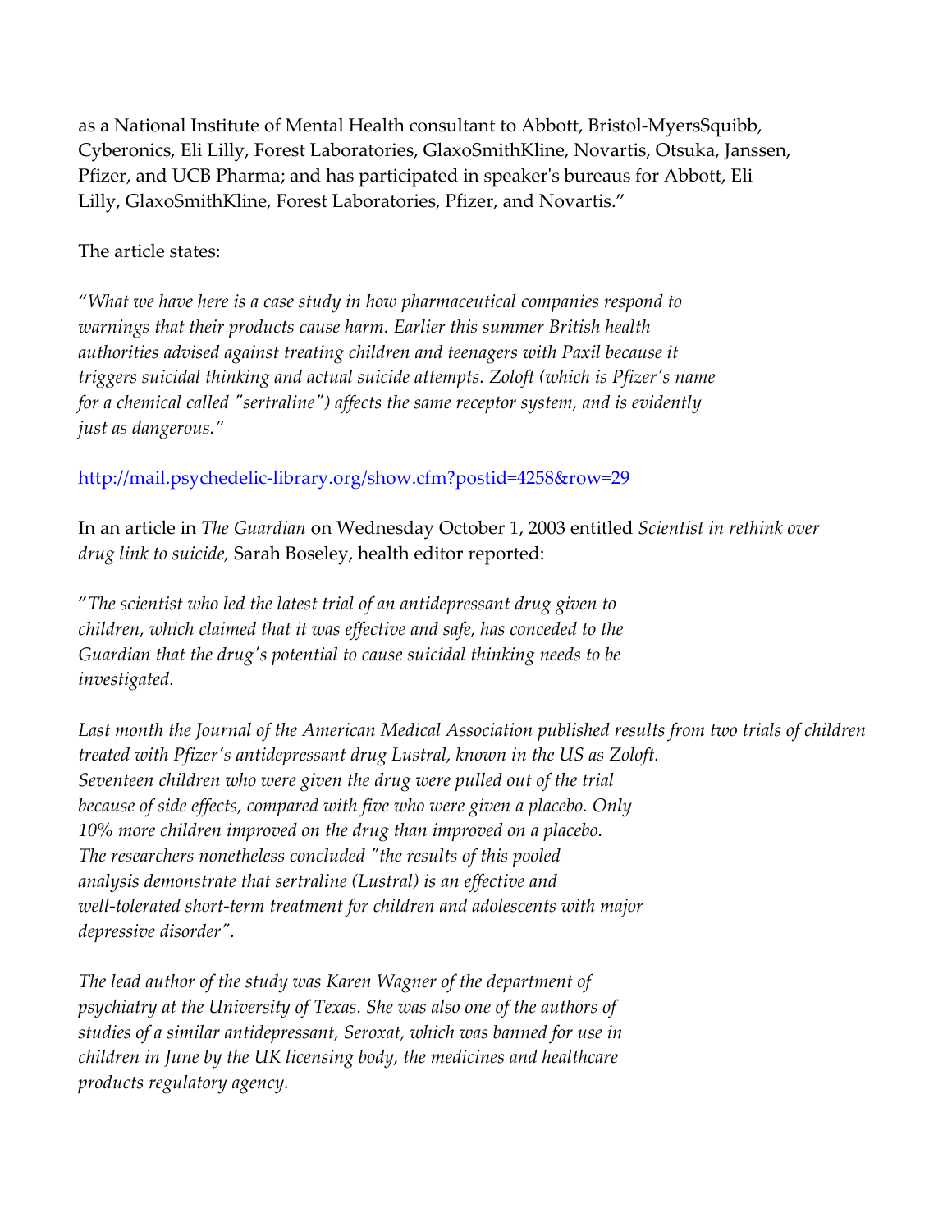as a National Institute of Mental Health consultant to Abbott, Bristol-MyersSquibb, Cyberonics, Eli Lilly, Forest Laboratories, GlaxoSmithKline, Novartis, Otsuka, Janssen, Pfizer, and UCB Pharma; and has participated in speaker's bureaus for Abbott, Eli Lilly, GlaxoSmithKline, Forest Laboratories, Pfizer, and Novartis."

The article states:

"*What we have here is a case study in how pharmaceutical companies respond to warnings that their products cause harm. Earlier this summer British health authorities advised against treating children and teenagers with Paxil because it triggers suicidal thinking and actual suicide attempts. Zoloft (which is Pfizer's name for a chemical called "sertraline") affects the same receptor system, and is evidently just as dangerous."*

http://mail.psychedelic-library.org/show.cfm?postid=4258&row=29

In an article in *The Guardian* on Wednesday October 1, 2003 entitled *Scientist in rethink over drug link to suicide,* Sarah Boseley, health editor reported:

"*The scientist who led the latest trial of an antidepressant drug given to children, which claimed that it was effective and safe, has conceded to the Guardian that the drug's potential to cause suicidal thinking needs to be investigated.*

*Last month the Journal of the American Medical Association published results from two trials of children treated with Pfizer's antidepressant drug Lustral, known in the US as Zoloft. Seventeen children who were given the drug were pulled out of the trial because of side effects, compared with five who were given a placebo. Only 10% more children improved on the drug than improved on a placebo. The researchers nonetheless concluded "the results of this pooled analysis demonstrate that sertraline (Lustral) is an effective and well-tolerated short-term treatment for children and adolescents with major depressive disorder".*

*The lead author of the study was Karen Wagner of the department of psychiatry at the University of Texas. She was also one of the authors of studies of a similar antidepressant, Seroxat, which was banned for use in children in June by the UK licensing body, the medicines and healthcare products regulatory agency.*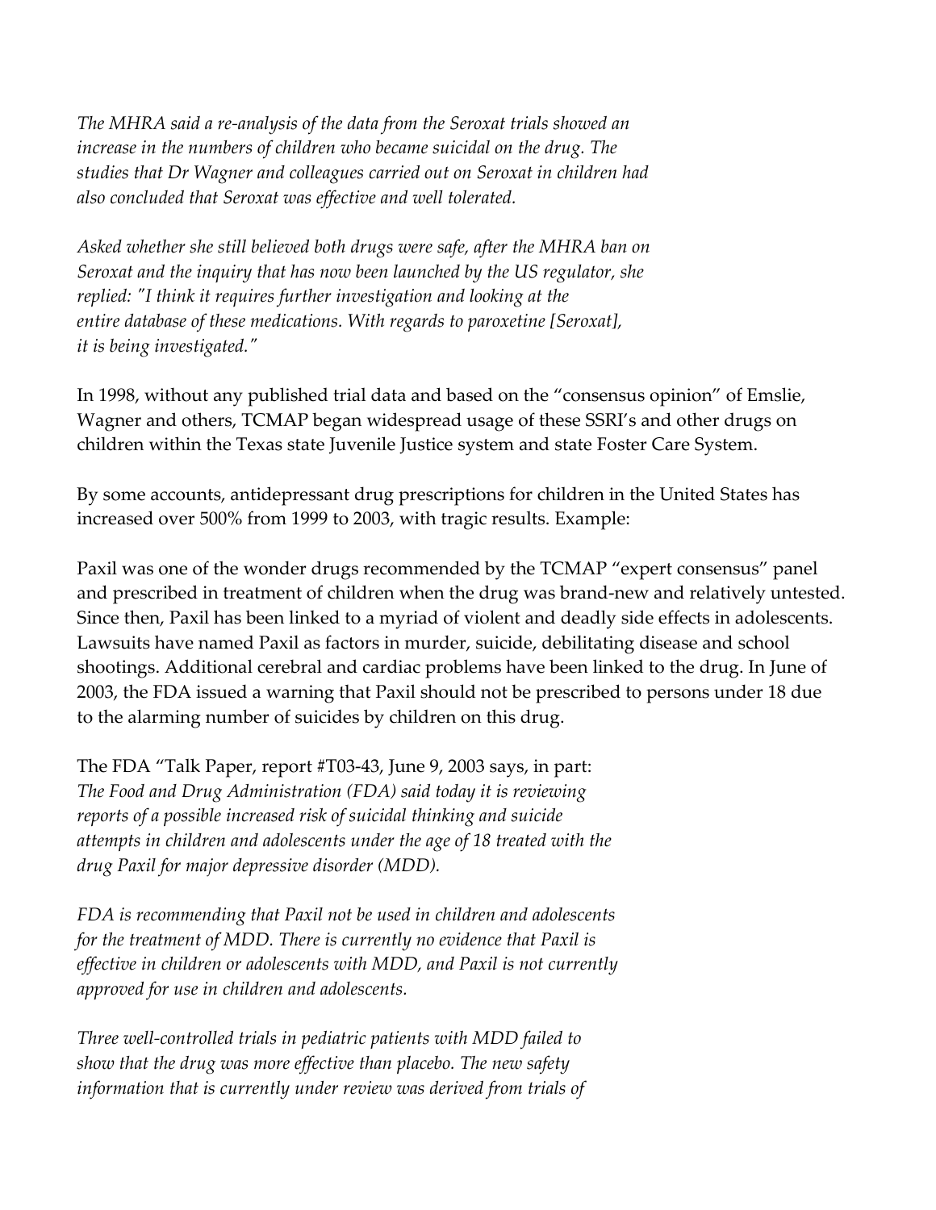*The MHRA said a re-analysis of the data from the Seroxat trials showed an increase in the numbers of children who became suicidal on the drug. The studies that Dr Wagner and colleagues carried out on Seroxat in children had also concluded that Seroxat was effective and well tolerated.*

*Asked whether she still believed both drugs were safe, after the MHRA ban on Seroxat and the inquiry that has now been launched by the US regulator, she replied: "I think it requires further investigation and looking at the entire database of these medications. With regards to paroxetine [Seroxat], it is being investigated."*

In 1998, without any published trial data and based on the "consensus opinion" of Emslie, Wagner and others, TCMAP began widespread usage of these SSRI's and other drugs on children within the Texas state Juvenile Justice system and state Foster Care System.

By some accounts, antidepressant drug prescriptions for children in the United States has increased over 500% from 1999 to 2003, with tragic results. Example:

Paxil was one of the wonder drugs recommended by the TCMAP "expert consensus" panel and prescribed in treatment of children when the drug was brand-new and relatively untested. Since then, Paxil has been linked to a myriad of violent and deadly side effects in adolescents. Lawsuits have named Paxil as factors in murder, suicide, debilitating disease and school shootings. Additional cerebral and cardiac problems have been linked to the drug. In June of 2003, the FDA issued a warning that Paxil should not be prescribed to persons under 18 due to the alarming number of suicides by children on this drug.

The FDA "Talk Paper, report #T03-43, June 9, 2003 says, in part:
*The Food and Drug Administration (FDA) said today it is reviewing reports of a possible increased risk of suicidal thinking and suicide attempts in children and adolescents under the age of 18 treated with the drug Paxil for major depressive disorder (MDD).*

*FDA is recommending that Paxil not be used in children and adolescents for the treatment of MDD. There is currently no evidence that Paxil is effective in children or adolescents with MDD, and Paxil is not currently approved for use in children and adolescents.*

*Three well-controlled trials in pediatric patients with MDD failed to show that the drug was more effective than placebo. The new safety information that is currently under review was derived from trials of*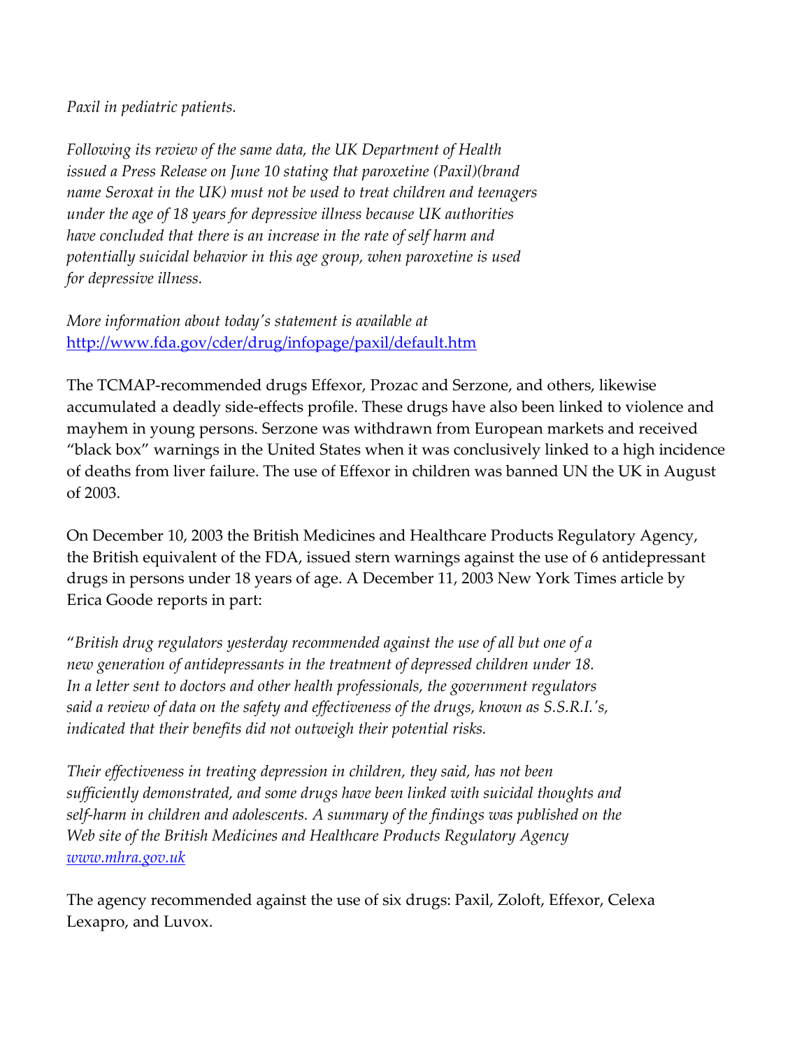*Paxil in pediatric patients.*

*Following its review of the same data, the UK Department of Health issued a Press Release on June 10 stating that paroxetine (Paxil)(brand name Seroxat in the UK) must not be used to treat children and teenagers under the age of 18 years for depressive illness because UK authorities have concluded that there is an increase in the rate of self harm and potentially suicidal behavior in this age group, when paroxetine is used for depressive illness.*

*More information about today's statement is available at* [http://www.fda.gov/cder/drug/infopage/paxil/default.htm](http://www.fda.gov/cder/drug/infopage/paxil/default.htm)

The TCMAP-recommended drugs Effexor, Prozac and Serzone, and others, likewise accumulated a deadly side-effects profile. These drugs have also been linked to violence and mayhem in young persons. Serzone was withdrawn from European markets and received "black box" warnings in the United States when it was conclusively linked to a high incidence of deaths from liver failure. The use of Effexor in children was banned UN the UK in August of 2003.

On December 10, 2003 the British Medicines and Healthcare Products Regulatory Agency, the British equivalent of the FDA, issued stern warnings against the use of 6 antidepressant drugs in persons under 18 years of age. A December 11, 2003 New York Times article by Erica Goode reports in part:

"*British drug regulators yesterday recommended against the use of all but one of a new generation of antidepressants in the treatment of depressed children under 18. In a letter sent to doctors and other health professionals, the government regulators said a review of data on the safety and effectiveness of the drugs, known as S.S.R.I.'s, indicated that their benefits did not outweigh their potential risks.*

*Their effectiveness in treating depression in children, they said, has not been sufficiently demonstrated, and some drugs have been linked with suicidal thoughts and self-harm in children and adolescents. A summary of the findings was published on the Web site of the British Medicines and Healthcare Products Regulatory Agency* [*www.mhra.gov.uk*](http://www.mhra.gov.uk)

The agency recommended against the use of six drugs: Paxil, Zoloft, Effexor, Celexa Lexapro, and Luvox.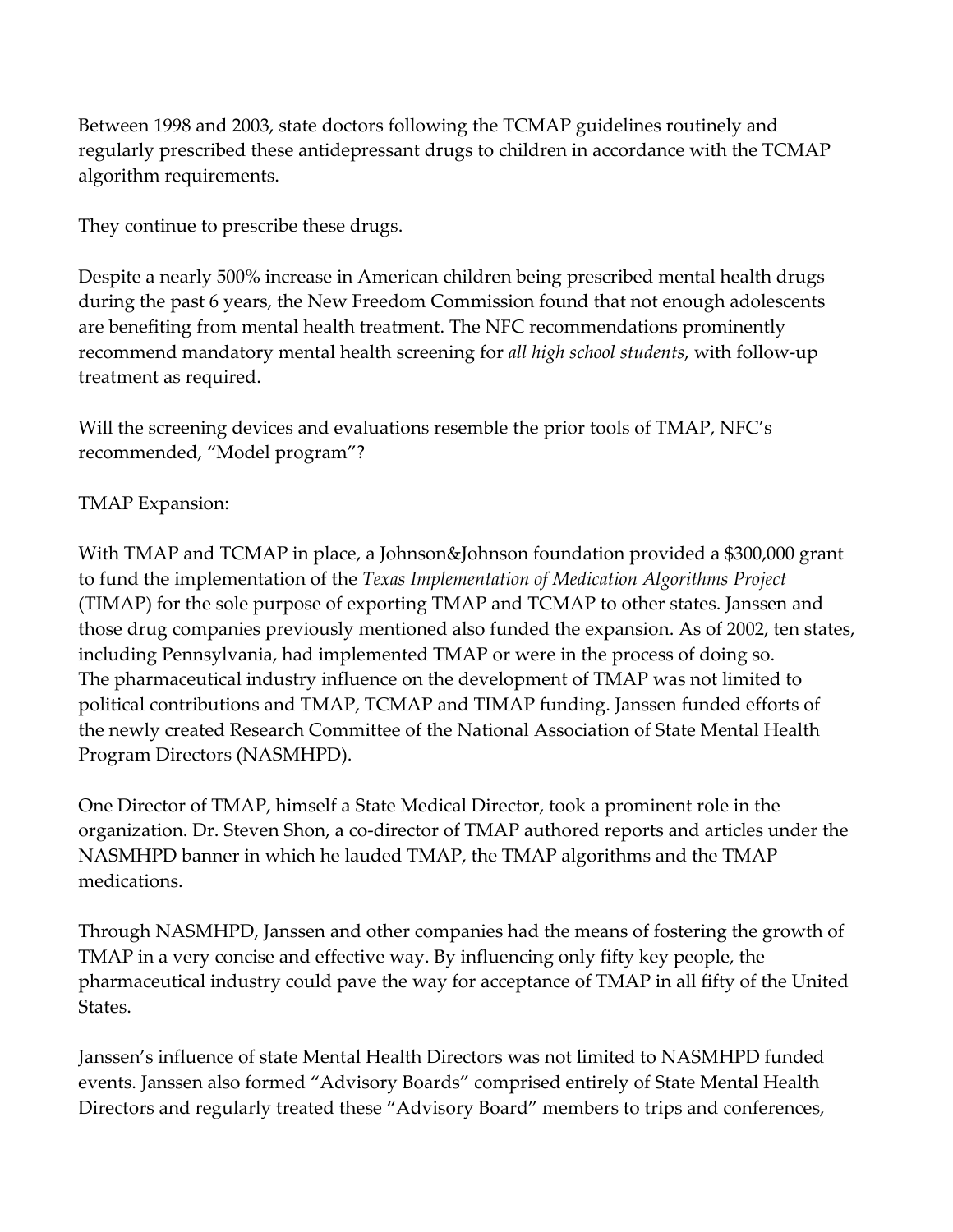Between 1998 and 2003, state doctors following the TCMAP guidelines routinely and regularly prescribed these antidepressant drugs to children in accordance with the TCMAP algorithm requirements.

They continue to prescribe these drugs.

Despite a nearly 500% increase in American children being prescribed mental health drugs during the past 6 years, the New Freedom Commission found that not enough adolescents are benefiting from mental health treatment. The NFC recommendations prominently recommend mandatory mental health screening for *all high school students*, with follow-up treatment as required.

Will the screening devices and evaluations resemble the prior tools of TMAP, NFC's recommended, "Model program"?

TMAP Expansion:

With TMAP and TCMAP in place, a Johnson&Johnson foundation provided a $300,000 grant to fund the implementation of the *Texas Implementation of Medication Algorithms Project* (TIMAP) for the sole purpose of exporting TMAP and TCMAP to other states. Janssen and those drug companies previously mentioned also funded the expansion. As of 2002, ten states, including Pennsylvania, had implemented TMAP or were in the process of doing so. The pharmaceutical industry influence on the development of TMAP was not limited to political contributions and TMAP, TCMAP and TIMAP funding. Janssen funded efforts of the newly created Research Committee of the National Association of State Mental Health Program Directors (NASMHPD).

One Director of TMAP, himself a State Medical Director, took a prominent role in the organization. Dr. Steven Shon, a co-director of TMAP authored reports and articles under the NASMHPD banner in which he lauded TMAP, the TMAP algorithms and the TMAP medications.

Through NASMHPD, Janssen and other companies had the means of fostering the growth of TMAP in a very concise and effective way. By influencing only fifty key people, the pharmaceutical industry could pave the way for acceptance of TMAP in all fifty of the United States.

Janssen's influence of state Mental Health Directors was not limited to NASMHPD funded events. Janssen also formed "Advisory Boards" comprised entirely of State Mental Health Directors and regularly treated these "Advisory Board" members to trips and conferences,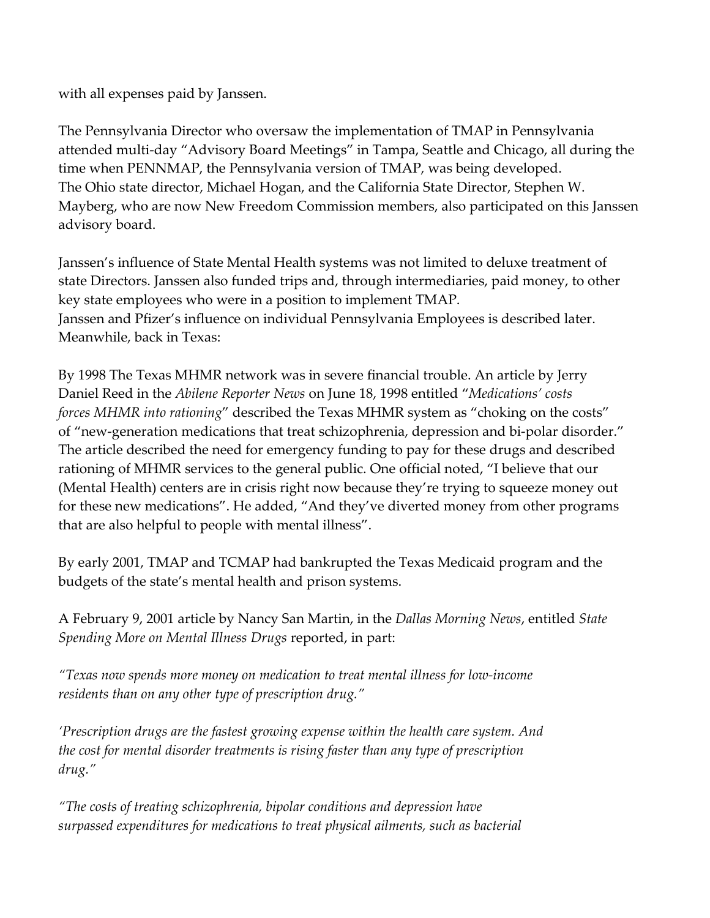with all expenses paid by Janssen.

The Pennsylvania Director who oversaw the implementation of TMAP in Pennsylvania attended multi-day "Advisory Board Meetings" in Tampa, Seattle and Chicago, all during the time when PENNMAP, the Pennsylvania version of TMAP, was being developed. The Ohio state director, Michael Hogan, and the California State Director, Stephen W. Mayberg, who are now New Freedom Commission members, also participated on this Janssen advisory board.

Janssen's influence of State Mental Health systems was not limited to deluxe treatment of state Directors. Janssen also funded trips and, through intermediaries, paid money, to other key state employees who were in a position to implement TMAP. Janssen and Pfizer's influence on individual Pennsylvania Employees is described later. Meanwhile, back in Texas:

By 1998 The Texas MHMR network was in severe financial trouble. An article by Jerry Daniel Reed in the *Abilene Reporter News* on June 18, 1998 entitled "*Medications' costs forces MHMR into rationing*" described the Texas MHMR system as "choking on the costs" of "new-generation medications that treat schizophrenia, depression and bi-polar disorder." The article described the need for emergency funding to pay for these drugs and described rationing of MHMR services to the general public. One official noted, "I believe that our (Mental Health) centers are in crisis right now because they're trying to squeeze money out for these new medications". He added, "And they've diverted money from other programs that are also helpful to people with mental illness".

By early 2001, TMAP and TCMAP had bankrupted the Texas Medicaid program and the budgets of the state's mental health and prison systems.

A February 9, 2001 article by Nancy San Martin, in the *Dallas Morning News*, entitled *State Spending More on Mental Illness Drugs* reported, in part:

*"Texas now spends more money on medication to treat mental illness for low-income residents than on any other type of prescription drug."*

*'Prescription drugs are the fastest growing expense within the health care system. And the cost for mental disorder treatments is rising faster than any type of prescription drug."*

*"The costs of treating schizophrenia, bipolar conditions and depression have surpassed expenditures for medications to treat physical ailments, such as bacterial*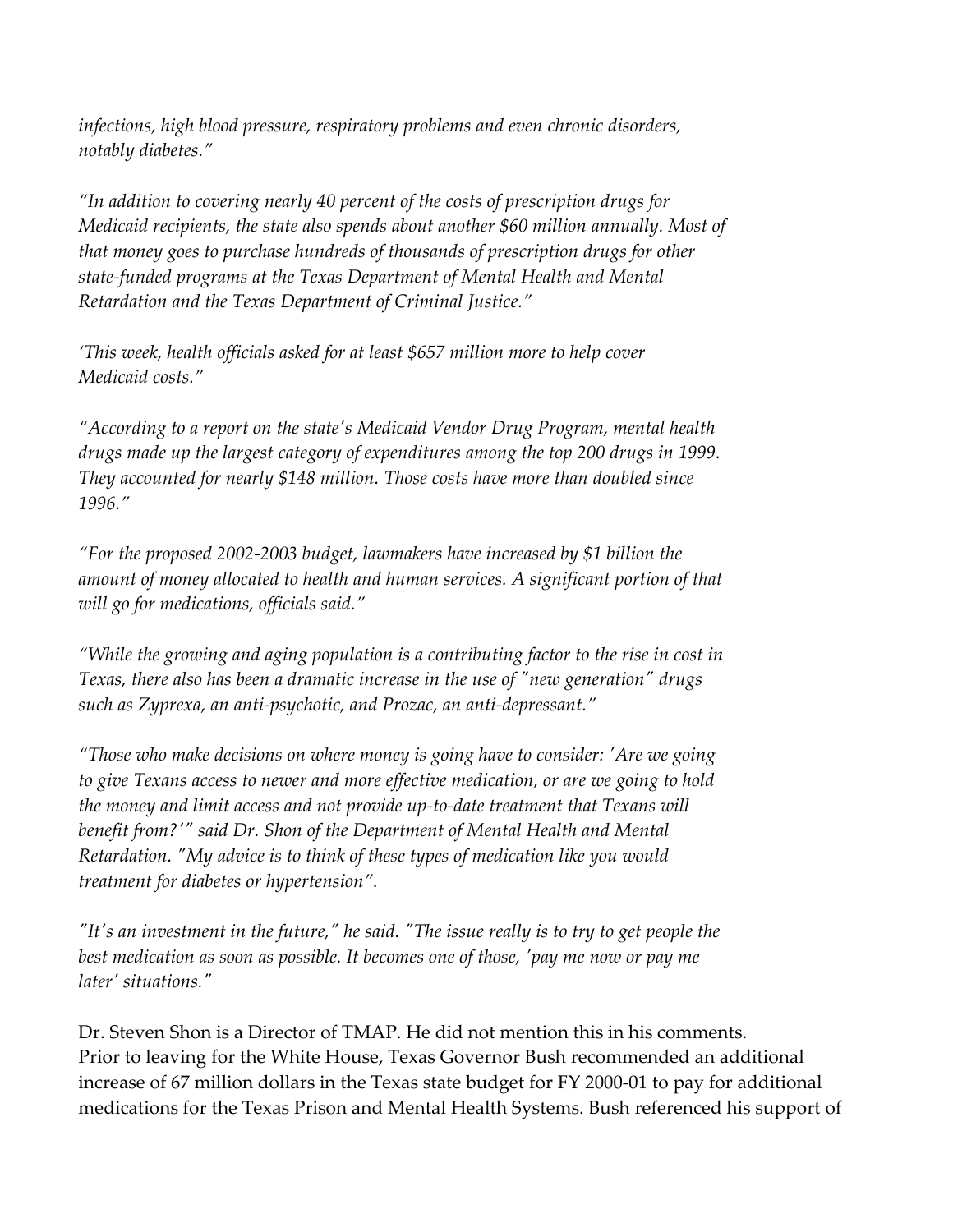*infections, high blood pressure, respiratory problems and even chronic disorders, notably diabetes."*

*"In addition to covering nearly 40 percent of the costs of prescription drugs for Medicaid recipients, the state also spends about another $60 million annually. Most of that money goes to purchase hundreds of thousands of prescription drugs for other state-funded programs at the Texas Department of Mental Health and Mental Retardation and the Texas Department of Criminal Justice."*

*'This week, health officials asked for at least $657 million more to help cover Medicaid costs."*

*"According to a report on the state's Medicaid Vendor Drug Program, mental health drugs made up the largest category of expenditures among the top 200 drugs in 1999. They accounted for nearly $148 million. Those costs have more than doubled since 1996."*

*"For the proposed 2002-2003 budget, lawmakers have increased by $1 billion the amount of money allocated to health and human services. A significant portion of that will go for medications, officials said."*

*"While the growing and aging population is a contributing factor to the rise in cost in Texas, there also has been a dramatic increase in the use of "new generation" drugs such as Zyprexa, an anti-psychotic, and Prozac, an anti-depressant."*

*"Those who make decisions on where money is going have to consider: 'Are we going to give Texans access to newer and more effective medication, or are we going to hold the money and limit access and not provide up-to-date treatment that Texans will benefit from?'" said Dr. Shon of the Department of Mental Health and Mental Retardation. "My advice is to think of these types of medication like you would treatment for diabetes or hypertension".*

*"It's an investment in the future," he said. "The issue really is to try to get people the best medication as soon as possible. It becomes one of those, 'pay me now or pay me later' situations."*

Dr. Steven Shon is a Director of TMAP. He did not mention this in his comments.
Prior to leaving for the White House, Texas Governor Bush recommended an additional increase of 67 million dollars in the Texas state budget for FY 2000-01 to pay for additional medications for the Texas Prison and Mental Health Systems. Bush referenced his support of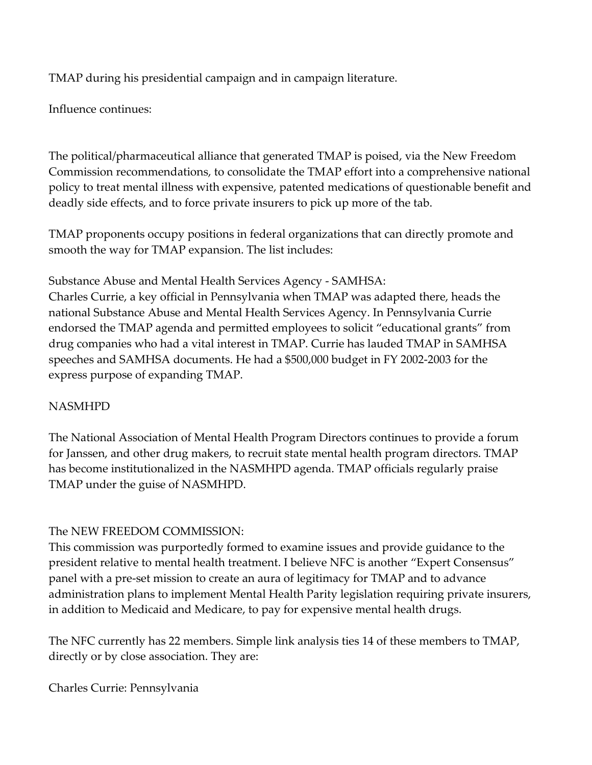TMAP during his presidential campaign and in campaign literature.

Influence continues:

The political/pharmaceutical alliance that generated TMAP is poised, via the New Freedom Commission recommendations, to consolidate the TMAP effort into a comprehensive national policy to treat mental illness with expensive, patented medications of questionable benefit and deadly side effects, and to force private insurers to pick up more of the tab.

TMAP proponents occupy positions in federal organizations that can directly promote and smooth the way for TMAP expansion. The list includes:

Substance Abuse and Mental Health Services Agency - SAMHSA:
Charles Currie, a key official in Pennsylvania when TMAP was adapted there, heads the national Substance Abuse and Mental Health Services Agency. In Pennsylvania Currie endorsed the TMAP agenda and permitted employees to solicit "educational grants" from drug companies who had a vital interest in TMAP. Currie has lauded TMAP in SAMHSA speeches and SAMHSA documents. He had a $500,000 budget in FY 2002-2003 for the express purpose of expanding TMAP.

NASMHPD

The National Association of Mental Health Program Directors continues to provide a forum for Janssen, and other drug makers, to recruit state mental health program directors. TMAP has become institutionalized in the NASMHPD agenda. TMAP officials regularly praise TMAP under the guise of NASMHPD.

The NEW FREEDOM COMMISSION:
This commission was purportedly formed to examine issues and provide guidance to the president relative to mental health treatment. I believe NFC is another "Expert Consensus" panel with a pre-set mission to create an aura of legitimacy for TMAP and to advance administration plans to implement Mental Health Parity legislation requiring private insurers, in addition to Medicaid and Medicare, to pay for expensive mental health drugs.

The NFC currently has 22 members. Simple link analysis ties 14 of these members to TMAP, directly or by close association. They are:

Charles Currie: Pennsylvania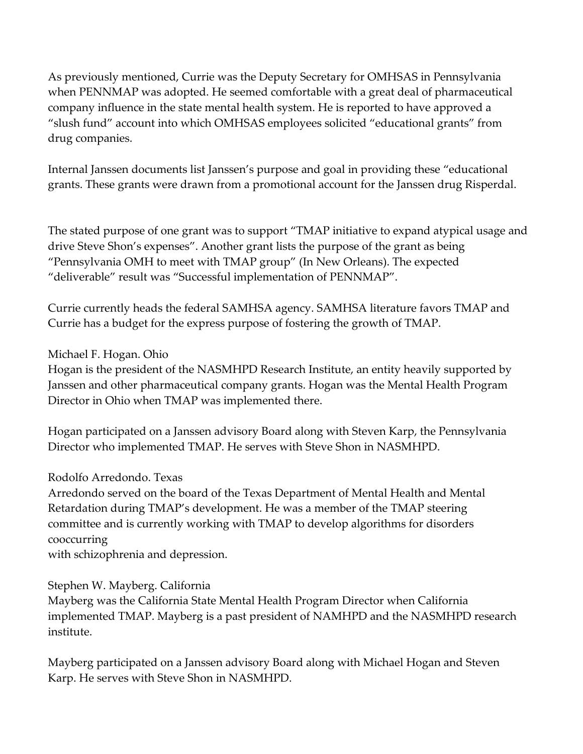As previously mentioned, Currie was the Deputy Secretary for OMHSAS in Pennsylvania when PENNMAP was adopted. He seemed comfortable with a great deal of pharmaceutical company influence in the state mental health system. He is reported to have approved a "slush fund" account into which OMHSAS employees solicited "educational grants" from drug companies.

Internal Janssen documents list Janssen's purpose and goal in providing these "educational grants. These grants were drawn from a promotional account for the Janssen drug Risperdal.

The stated purpose of one grant was to support "TMAP initiative to expand atypical usage and drive Steve Shon's expenses". Another grant lists the purpose of the grant as being "Pennsylvania OMH to meet with TMAP group" (In New Orleans). The expected "deliverable" result was "Successful implementation of PENNMAP".

Currie currently heads the federal SAMHSA agency. SAMHSA literature favors TMAP and Currie has a budget for the express purpose of fostering the growth of TMAP.

Michael F. Hogan. Ohio
Hogan is the president of the NASMHPD Research Institute, an entity heavily supported by Janssen and other pharmaceutical company grants. Hogan was the Mental Health Program Director in Ohio when TMAP was implemented there.

Hogan participated on a Janssen advisory Board along with Steven Karp, the Pennsylvania Director who implemented TMAP. He serves with Steve Shon in NASMHPD.

Rodolfo Arredondo. Texas
Arredondo served on the board of the Texas Department of Mental Health and Mental Retardation during TMAP's development. He was a member of the TMAP steering committee and is currently working with TMAP to develop algorithms for disorders cooccurring
with schizophrenia and depression.

Stephen W. Mayberg. California
Mayberg was the California State Mental Health Program Director when California implemented TMAP. Mayberg is a past president of NAMHPD and the NASMHPD research institute.

Mayberg participated on a Janssen advisory Board along with Michael Hogan and Steven Karp. He serves with Steve Shon in NASMHPD.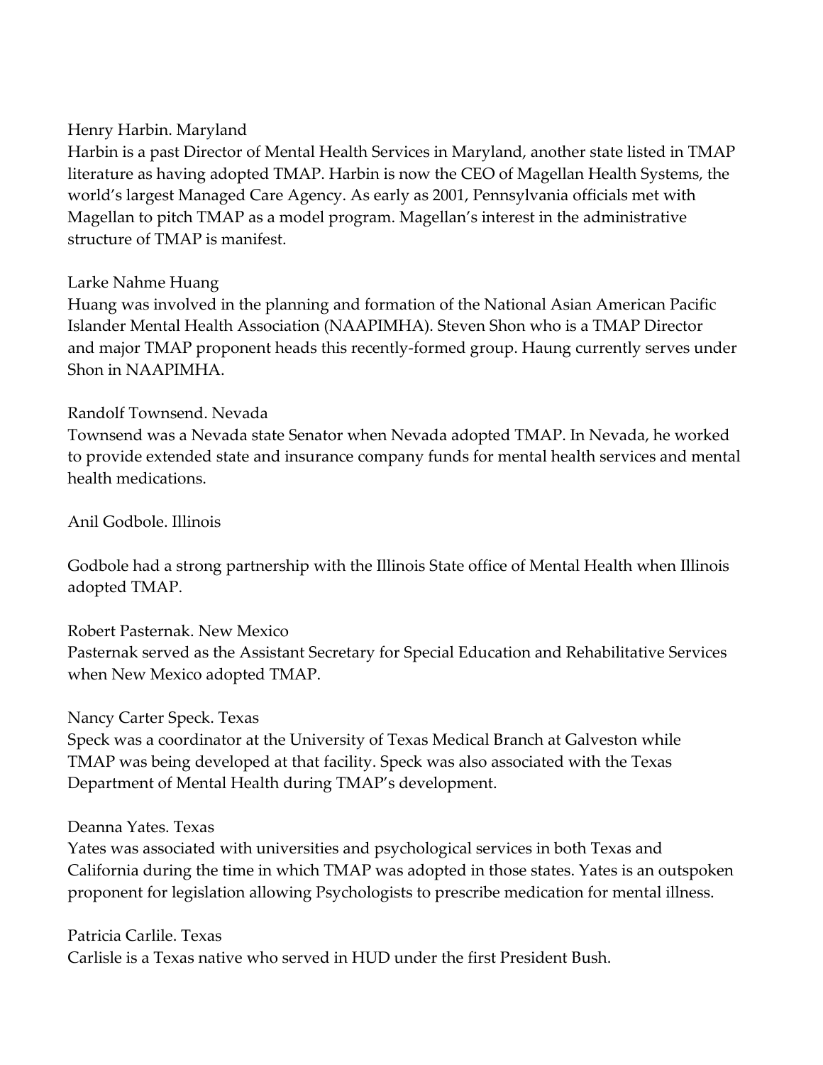Henry Harbin. Maryland

Harbin is a past Director of Mental Health Services in Maryland, another state listed in TMAP literature as having adopted TMAP. Harbin is now the CEO of Magellan Health Systems, the world's largest Managed Care Agency. As early as 2001, Pennsylvania officials met with Magellan to pitch TMAP as a model program. Magellan's interest in the administrative structure of TMAP is manifest.

Larke Nahme Huang

Huang was involved in the planning and formation of the National Asian American Pacific Islander Mental Health Association (NAAPIMHA). Steven Shon who is a TMAP Director and major TMAP proponent heads this recently-formed group. Haung currently serves under Shon in NAAPIMHA.

Randolf Townsend. Nevada

Townsend was a Nevada state Senator when Nevada adopted TMAP. In Nevada, he worked to provide extended state and insurance company funds for mental health services and mental health medications.

Anil Godbole. Illinois

Godbole had a strong partnership with the Illinois State office of Mental Health when Illinois adopted TMAP.

Robert Pasternak. New Mexico

Pasternak served as the Assistant Secretary for Special Education and Rehabilitative Services when New Mexico adopted TMAP.

Nancy Carter Speck. Texas

Speck was a coordinator at the University of Texas Medical Branch at Galveston while TMAP was being developed at that facility. Speck was also associated with the Texas Department of Mental Health during TMAP's development.

Deanna Yates. Texas

Yates was associated with universities and psychological services in both Texas and California during the time in which TMAP was adopted in those states. Yates is an outspoken proponent for legislation allowing Psychologists to prescribe medication for mental illness.

Patricia Carlile. Texas

Carlisle is a Texas native who served in HUD under the first President Bush.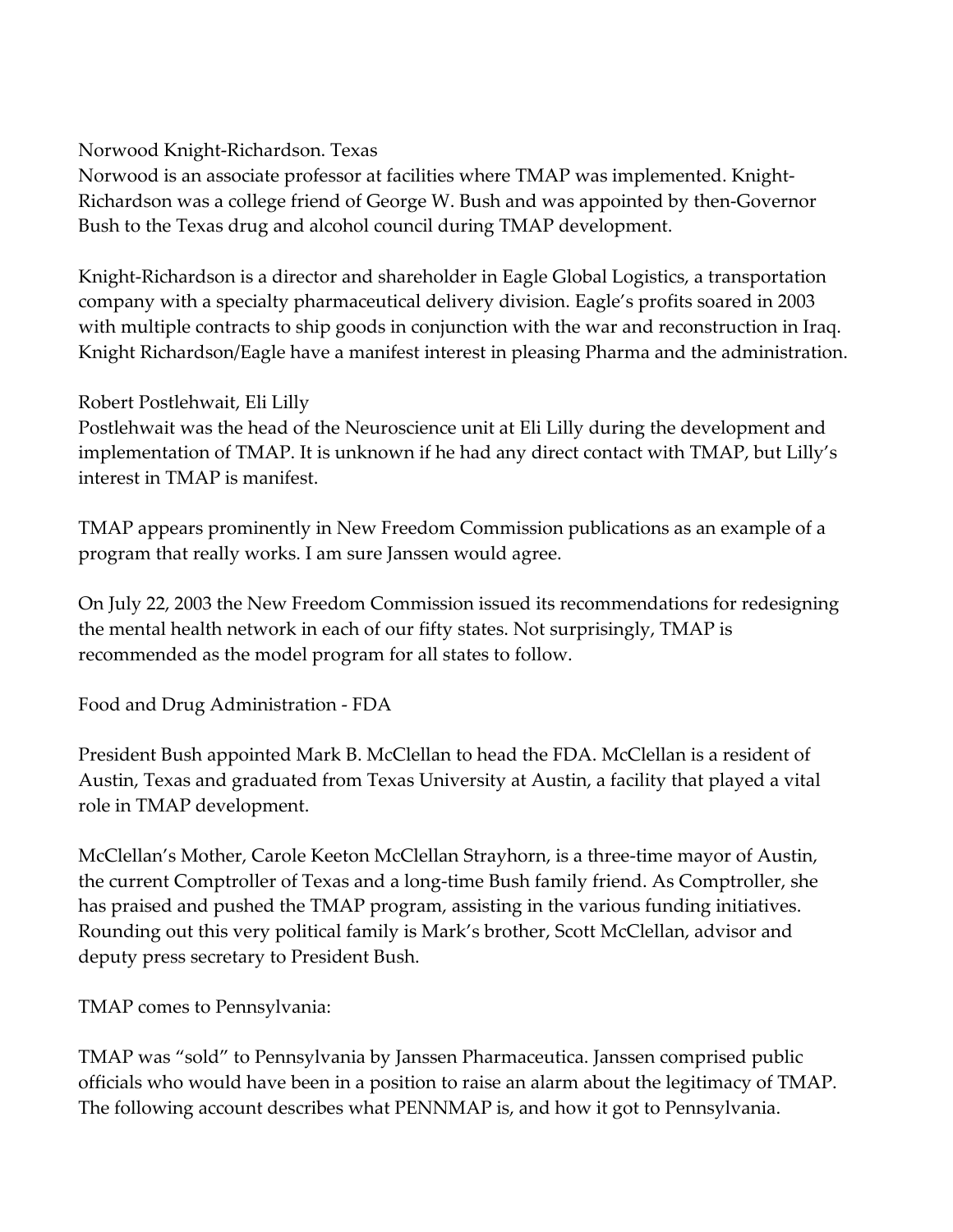Norwood Knight-Richardson. Texas
Norwood is an associate professor at facilities where TMAP was implemented. Knight-Richardson was a college friend of George W. Bush and was appointed by then-Governor Bush to the Texas drug and alcohol council during TMAP development.

Knight-Richardson is a director and shareholder in Eagle Global Logistics, a transportation company with a specialty pharmaceutical delivery division. Eagle's profits soared in 2003 with multiple contracts to ship goods in conjunction with the war and reconstruction in Iraq. Knight Richardson/Eagle have a manifest interest in pleasing Pharma and the administration.

Robert Postlehwait, Eli Lilly
Postlehwait was the head of the Neuroscience unit at Eli Lilly during the development and implementation of TMAP. It is unknown if he had any direct contact with TMAP, but Lilly's interest in TMAP is manifest.

TMAP appears prominently in New Freedom Commission publications as an example of a program that really works. I am sure Janssen would agree.

On July 22, 2003 the New Freedom Commission issued its recommendations for redesigning the mental health network in each of our fifty states. Not surprisingly, TMAP is recommended as the model program for all states to follow.

Food and Drug Administration - FDA

President Bush appointed Mark B. McClellan to head the FDA. McClellan is a resident of Austin, Texas and graduated from Texas University at Austin, a facility that played a vital role in TMAP development.

McClellan's Mother, Carole Keeton McClellan Strayhorn, is a three-time mayor of Austin, the current Comptroller of Texas and a long-time Bush family friend. As Comptroller, she has praised and pushed the TMAP program, assisting in the various funding initiatives. Rounding out this very political family is Mark's brother, Scott McClellan, advisor and deputy press secretary to President Bush.

TMAP comes to Pennsylvania:

TMAP was "sold" to Pennsylvania by Janssen Pharmaceutica. Janssen comprised public officials who would have been in a position to raise an alarm about the legitimacy of TMAP. The following account describes what PENNMAP is, and how it got to Pennsylvania.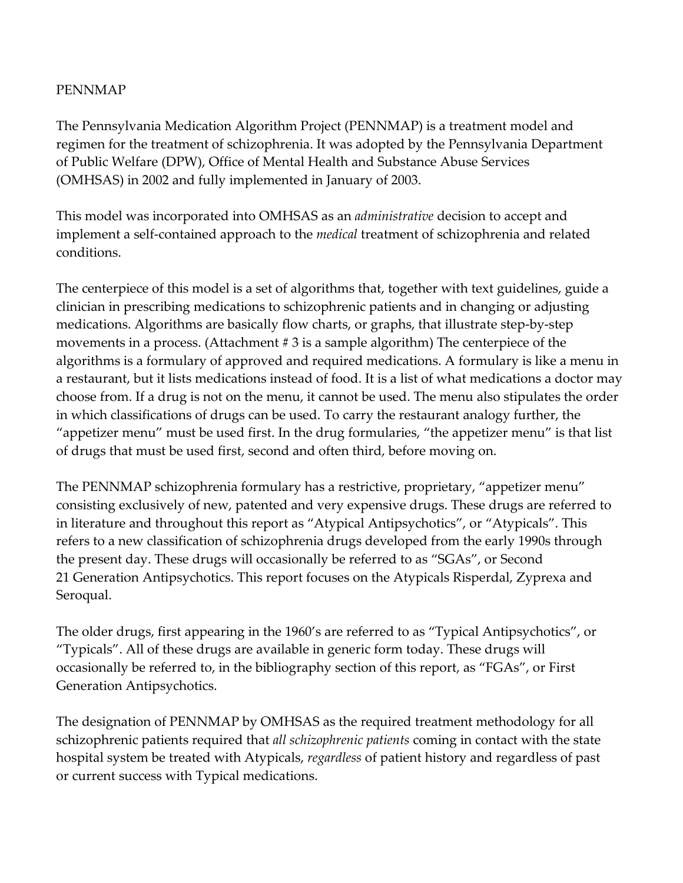# PENNMAP

The Pennsylvania Medication Algorithm Project (PENNMAP) is a treatment model and regimen for the treatment of schizophrenia. It was adopted by the Pennsylvania Department of Public Welfare (DPW), Office of Mental Health and Substance Abuse Services (OMHSAS) in 2002 and fully implemented in January of 2003.

This model was incorporated into OMHSAS as an *administrative* decision to accept and implement a self-contained approach to the *medical* treatment of schizophrenia and related conditions.

The centerpiece of this model is a set of algorithms that, together with text guidelines, guide a clinician in prescribing medications to schizophrenic patients and in changing or adjusting medications. Algorithms are basically flow charts, or graphs, that illustrate step-by-step movements in a process. (Attachment # 3 is a sample algorithm) The centerpiece of the algorithms is a formulary of approved and required medications. A formulary is like a menu in a restaurant, but it lists medications instead of food. It is a list of what medications a doctor may choose from. If a drug is not on the menu, it cannot be used. The menu also stipulates the order in which classifications of drugs can be used. To carry the restaurant analogy further, the "appetizer menu" must be used first. In the drug formularies, "the appetizer menu" is that list of drugs that must be used first, second and often third, before moving on.

The PENNMAP schizophrenia formulary has a restrictive, proprietary, "appetizer menu" consisting exclusively of new, patented and very expensive drugs. These drugs are referred to in literature and throughout this report as "Atypical Antipsychotics", or "Atypicals". This refers to a new classification of schizophrenia drugs developed from the early 1990s through the present day. These drugs will occasionally be referred to as "SGAs", or Second Generation Antipsychotics. This report focuses on the Atypicals Risperdal, Zyprexa and Seroqual.

The older drugs, first appearing in the 1960's are referred to as "Typical Antipsychotics", or "Typicals". All of these drugs are available in generic form today. These drugs will occasionally be referred to, in the bibliography section of this report, as "FGAs", or First Generation Antipsychotics.

The designation of PENNMAP by OMHSAS as the required treatment methodology for all schizophrenic patients required that *all schizophrenic patients* coming in contact with the state hospital system be treated with Atypicals, *regardless* of patient history and regardless of past or current success with Typical medications.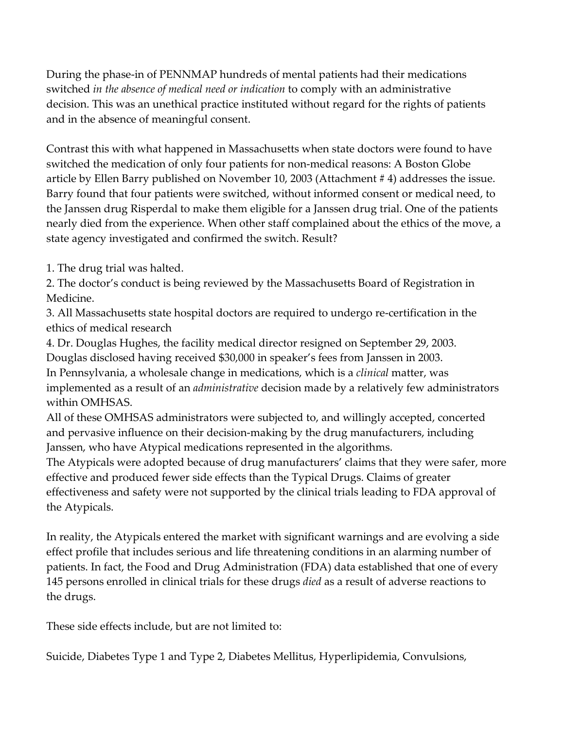During the phase-in of PENNMAP hundreds of mental patients had their medications switched *in the absence of medical need or indication* to comply with an administrative decision. This was an unethical practice instituted without regard for the rights of patients and in the absence of meaningful consent.

Contrast this with what happened in Massachusetts when state doctors were found to have switched the medication of only four patients for non-medical reasons: A Boston Globe article by Ellen Barry published on November 10, 2003 (Attachment # 4) addresses the issue. Barry found that four patients were switched, without informed consent or medical need, to the Janssen drug Risperdal to make them eligible for a Janssen drug trial. One of the patients nearly died from the experience. When other staff complained about the ethics of the move, a state agency investigated and confirmed the switch. Result?

1. The drug trial was halted.
2. The doctor's conduct is being reviewed by the Massachusetts Board of Registration in Medicine.
3. All Massachusetts state hospital doctors are required to undergo re-certification in the ethics of medical research
4. Dr. Douglas Hughes, the facility medical director resigned on September 29, 2003. Douglas disclosed having received $30,000 in speaker's fees from Janssen in 2003.

In Pennsylvania, a wholesale change in medications, which is a *clinical* matter, was implemented as a result of an *administrative* decision made by a relatively few administrators within OMHSAS.

All of these OMHSAS administrators were subjected to, and willingly accepted, concerted and pervasive influence on their decision-making by the drug manufacturers, including Janssen, who have Atypical medications represented in the algorithms.

The Atypicals were adopted because of drug manufacturers' claims that they were safer, more effective and produced fewer side effects than the Typical Drugs. Claims of greater effectiveness and safety were not supported by the clinical trials leading to FDA approval of the Atypicals.

In reality, the Atypicals entered the market with significant warnings and are evolving a side effect profile that includes serious and life threatening conditions in an alarming number of patients. In fact, the Food and Drug Administration (FDA) data established that one of every 145 persons enrolled in clinical trials for these drugs *died* as a result of adverse reactions to the drugs.

These side effects include, but are not limited to:

Suicide, Diabetes Type 1 and Type 2, Diabetes Mellitus, Hyperlipidemia, Convulsions,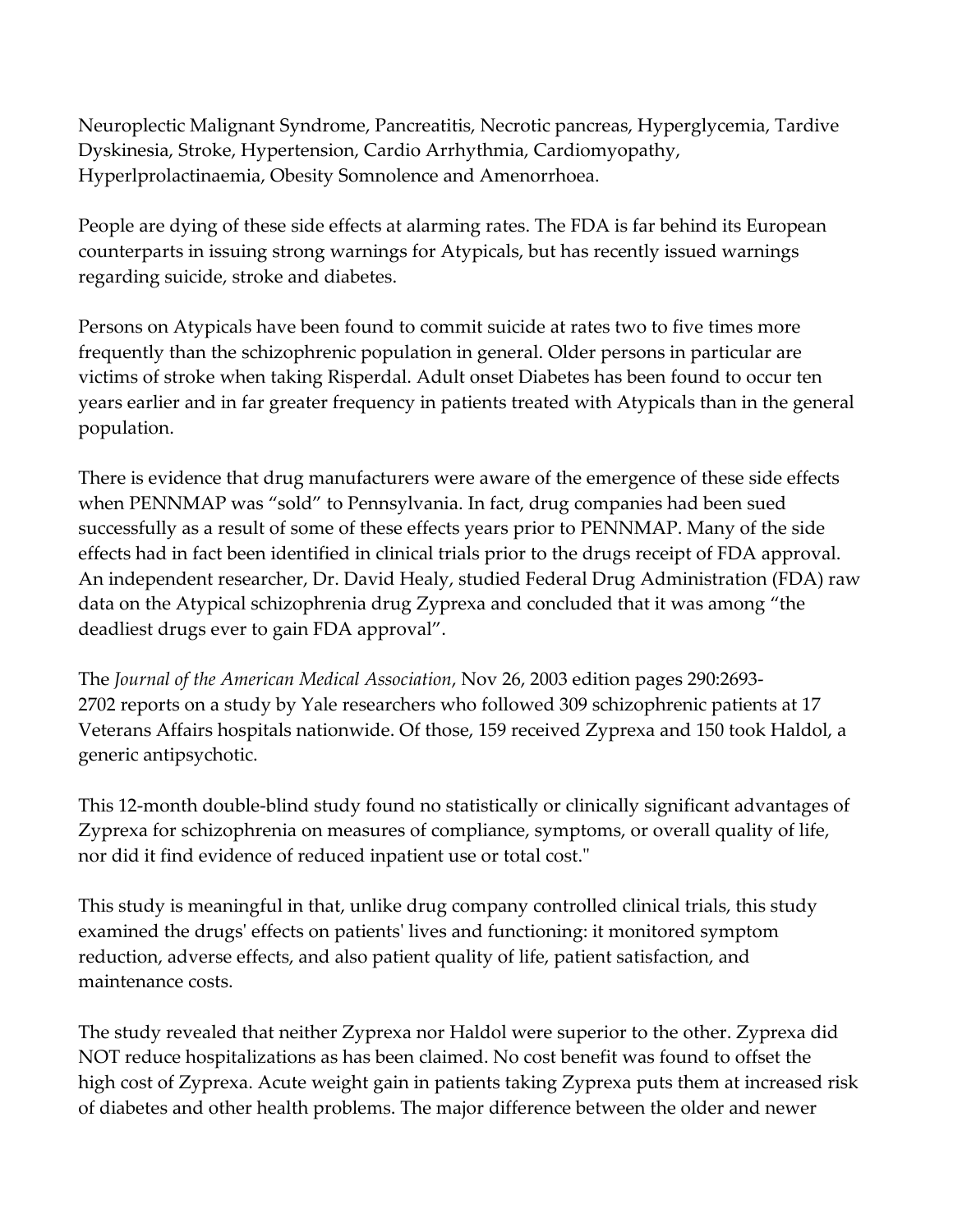Neuroplectic Malignant Syndrome, Pancreatitis, Necrotic pancreas, Hyperglycemia, Tardive Dyskinesia, Stroke, Hypertension, Cardio Arrhythmia, Cardiomyopathy, Hyperlprolactinaemia, Obesity Somnolence and Amenorrhoea.

People are dying of these side effects at alarming rates. The FDA is far behind its European counterparts in issuing strong warnings for Atypicals, but has recently issued warnings regarding suicide, stroke and diabetes.

Persons on Atypicals have been found to commit suicide at rates two to five times more frequently than the schizophrenic population in general. Older persons in particular are victims of stroke when taking Risperdal. Adult onset Diabetes has been found to occur ten years earlier and in far greater frequency in patients treated with Atypicals than in the general population.

There is evidence that drug manufacturers were aware of the emergence of these side effects when PENNMAP was "sold" to Pennsylvania. In fact, drug companies had been sued successfully as a result of some of these effects years prior to PENNMAP. Many of the side effects had in fact been identified in clinical trials prior to the drugs receipt of FDA approval. An independent researcher, Dr. David Healy, studied Federal Drug Administration (FDA) raw data on the Atypical schizophrenia drug Zyprexa and concluded that it was among "the deadliest drugs ever to gain FDA approval".

The *Journal of the American Medical Association*, Nov 26, 2003 edition pages 290:2693-2702 reports on a study by Yale researchers who followed 309 schizophrenic patients at 17 Veterans Affairs hospitals nationwide. Of those, 159 received Zyprexa and 150 took Haldol, a generic antipsychotic.

This 12-month double-blind study found no statistically or clinically significant advantages of Zyprexa for schizophrenia on measures of compliance, symptoms, or overall quality of life, nor did it find evidence of reduced inpatient use or total cost."

This study is meaningful in that, unlike drug company controlled clinical trials, this study examined the drugs' effects on patients' lives and functioning: it monitored symptom reduction, adverse effects, and also patient quality of life, patient satisfaction, and maintenance costs.

The study revealed that neither Zyprexa nor Haldol were superior to the other. Zyprexa did NOT reduce hospitalizations as has been claimed. No cost benefit was found to offset the high cost of Zyprexa. Acute weight gain in patients taking Zyprexa puts them at increased risk of diabetes and other health problems. The major difference between the older and newer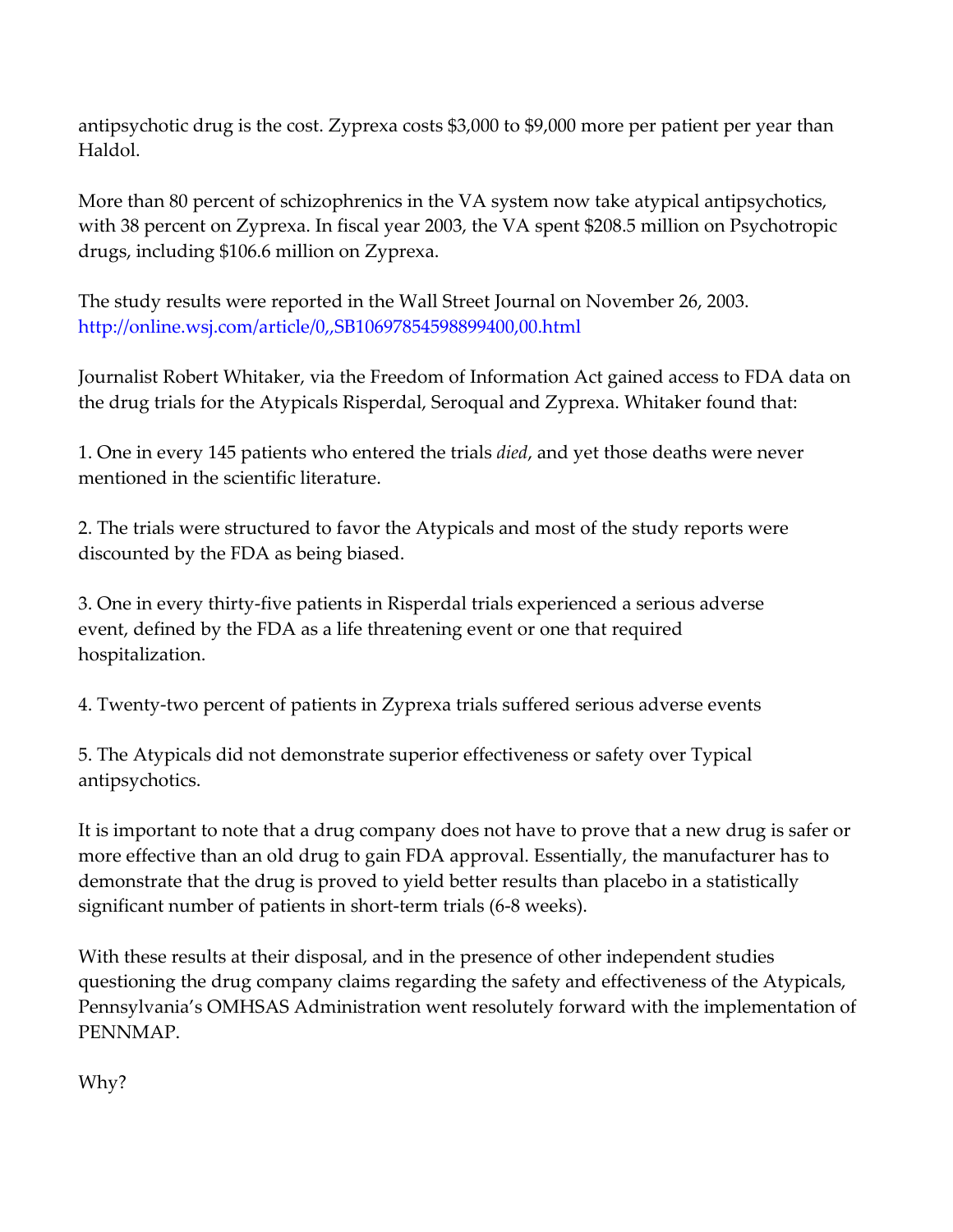antipsychotic drug is the cost. Zyprexa costs $3,000 to $9,000 more per patient per year than Haldol.

More than 80 percent of schizophrenics in the VA system now take atypical antipsychotics, with 38 percent on Zyprexa. In fiscal year 2003, the VA spent $208.5 million on Psychotropic drugs, including $106.6 million on Zyprexa.

The study results were reported in the Wall Street Journal on November 26, 2003. http://online.wsj.com/article/0,,SB10697854598899400,00.html

Journalist Robert Whitaker, via the Freedom of Information Act gained access to FDA data on the drug trials for the Atypicals Risperdal, Seroqual and Zyprexa. Whitaker found that:

1. One in every 145 patients who entered the trials *died*, and yet those deaths were never mentioned in the scientific literature.

2. The trials were structured to favor the Atypicals and most of the study reports were discounted by the FDA as being biased.

3. One in every thirty-five patients in Risperdal trials experienced a serious adverse event, defined by the FDA as a life threatening event or one that required hospitalization.

4. Twenty-two percent of patients in Zyprexa trials suffered serious adverse events

5. The Atypicals did not demonstrate superior effectiveness or safety over Typical antipsychotics.

It is important to note that a drug company does not have to prove that a new drug is safer or more effective than an old drug to gain FDA approval. Essentially, the manufacturer has to demonstrate that the drug is proved to yield better results than placebo in a statistically significant number of patients in short-term trials (6-8 weeks).

With these results at their disposal, and in the presence of other independent studies questioning the drug company claims regarding the safety and effectiveness of the Atypicals, Pennsylvania's OMHSAS Administration went resolutely forward with the implementation of PENNMAP.

Why?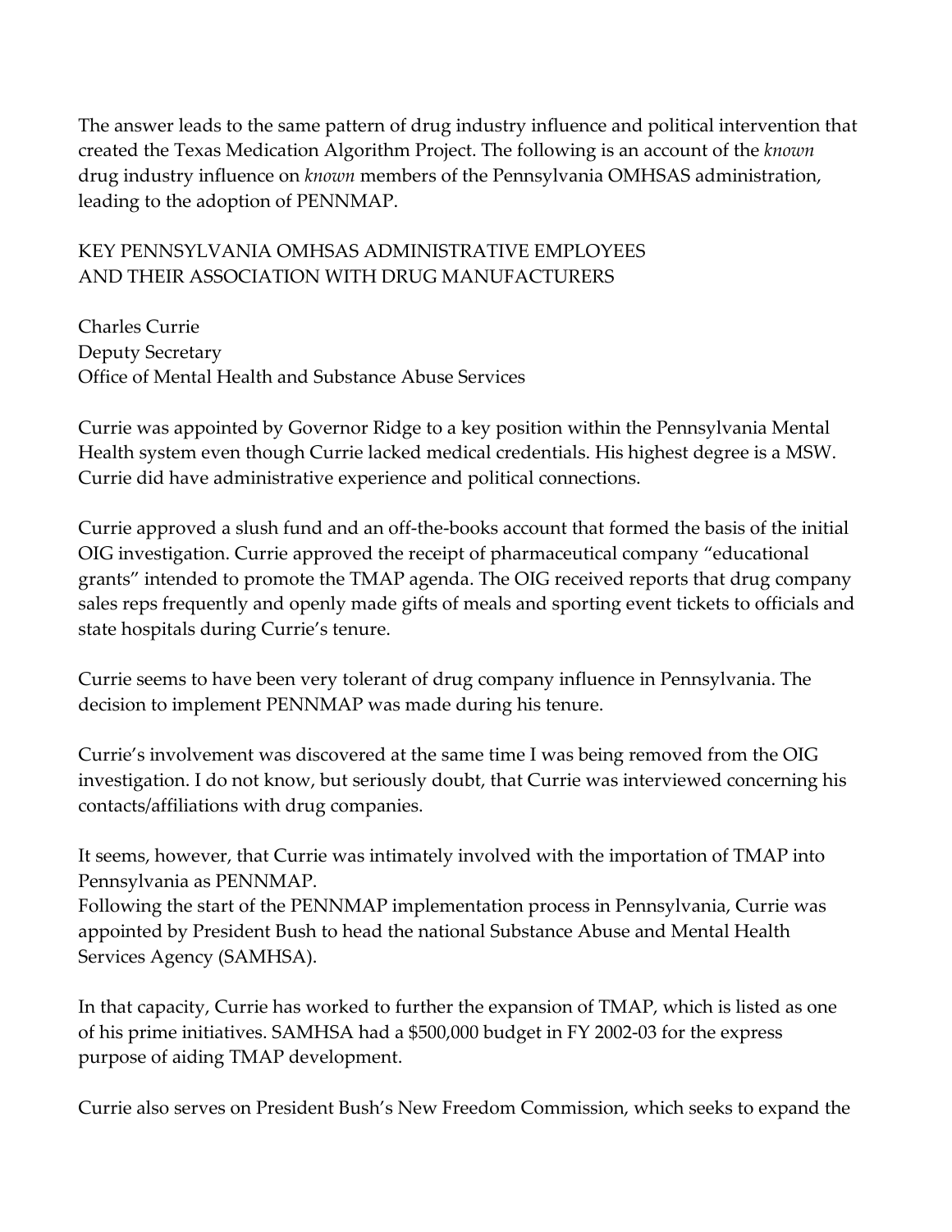The answer leads to the same pattern of drug industry influence and political intervention that created the Texas Medication Algorithm Project. The following is an account of the *known* drug industry influence on *known* members of the Pennsylvania OMHSAS administration, leading to the adoption of PENNMAP.

KEY PENNSYLVANIA OMHSAS ADMINISTRATIVE EMPLOYEES
AND THEIR ASSOCIATION WITH DRUG MANUFACTURERS

Charles Currie
Deputy Secretary
Office of Mental Health and Substance Abuse Services

Currie was appointed by Governor Ridge to a key position within the Pennsylvania Mental Health system even though Currie lacked medical credentials. His highest degree is a MSW. Currie did have administrative experience and political connections.

Currie approved a slush fund and an off-the-books account that formed the basis of the initial OIG investigation. Currie approved the receipt of pharmaceutical company "educational grants" intended to promote the TMAP agenda. The OIG received reports that drug company sales reps frequently and openly made gifts of meals and sporting event tickets to officials and state hospitals during Currie's tenure.

Currie seems to have been very tolerant of drug company influence in Pennsylvania. The decision to implement PENNMAP was made during his tenure.

Currie's involvement was discovered at the same time I was being removed from the OIG investigation. I do not know, but seriously doubt, that Currie was interviewed concerning his contacts/affiliations with drug companies.

It seems, however, that Currie was intimately involved with the importation of TMAP into Pennsylvania as PENNMAP.
Following the start of the PENNMAP implementation process in Pennsylvania, Currie was appointed by President Bush to head the national Substance Abuse and Mental Health Services Agency (SAMHSA).

In that capacity, Currie has worked to further the expansion of TMAP, which is listed as one of his prime initiatives. SAMHSA had a $500,000 budget in FY 2002-03 for the express purpose of aiding TMAP development.

Currie also serves on President Bush's New Freedom Commission, which seeks to expand the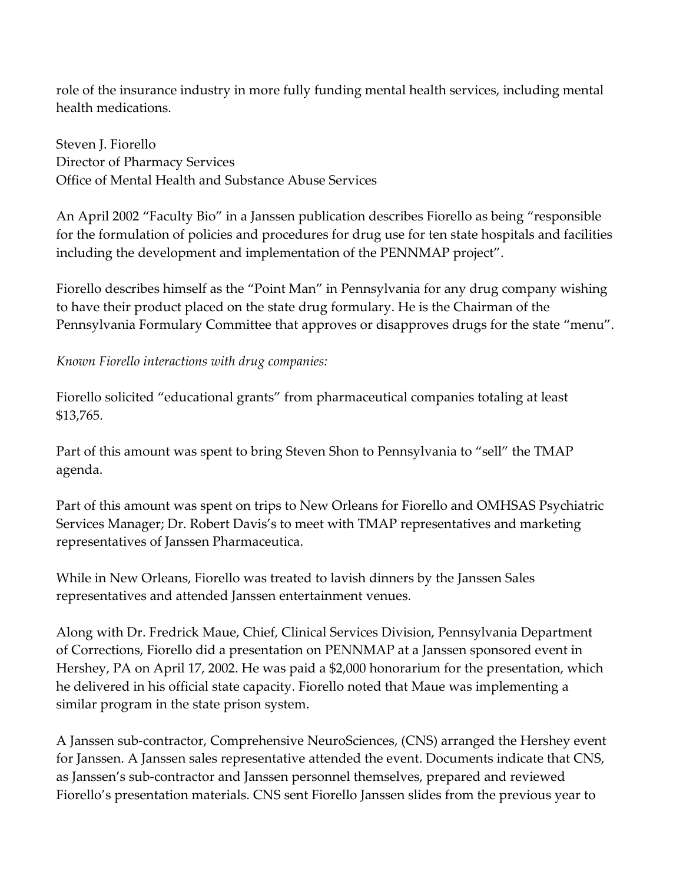role of the insurance industry in more fully funding mental health services, including mental health medications.

Steven J. Fiorello
Director of Pharmacy Services
Office of Mental Health and Substance Abuse Services

An April 2002 "Faculty Bio" in a Janssen publication describes Fiorello as being "responsible for the formulation of policies and procedures for drug use for ten state hospitals and facilities including the development and implementation of the PENNMAP project".

Fiorello describes himself as the "Point Man" in Pennsylvania for any drug company wishing to have their product placed on the state drug formulary. He is the Chairman of the Pennsylvania Formulary Committee that approves or disapproves drugs for the state "menu".

*Known Fiorello interactions with drug companies:*

Fiorello solicited "educational grants" from pharmaceutical companies totaling at least $13,765.

Part of this amount was spent to bring Steven Shon to Pennsylvania to "sell" the TMAP agenda.

Part of this amount was spent on trips to New Orleans for Fiorello and OMHSAS Psychiatric Services Manager; Dr. Robert Davis's to meet with TMAP representatives and marketing representatives of Janssen Pharmaceutica.

While in New Orleans, Fiorello was treated to lavish dinners by the Janssen Sales representatives and attended Janssen entertainment venues.

Along with Dr. Fredrick Maue, Chief, Clinical Services Division, Pennsylvania Department of Corrections, Fiorello did a presentation on PENNMAP at a Janssen sponsored event in Hershey, PA on April 17, 2002. He was paid a $2,000 honorarium for the presentation, which he delivered in his official state capacity. Fiorello noted that Maue was implementing a similar program in the state prison system.

A Janssen sub-contractor, Comprehensive NeuroSciences, (CNS) arranged the Hershey event for Janssen. A Janssen sales representative attended the event. Documents indicate that CNS, as Janssen's sub-contractor and Janssen personnel themselves, prepared and reviewed Fiorello's presentation materials. CNS sent Fiorello Janssen slides from the previous year to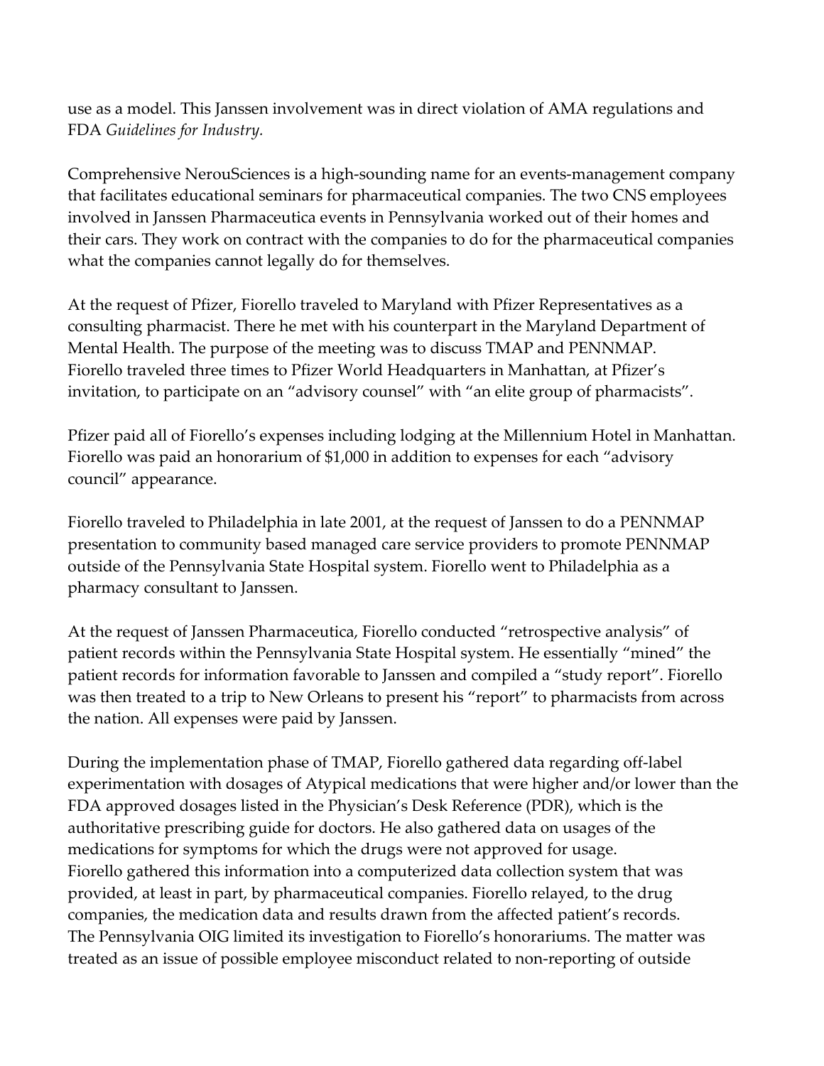use as a model. This Janssen involvement was in direct violation of AMA regulations and FDA *Guidelines for Industry.*

Comprehensive NerouSciences is a high-sounding name for an events-management company that facilitates educational seminars for pharmaceutical companies. The two CNS employees involved in Janssen Pharmaceutica events in Pennsylvania worked out of their homes and their cars. They work on contract with the companies to do for the pharmaceutical companies what the companies cannot legally do for themselves.

At the request of Pfizer, Fiorello traveled to Maryland with Pfizer Representatives as a consulting pharmacist. There he met with his counterpart in the Maryland Department of Mental Health. The purpose of the meeting was to discuss TMAP and PENNMAP. Fiorello traveled three times to Pfizer World Headquarters in Manhattan, at Pfizer's invitation, to participate on an "advisory counsel" with "an elite group of pharmacists".

Pfizer paid all of Fiorello's expenses including lodging at the Millennium Hotel in Manhattan. Fiorello was paid an honorarium of $1,000 in addition to expenses for each "advisory council" appearance.

Fiorello traveled to Philadelphia in late 2001, at the request of Janssen to do a PENNMAP presentation to community based managed care service providers to promote PENNMAP outside of the Pennsylvania State Hospital system. Fiorello went to Philadelphia as a pharmacy consultant to Janssen.

At the request of Janssen Pharmaceutica, Fiorello conducted "retrospective analysis" of patient records within the Pennsylvania State Hospital system. He essentially "mined" the patient records for information favorable to Janssen and compiled a "study report". Fiorello was then treated to a trip to New Orleans to present his "report" to pharmacists from across the nation. All expenses were paid by Janssen.

During the implementation phase of TMAP, Fiorello gathered data regarding off-label experimentation with dosages of Atypical medications that were higher and/or lower than the FDA approved dosages listed in the Physician's Desk Reference (PDR), which is the authoritative prescribing guide for doctors. He also gathered data on usages of the medications for symptoms for which the drugs were not approved for usage. Fiorello gathered this information into a computerized data collection system that was provided, at least in part, by pharmaceutical companies. Fiorello relayed, to the drug companies, the medication data and results drawn from the affected patient's records. The Pennsylvania OIG limited its investigation to Fiorello's honorariums. The matter was treated as an issue of possible employee misconduct related to non-reporting of outside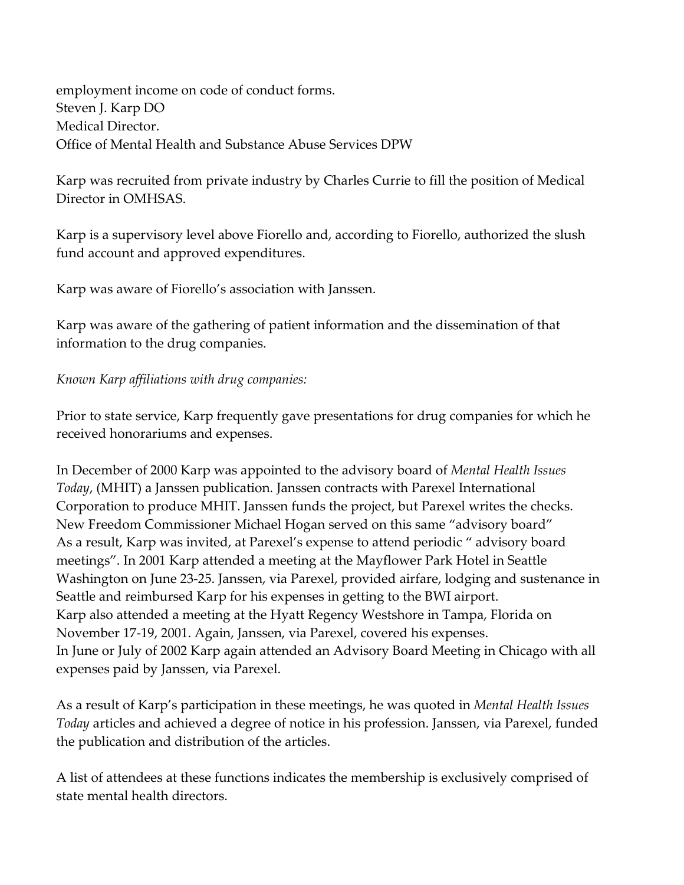employment income on code of conduct forms.
Steven J. Karp DO
Medical Director.
Office of Mental Health and Substance Abuse Services DPW

Karp was recruited from private industry by Charles Currie to fill the position of Medical Director in OMHSAS.

Karp is a supervisory level above Fiorello and, according to Fiorello, authorized the slush fund account and approved expenditures.

Karp was aware of Fiorello's association with Janssen.

Karp was aware of the gathering of patient information and the dissemination of that information to the drug companies.

*Known Karp affiliations with drug companies:*

Prior to state service, Karp frequently gave presentations for drug companies for which he received honorariums and expenses.

In December of 2000 Karp was appointed to the advisory board of *Mental Health Issues Today*, (MHIT) a Janssen publication. Janssen contracts with Parexel International Corporation to produce MHIT. Janssen funds the project, but Parexel writes the checks. New Freedom Commissioner Michael Hogan served on this same "advisory board"
As a result, Karp was invited, at Parexel's expense to attend periodic " advisory board meetings". In 2001 Karp attended a meeting at the Mayflower Park Hotel in Seattle Washington on June 23-25. Janssen, via Parexel, provided airfare, lodging and sustenance in Seattle and reimbursed Karp for his expenses in getting to the BWI airport.
Karp also attended a meeting at the Hyatt Regency Westshore in Tampa, Florida on November 17-19, 2001. Again, Janssen, via Parexel, covered his expenses.
In June or July of 2002 Karp again attended an Advisory Board Meeting in Chicago with all expenses paid by Janssen, via Parexel.

As a result of Karp's participation in these meetings, he was quoted in *Mental Health Issues Today* articles and achieved a degree of notice in his profession. Janssen, via Parexel, funded the publication and distribution of the articles.

A list of attendees at these functions indicates the membership is exclusively comprised of state mental health directors.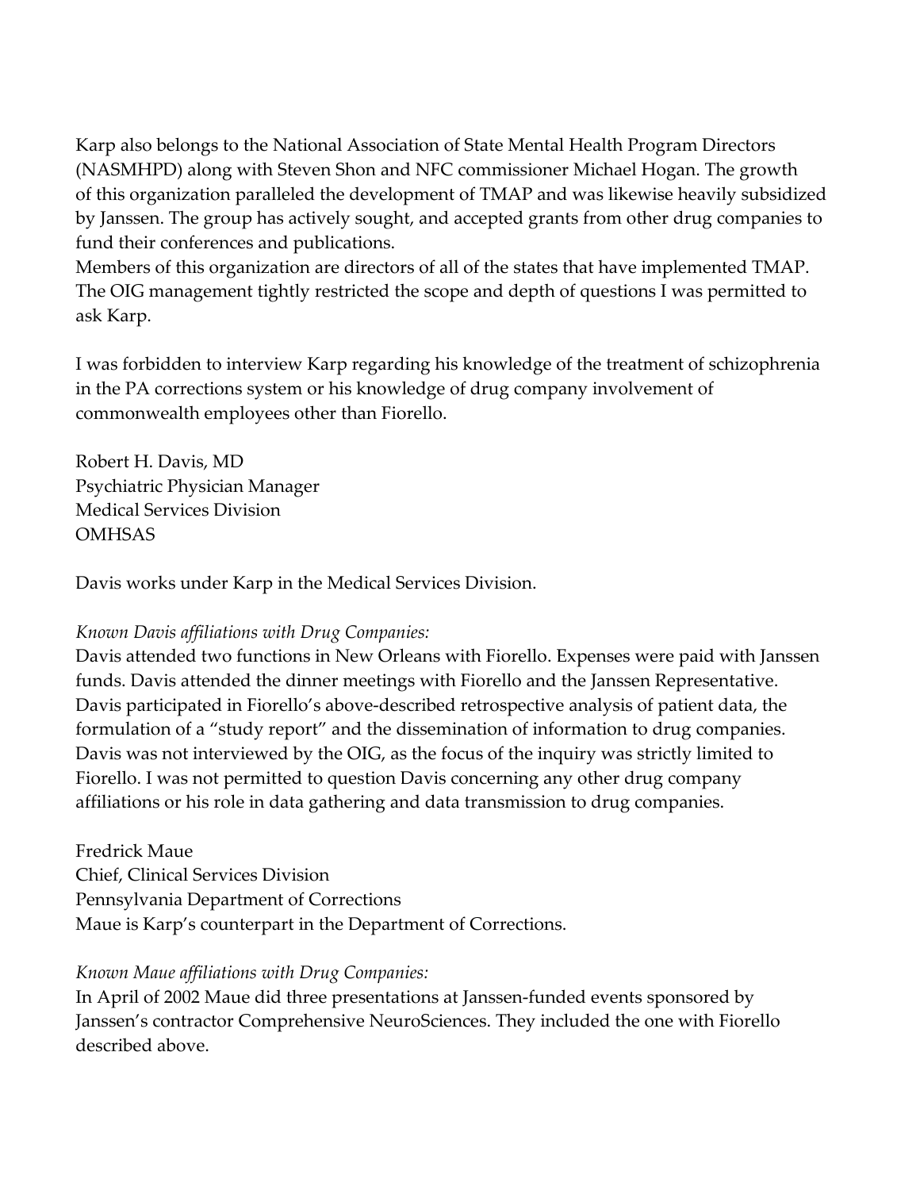Karp also belongs to the National Association of State Mental Health Program Directors (NASMHPD) along with Steven Shon and NFC commissioner Michael Hogan. The growth of this organization paralleled the development of TMAP and was likewise heavily subsidized by Janssen. The group has actively sought, and accepted grants from other drug companies to fund their conferences and publications.
Members of this organization are directors of all of the states that have implemented TMAP. The OIG management tightly restricted the scope and depth of questions I was permitted to ask Karp.

I was forbidden to interview Karp regarding his knowledge of the treatment of schizophrenia in the PA corrections system or his knowledge of drug company involvement of commonwealth employees other than Fiorello.

Robert H. Davis, MD
Psychiatric Physician Manager
Medical Services Division
OMHSAS

Davis works under Karp in the Medical Services Division.

*Known Davis affiliations with Drug Companies:*
Davis attended two functions in New Orleans with Fiorello. Expenses were paid with Janssen funds. Davis attended the dinner meetings with Fiorello and the Janssen Representative. Davis participated in Fiorello's above-described retrospective analysis of patient data, the formulation of a "study report" and the dissemination of information to drug companies. Davis was not interviewed by the OIG, as the focus of the inquiry was strictly limited to Fiorello. I was not permitted to question Davis concerning any other drug company affiliations or his role in data gathering and data transmission to drug companies.

Fredrick Maue
Chief, Clinical Services Division
Pennsylvania Department of Corrections
Maue is Karp's counterpart in the Department of Corrections.

*Known Maue affiliations with Drug Companies:*
In April of 2002 Maue did three presentations at Janssen-funded events sponsored by Janssen's contractor Comprehensive NeuroSciences. They included the one with Fiorello described above.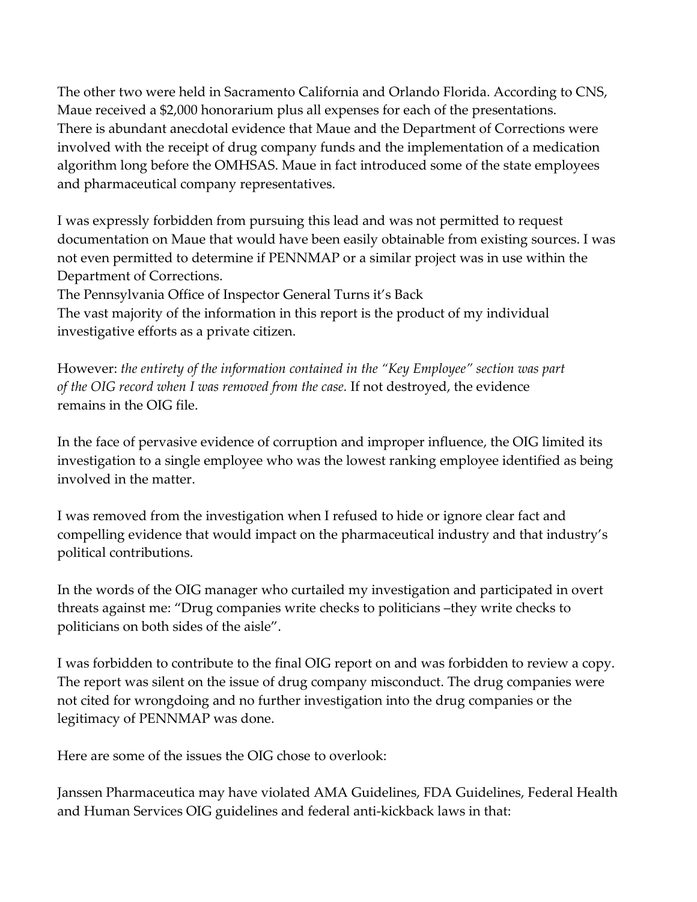The other two were held in Sacramento California and Orlando Florida. According to CNS, Maue received a $2,000 honorarium plus all expenses for each of the presentations. There is abundant anecdotal evidence that Maue and the Department of Corrections were involved with the receipt of drug company funds and the implementation of a medication algorithm long before the OMHSAS. Maue in fact introduced some of the state employees and pharmaceutical company representatives.

I was expressly forbidden from pursuing this lead and was not permitted to request documentation on Maue that would have been easily obtainable from existing sources. I was not even permitted to determine if PENNMAP or a similar project was in use within the Department of Corrections.

## The Pennsylvania Office of Inspector General Turns it's Back

The vast majority of the information in this report is the product of my individual investigative efforts as a private citizen.

However: *the entirety of the information contained in the "Key Employee" section was part of the OIG record when I was removed from the case.* If not destroyed, the evidence remains in the OIG file.

In the face of pervasive evidence of corruption and improper influence, the OIG limited its investigation to a single employee who was the lowest ranking employee identified as being involved in the matter.

I was removed from the investigation when I refused to hide or ignore clear fact and compelling evidence that would impact on the pharmaceutical industry and that industry's political contributions.

In the words of the OIG manager who curtailed my investigation and participated in overt threats against me: "Drug companies write checks to politicians –they write checks to politicians on both sides of the aisle".

I was forbidden to contribute to the final OIG report on and was forbidden to review a copy. The report was silent on the issue of drug company misconduct. The drug companies were not cited for wrongdoing and no further investigation into the drug companies or the legitimacy of PENNMAP was done.

Here are some of the issues the OIG chose to overlook:

Janssen Pharmaceutica may have violated AMA Guidelines, FDA Guidelines, Federal Health and Human Services OIG guidelines and federal anti-kickback laws in that: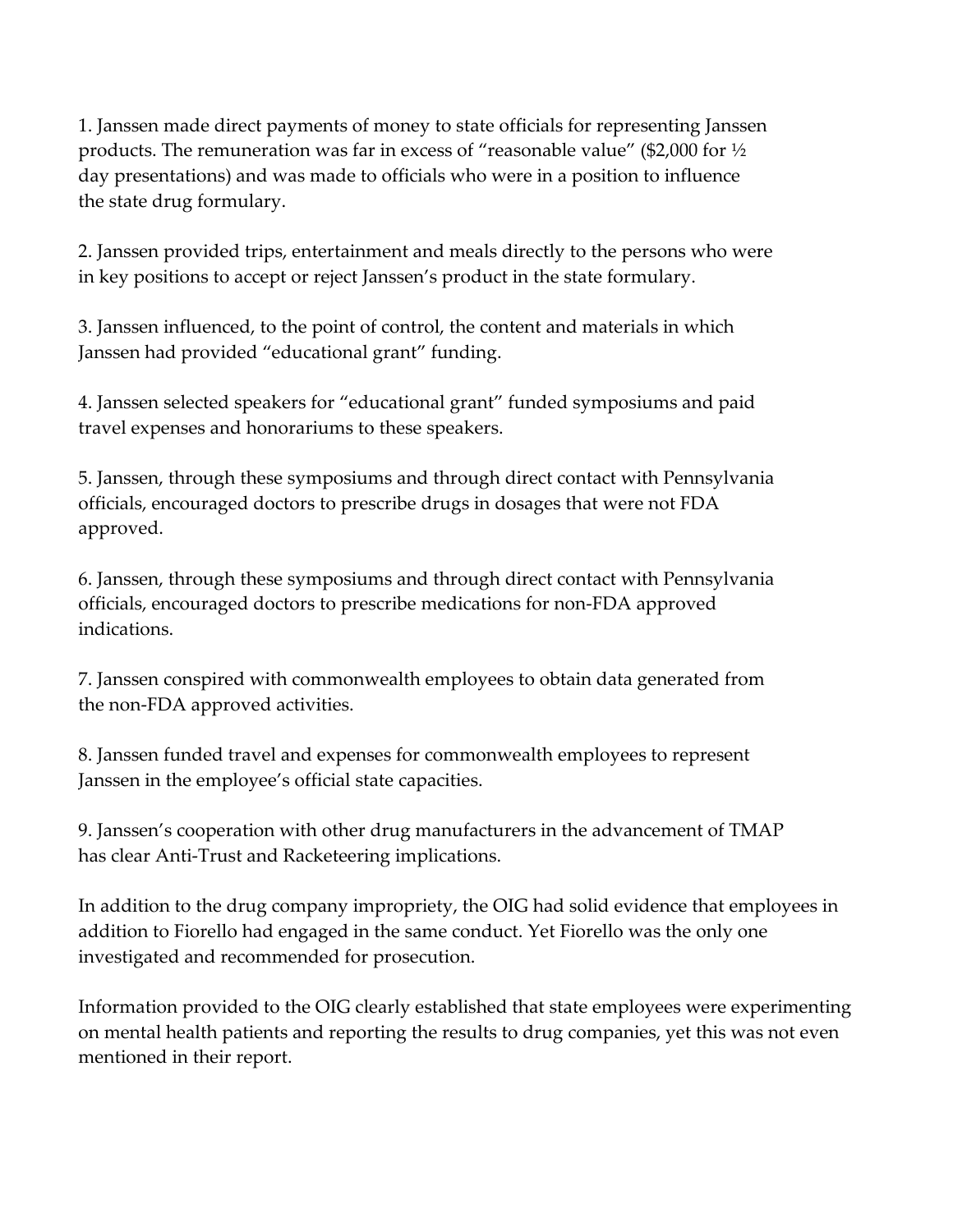1. Janssen made direct payments of money to state officials for representing Janssen products. The remuneration was far in excess of "reasonable value" ($2,000 for ½ day presentations) and was made to officials who were in a position to influence the state drug formulary.

2. Janssen provided trips, entertainment and meals directly to the persons who were in key positions to accept or reject Janssen's product in the state formulary.

3. Janssen influenced, to the point of control, the content and materials in which Janssen had provided "educational grant" funding.

4. Janssen selected speakers for "educational grant" funded symposiums and paid travel expenses and honorariums to these speakers.

5. Janssen, through these symposiums and through direct contact with Pennsylvania officials, encouraged doctors to prescribe drugs in dosages that were not FDA approved.

6. Janssen, through these symposiums and through direct contact with Pennsylvania officials, encouraged doctors to prescribe medications for non-FDA approved indications.

7. Janssen conspired with commonwealth employees to obtain data generated from the non-FDA approved activities.

8. Janssen funded travel and expenses for commonwealth employees to represent Janssen in the employee's official state capacities.

9. Janssen's cooperation with other drug manufacturers in the advancement of TMAP has clear Anti-Trust and Racketeering implications.

In addition to the drug company impropriety, the OIG had solid evidence that employees in addition to Fiorello had engaged in the same conduct. Yet Fiorello was the only one investigated and recommended for prosecution.

Information provided to the OIG clearly established that state employees were experimenting on mental health patients and reporting the results to drug companies, yet this was not even mentioned in their report.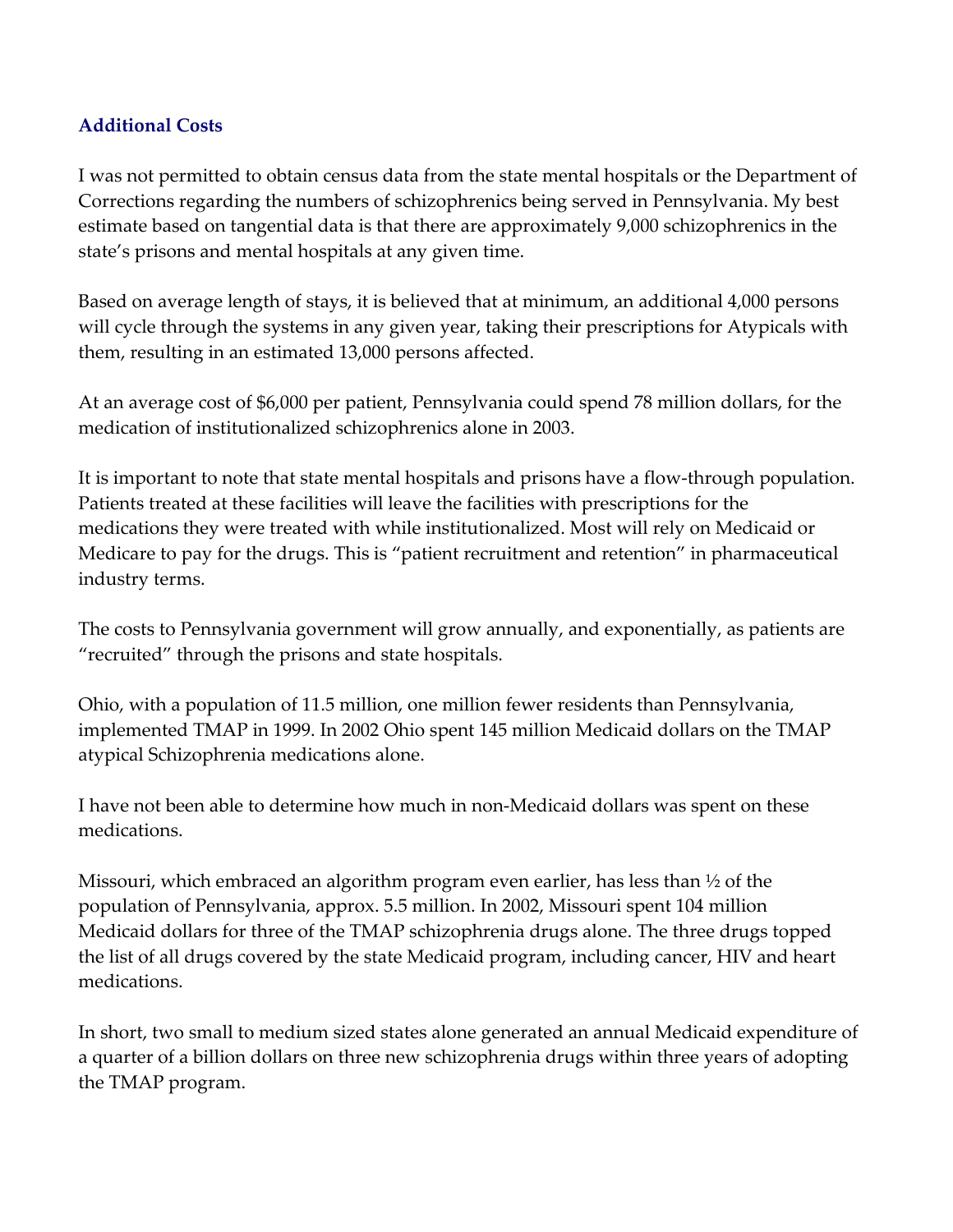## Additional Costs

I was not permitted to obtain census data from the state mental hospitals or the Department of Corrections regarding the numbers of schizophrenics being served in Pennsylvania. My best estimate based on tangential data is that there are approximately 9,000 schizophrenics in the state's prisons and mental hospitals at any given time.

Based on average length of stays, it is believed that at minimum, an additional 4,000 persons will cycle through the systems in any given year, taking their prescriptions for Atypicals with them, resulting in an estimated 13,000 persons affected.

At an average cost of $6,000 per patient, Pennsylvania could spend 78 million dollars, for the medication of institutionalized schizophrenics alone in 2003.

It is important to note that state mental hospitals and prisons have a flow-through population. Patients treated at these facilities will leave the facilities with prescriptions for the medications they were treated with while institutionalized. Most will rely on Medicaid or Medicare to pay for the drugs. This is "patient recruitment and retention" in pharmaceutical industry terms.

The costs to Pennsylvania government will grow annually, and exponentially, as patients are "recruited" through the prisons and state hospitals.

Ohio, with a population of 11.5 million, one million fewer residents than Pennsylvania, implemented TMAP in 1999. In 2002 Ohio spent 145 million Medicaid dollars on the TMAP atypical Schizophrenia medications alone.

I have not been able to determine how much in non-Medicaid dollars was spent on these medications.

Missouri, which embraced an algorithm program even earlier, has less than ½ of the population of Pennsylvania, approx. 5.5 million. In 2002, Missouri spent 104 million Medicaid dollars for three of the TMAP schizophrenia drugs alone. The three drugs topped the list of all drugs covered by the state Medicaid program, including cancer, HIV and heart medications.

In short, two small to medium sized states alone generated an annual Medicaid expenditure of a quarter of a billion dollars on three new schizophrenia drugs within three years of adopting the TMAP program.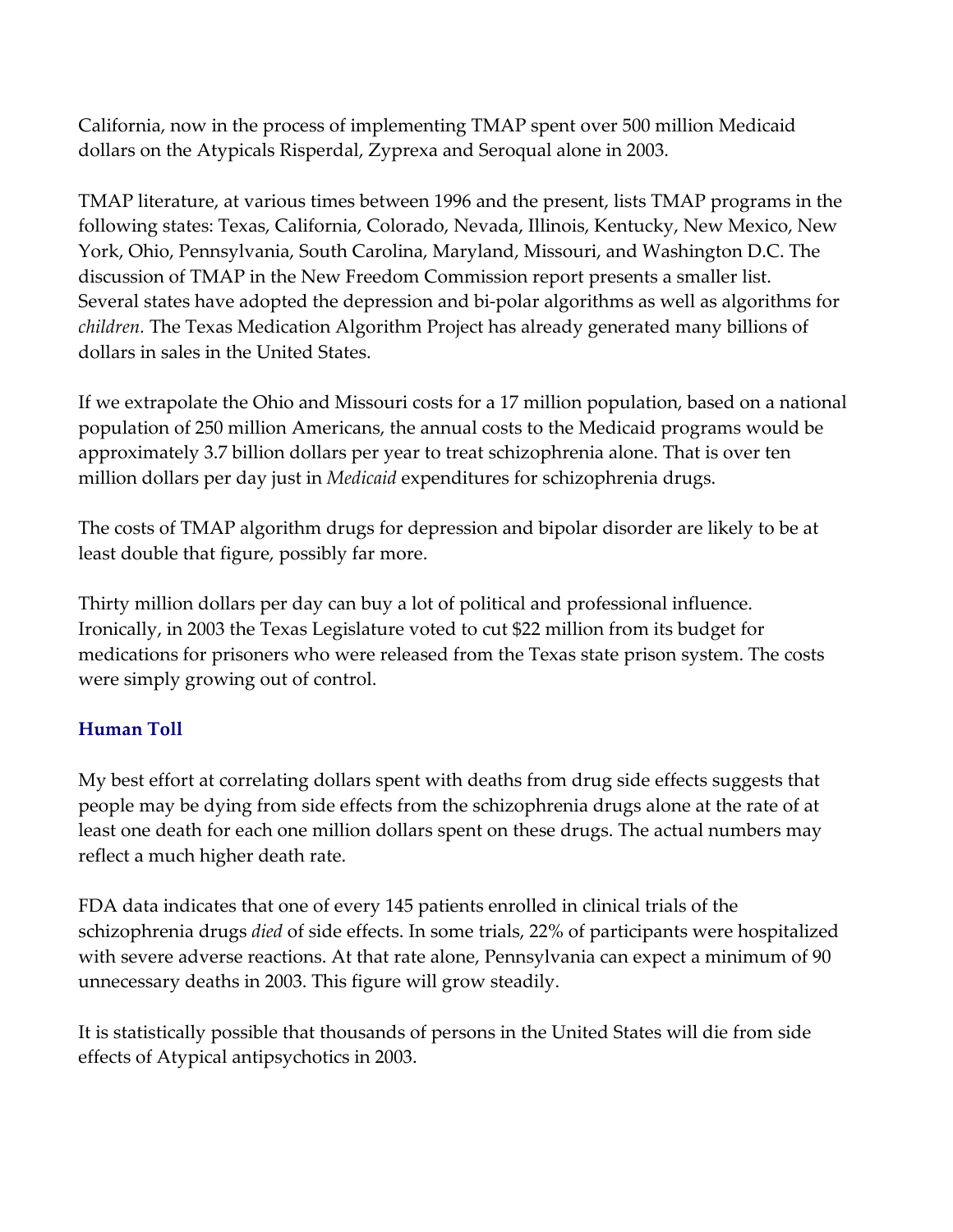California, now in the process of implementing TMAP spent over 500 million Medicaid dollars on the Atypicals Risperdal, Zyprexa and Seroqual alone in 2003.

TMAP literature, at various times between 1996 and the present, lists TMAP programs in the following states: Texas, California, Colorado, Nevada, Illinois, Kentucky, New Mexico, New York, Ohio, Pennsylvania, South Carolina, Maryland, Missouri, and Washington D.C. The discussion of TMAP in the New Freedom Commission report presents a smaller list. Several states have adopted the depression and bi-polar algorithms as well as algorithms for *children.* The Texas Medication Algorithm Project has already generated many billions of dollars in sales in the United States.

If we extrapolate the Ohio and Missouri costs for a 17 million population, based on a national population of 250 million Americans, the annual costs to the Medicaid programs would be approximately 3.7 billion dollars per year to treat schizophrenia alone. That is over ten million dollars per day just in *Medicaid* expenditures for schizophrenia drugs.

The costs of TMAP algorithm drugs for depression and bipolar disorder are likely to be at least double that figure, possibly far more.

Thirty million dollars per day can buy a lot of political and professional influence. Ironically, in 2003 the Texas Legislature voted to cut $22 million from its budget for medications for prisoners who were released from the Texas state prison system. The costs were simply growing out of control.

### Human Toll

My best effort at correlating dollars spent with deaths from drug side effects suggests that people may be dying from side effects from the schizophrenia drugs alone at the rate of at least one death for each one million dollars spent on these drugs. The actual numbers may reflect a much higher death rate.

FDA data indicates that one of every 145 patients enrolled in clinical trials of the schizophrenia drugs *died* of side effects. In some trials, 22% of participants were hospitalized with severe adverse reactions. At that rate alone, Pennsylvania can expect a minimum of 90 unnecessary deaths in 2003. This figure will grow steadily.

It is statistically possible that thousands of persons in the United States will die from side effects of Atypical antipsychotics in 2003.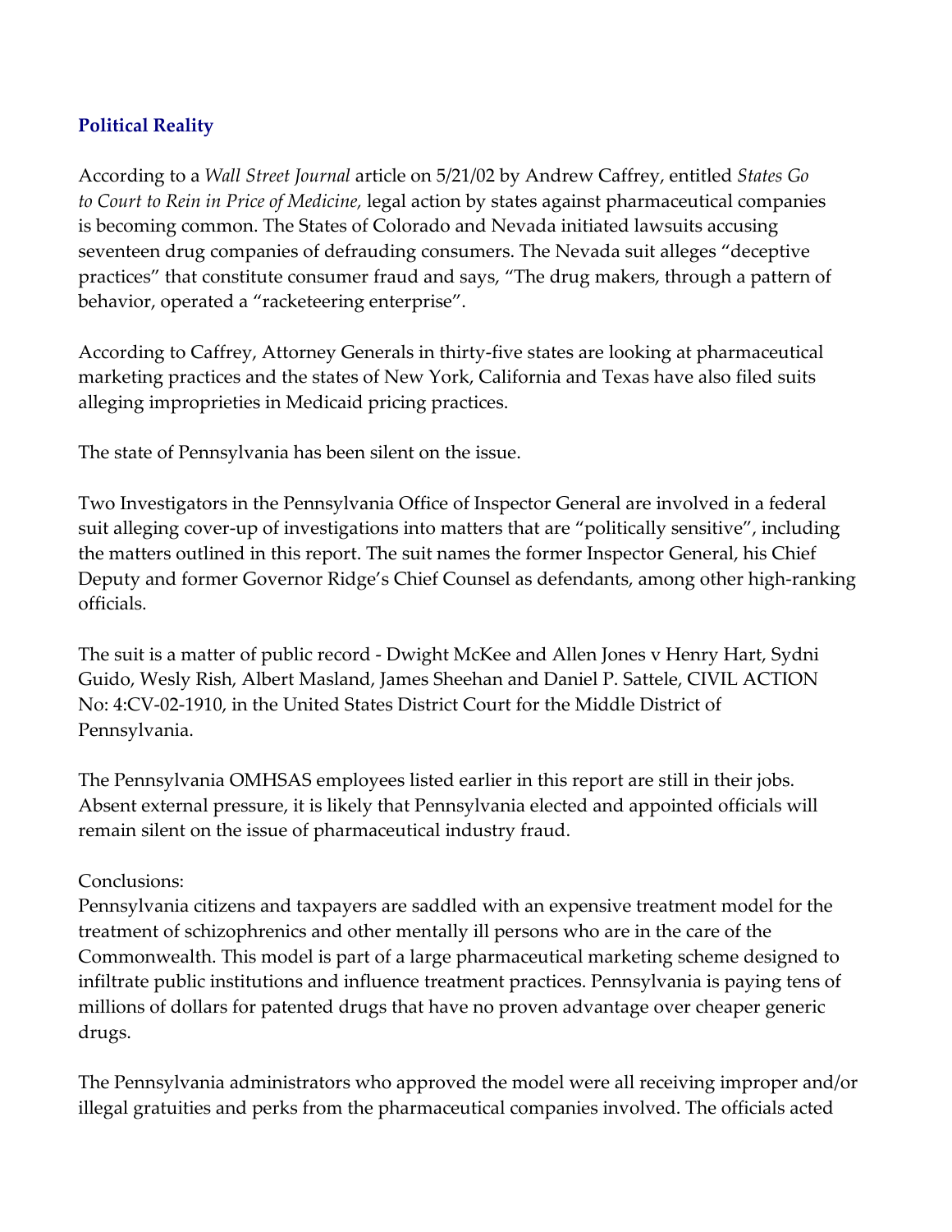## Political Reality

According to a *Wall Street Journal* article on 5/21/02 by Andrew Caffrey, entitled *States Go to Court to Rein in Price of Medicine,* legal action by states against pharmaceutical companies is becoming common. The States of Colorado and Nevada initiated lawsuits accusing seventeen drug companies of defrauding consumers. The Nevada suit alleges "deceptive practices" that constitute consumer fraud and says, "The drug makers, through a pattern of behavior, operated a "racketeering enterprise".

According to Caffrey, Attorney Generals in thirty-five states are looking at pharmaceutical marketing practices and the states of New York, California and Texas have also filed suits alleging improprieties in Medicaid pricing practices.

The state of Pennsylvania has been silent on the issue.

Two Investigators in the Pennsylvania Office of Inspector General are involved in a federal suit alleging cover-up of investigations into matters that are "politically sensitive", including the matters outlined in this report. The suit names the former Inspector General, his Chief Deputy and former Governor Ridge's Chief Counsel as defendants, among other high-ranking officials.

The suit is a matter of public record - Dwight McKee and Allen Jones v Henry Hart, Sydni Guido, Wesly Rish, Albert Masland, James Sheehan and Daniel P. Sattele, CIVIL ACTION No: 4:CV-02-1910, in the United States District Court for the Middle District of Pennsylvania.

The Pennsylvania OMHSAS employees listed earlier in this report are still in their jobs. Absent external pressure, it is likely that Pennsylvania elected and appointed officials will remain silent on the issue of pharmaceutical industry fraud.

Conclusions:
Pennsylvania citizens and taxpayers are saddled with an expensive treatment model for the treatment of schizophrenics and other mentally ill persons who are in the care of the Commonwealth. This model is part of a large pharmaceutical marketing scheme designed to infiltrate public institutions and influence treatment practices. Pennsylvania is paying tens of millions of dollars for patented drugs that have no proven advantage over cheaper generic drugs.

The Pennsylvania administrators who approved the model were all receiving improper and/or illegal gratuities and perks from the pharmaceutical companies involved. The officials acted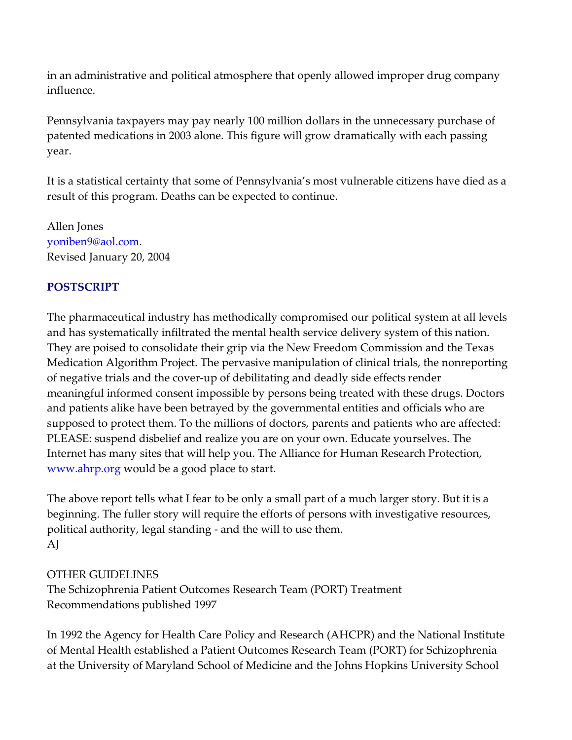in an administrative and political atmosphere that openly allowed improper drug company influence.

Pennsylvania taxpayers may pay nearly 100 million dollars in the unnecessary purchase of patented medications in 2003 alone. This figure will grow dramatically with each passing year.

It is a statistical certainty that some of Pennsylvania's most vulnerable citizens have died as a result of this program. Deaths can be expected to continue.

Allen Jones
yoniben9@aol.com.
Revised January 20, 2004

## POSTSCRIPT

The pharmaceutical industry has methodically compromised our political system at all levels and has systematically infiltrated the mental health service delivery system of this nation. They are poised to consolidate their grip via the New Freedom Commission and the Texas Medication Algorithm Project. The pervasive manipulation of clinical trials, the nonreporting of negative trials and the cover-up of debilitating and deadly side effects render meaningful informed consent impossible by persons being treated with these drugs. Doctors and patients alike have been betrayed by the governmental entities and officials who are supposed to protect them. To the millions of doctors, parents and patients who are affected: PLEASE: suspend disbelief and realize you are on your own. Educate yourselves. The Internet has many sites that will help you. The Alliance for Human Research Protection, www.ahrp.org would be a good place to start.

The above report tells what I fear to be only a small part of a much larger story. But it is a beginning. The fuller story will require the efforts of persons with investigative resources, political authority, legal standing - and the will to use them.
AJ

OTHER GUIDELINES
The Schizophrenia Patient Outcomes Research Team (PORT) Treatment Recommendations published 1997

In 1992 the Agency for Health Care Policy and Research (AHCPR) and the National Institute of Mental Health established a Patient Outcomes Research Team (PORT) for Schizophrenia at the University of Maryland School of Medicine and the Johns Hopkins University School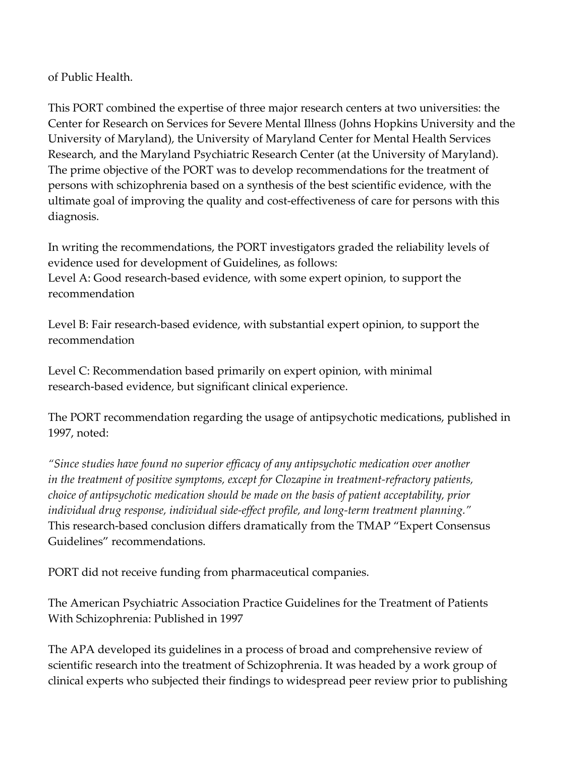of Public Health.

This PORT combined the expertise of three major research centers at two universities: the Center for Research on Services for Severe Mental Illness (Johns Hopkins University and the University of Maryland), the University of Maryland Center for Mental Health Services Research, and the Maryland Psychiatric Research Center (at the University of Maryland). The prime objective of the PORT was to develop recommendations for the treatment of persons with schizophrenia based on a synthesis of the best scientific evidence, with the ultimate goal of improving the quality and cost-effectiveness of care for persons with this diagnosis.

In writing the recommendations, the PORT investigators graded the reliability levels of evidence used for development of Guidelines, as follows:
Level A: Good research-based evidence, with some expert opinion, to support the recommendation

Level B: Fair research-based evidence, with substantial expert opinion, to support the recommendation

Level C: Recommendation based primarily on expert opinion, with minimal research-based evidence, but significant clinical experience.

The PORT recommendation regarding the usage of antipsychotic medications, published in 1997, noted:

*"Since studies have found no superior efficacy of any antipsychotic medication over another in the treatment of positive symptoms, except for Clozapine in treatment-refractory patients, choice of antipsychotic medication should be made on the basis of patient acceptability, prior individual drug response, individual side-effect profile, and long-term treatment planning."*
This research-based conclusion differs dramatically from the TMAP "Expert Consensus Guidelines" recommendations.

PORT did not receive funding from pharmaceutical companies.

The American Psychiatric Association Practice Guidelines for the Treatment of Patients With Schizophrenia: Published in 1997

The APA developed its guidelines in a process of broad and comprehensive review of scientific research into the treatment of Schizophrenia. It was headed by a work group of clinical experts who subjected their findings to widespread peer review prior to publishing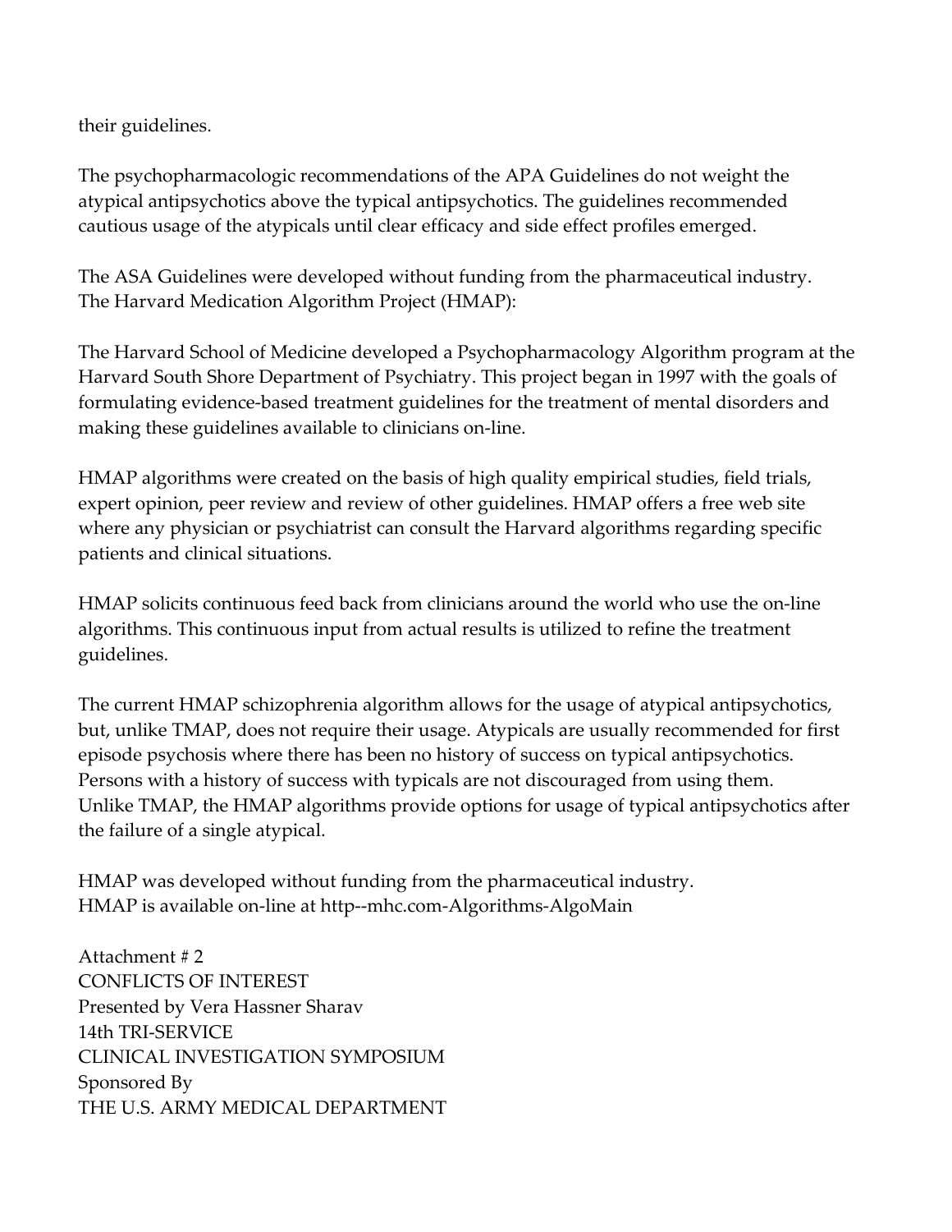their guidelines.

The psychopharmacologic recommendations of the APA Guidelines do not weight the atypical antipsychotics above the typical antipsychotics. The guidelines recommended cautious usage of the atypicals until clear efficacy and side effect profiles emerged.

The ASA Guidelines were developed without funding from the pharmaceutical industry.
The Harvard Medication Algorithm Project (HMAP):

The Harvard School of Medicine developed a Psychopharmacology Algorithm program at the Harvard South Shore Department of Psychiatry. This project began in 1997 with the goals of formulating evidence-based treatment guidelines for the treatment of mental disorders and making these guidelines available to clinicians on-line.

HMAP algorithms were created on the basis of high quality empirical studies, field trials, expert opinion, peer review and review of other guidelines. HMAP offers a free web site where any physician or psychiatrist can consult the Harvard algorithms regarding specific patients and clinical situations.

HMAP solicits continuous feed back from clinicians around the world who use the on-line algorithms. This continuous input from actual results is utilized to refine the treatment guidelines.

The current HMAP schizophrenia algorithm allows for the usage of atypical antipsychotics, but, unlike TMAP, does not require their usage. Atypicals are usually recommended for first episode psychosis where there has been no history of success on typical antipsychotics. Persons with a history of success with typicals are not discouraged from using them.
Unlike TMAP, the HMAP algorithms provide options for usage of typical antipsychotics after the failure of a single atypical.

HMAP was developed without funding from the pharmaceutical industry.
HMAP is available on-line at http--mhc.com-Algorithms-AlgoMain

Attachment # 2
CONFLICTS OF INTEREST
Presented by Vera Hassner Sharav
14th TRI-SERVICE
CLINICAL INVESTIGATION SYMPOSIUM
Sponsored By
THE U.S. ARMY MEDICAL DEPARTMENT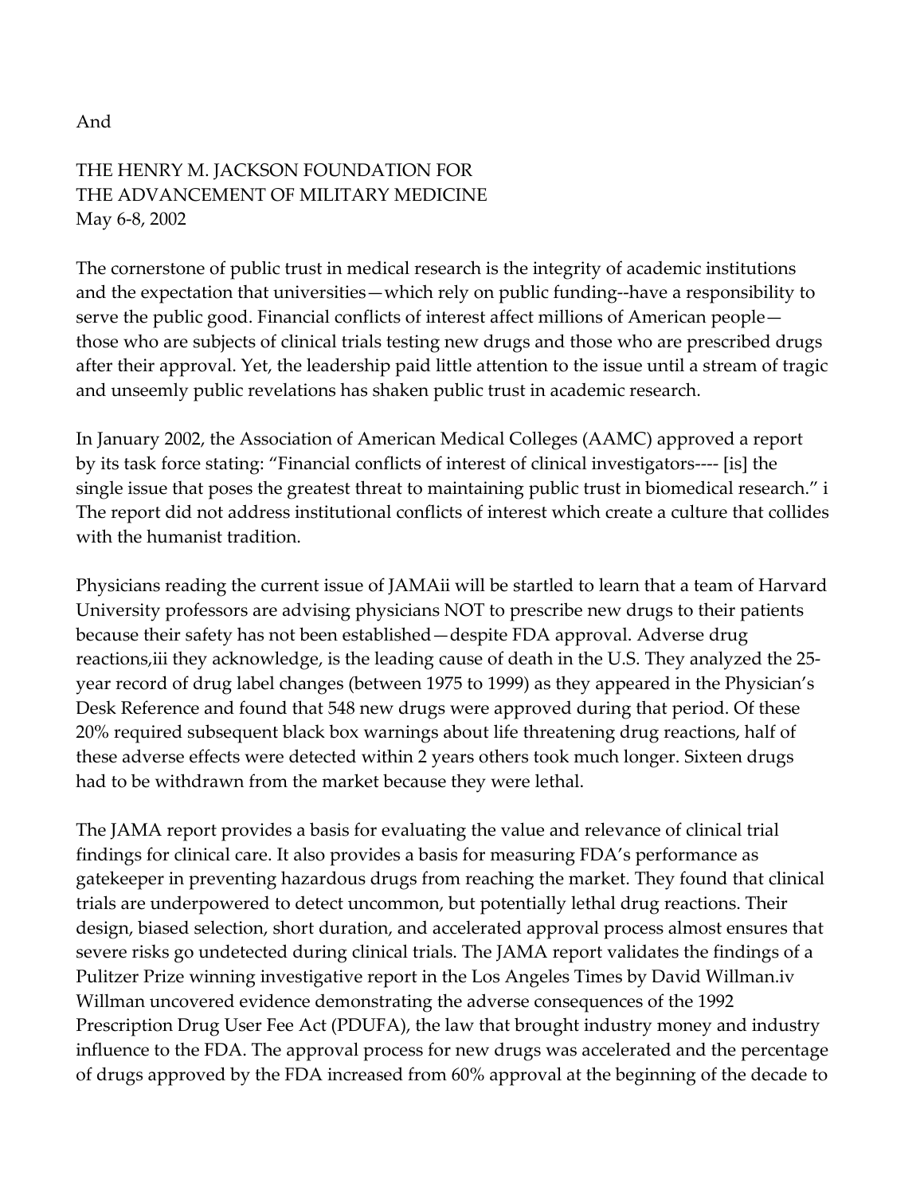And

THE HENRY M. JACKSON FOUNDATION FOR
THE ADVANCEMENT OF MILITARY MEDICINE
May 6-8, 2002

The cornerstone of public trust in medical research is the integrity of academic institutions and the expectation that universities—which rely on public funding--have a responsibility to serve the public good. Financial conflicts of interest affect millions of American people—those who are subjects of clinical trials testing new drugs and those who are prescribed drugs after their approval. Yet, the leadership paid little attention to the issue until a stream of tragic and unseemly public revelations has shaken public trust in academic research.

In January 2002, the Association of American Medical Colleges (AAMC) approved a report by its task force stating: "Financial conflicts of interest of clinical investigators---- [is] the single issue that poses the greatest threat to maintaining public trust in biomedical research." [i] The report did not address institutional conflicts of interest which create a culture that collides with the humanist tradition.

Physicians reading the current issue of JAMA[ii] will be startled to learn that a team of Harvard University professors are advising physicians NOT to prescribe new drugs to their patients because their safety has not been established—despite FDA approval. Adverse drug reactions,[iii] they acknowledge, is the leading cause of death in the U.S. They analyzed the 25-year record of drug label changes (between 1975 to 1999) as they appeared in the Physician's Desk Reference and found that 548 new drugs were approved during that period. Of these 20% required subsequent black box warnings about life threatening drug reactions, half of these adverse effects were detected within 2 years others took much longer. Sixteen drugs had to be withdrawn from the market because they were lethal.

The JAMA report provides a basis for evaluating the value and relevance of clinical trial findings for clinical care. It also provides a basis for measuring FDA's performance as gatekeeper in preventing hazardous drugs from reaching the market. They found that clinical trials are underpowered to detect uncommon, but potentially lethal drug reactions. Their design, biased selection, short duration, and accelerated approval process almost ensures that severe risks go undetected during clinical trials. The JAMA report validates the findings of a Pulitzer Prize winning investigative report in the Los Angeles Times by David Willman.[iv] Willman uncovered evidence demonstrating the adverse consequences of the 1992 Prescription Drug User Fee Act (PDUFA), the law that brought industry money and industry influence to the FDA. The approval process for new drugs was accelerated and the percentage of drugs approved by the FDA increased from 60% approval at the beginning of the decade to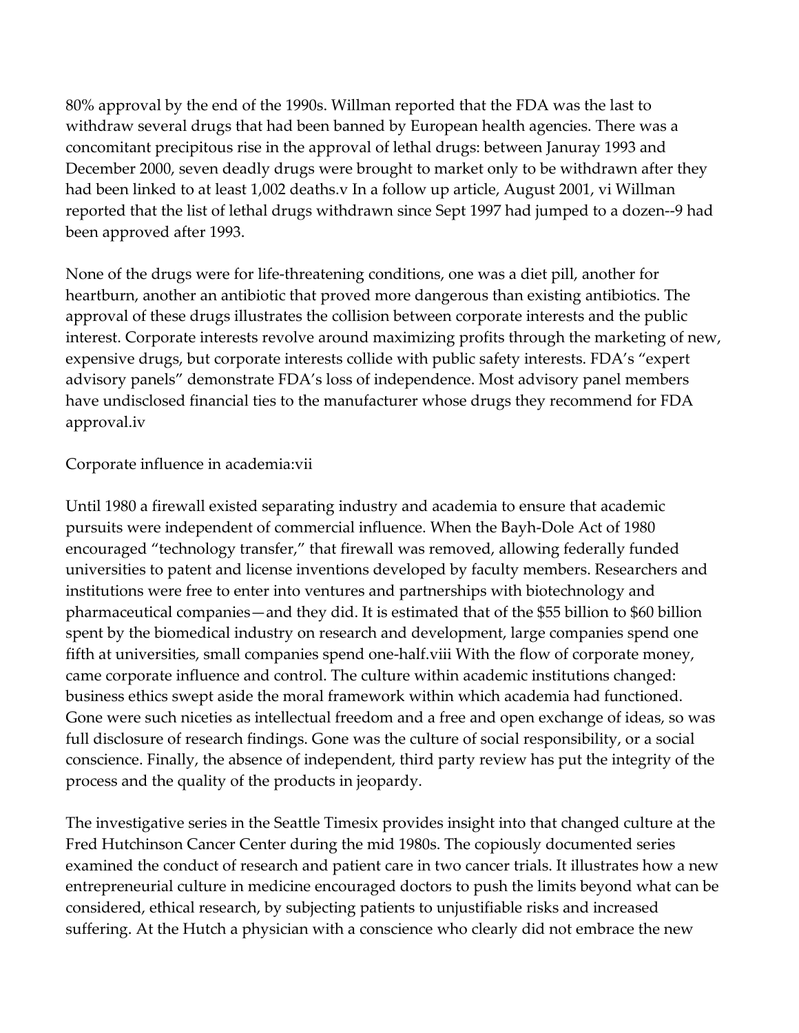80% approval by the end of the 1990s. Willman reported that the FDA was the last to withdraw several drugs that had been banned by European health agencies. There was a concomitant precipitous rise in the approval of lethal drugs: between Januray 1993 and December 2000, seven deadly drugs were brought to market only to be withdrawn after they had been linked to at least 1,002 deaths.v In a follow up article, August 2001, vi Willman reported that the list of lethal drugs withdrawn since Sept 1997 had jumped to a dozen--9 had been approved after 1993.

None of the drugs were for life-threatening conditions, one was a diet pill, another for heartburn, another an antibiotic that proved more dangerous than existing antibiotics. The approval of these drugs illustrates the collision between corporate interests and the public interest. Corporate interests revolve around maximizing profits through the marketing of new, expensive drugs, but corporate interests collide with public safety interests. FDA's "expert advisory panels" demonstrate FDA's loss of independence. Most advisory panel members have undisclosed financial ties to the manufacturer whose drugs they recommend for FDA approval.iv

Corporate influence in academia:vii

Until 1980 a firewall existed separating industry and academia to ensure that academic pursuits were independent of commercial influence. When the Bayh-Dole Act of 1980 encouraged "technology transfer," that firewall was removed, allowing federally funded universities to patent and license inventions developed by faculty members. Researchers and institutions were free to enter into ventures and partnerships with biotechnology and pharmaceutical companies—and they did. It is estimated that of the $55 billion to $60 billion spent by the biomedical industry on research and development, large companies spend one fifth at universities, small companies spend one-half.viii With the flow of corporate money, came corporate influence and control. The culture within academic institutions changed: business ethics swept aside the moral framework within which academia had functioned. Gone were such niceties as intellectual freedom and a free and open exchange of ideas, so was full disclosure of research findings. Gone was the culture of social responsibility, or a social conscience. Finally, the absence of independent, third party review has put the integrity of the process and the quality of the products in jeopardy.

The investigative series in the Seattle Timesix provides insight into that changed culture at the Fred Hutchinson Cancer Center during the mid 1980s. The copiously documented series examined the conduct of research and patient care in two cancer trials. It illustrates how a new entrepreneurial culture in medicine encouraged doctors to push the limits beyond what can be considered, ethical research, by subjecting patients to unjustifiable risks and increased suffering. At the Hutch a physician with a conscience who clearly did not embrace the new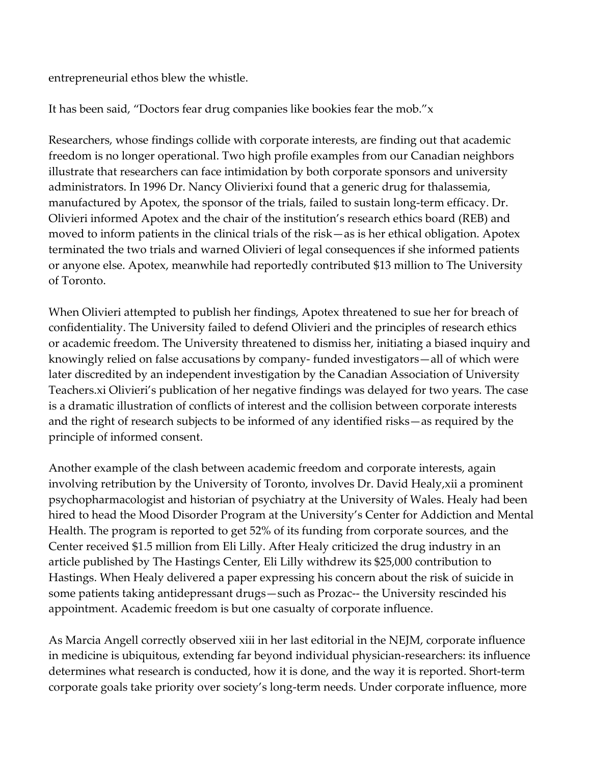entrepreneurial ethos blew the whistle.

It has been said, "Doctors fear drug companies like bookies fear the mob."[x]

Researchers, whose findings collide with corporate interests, are finding out that academic freedom is no longer operational. Two high profile examples from our Canadian neighbors illustrate that researchers can face intimidation by both corporate sponsors and university administrators. In 1996 Dr. Nancy Olivieri[xi] found that a generic drug for thalassemia, manufactured by Apotex, the sponsor of the trials, failed to sustain long-term efficacy. Dr. Olivieri informed Apotex and the chair of the institution's research ethics board (REB) and moved to inform patients in the clinical trials of the risk—as is her ethical obligation. Apotex terminated the two trials and warned Olivieri of legal consequences if she informed patients or anyone else. Apotex, meanwhile had reportedly contributed $13 million to The University of Toronto.

When Olivieri attempted to publish her findings, Apotex threatened to sue her for breach of confidentiality. The University failed to defend Olivieri and the principles of research ethics or academic freedom. The University threatened to dismiss her, initiating a biased inquiry and knowingly relied on false accusations by company- funded investigators—all of which were later discredited by an independent investigation by the Canadian Association of University Teachers.[xi] Olivieri's publication of her negative findings was delayed for two years. The case is a dramatic illustration of conflicts of interest and the collision between corporate interests and the right of research subjects to be informed of any identified risks—as required by the principle of informed consent.

Another example of the clash between academic freedom and corporate interests, again involving retribution by the University of Toronto, involves Dr. David Healy,[xii] a prominent psychopharmacologist and historian of psychiatry at the University of Wales. Healy had been hired to head the Mood Disorder Program at the University's Center for Addiction and Mental Health. The program is reported to get 52% of its funding from corporate sources, and the Center received $1.5 million from Eli Lilly. After Healy criticized the drug industry in an article published by The Hastings Center, Eli Lilly withdrew its $25,000 contribution to Hastings. When Healy delivered a paper expressing his concern about the risk of suicide in some patients taking antidepressant drugs—such as Prozac-- the University rescinded his appointment. Academic freedom is but one casualty of corporate influence.

As Marcia Angell correctly observed [xiii] in her last editorial in the NEJM, corporate influence in medicine is ubiquitous, extending far beyond individual physician-researchers: its influence determines what research is conducted, how it is done, and the way it is reported. Short-term corporate goals take priority over society's long-term needs. Under corporate influence, more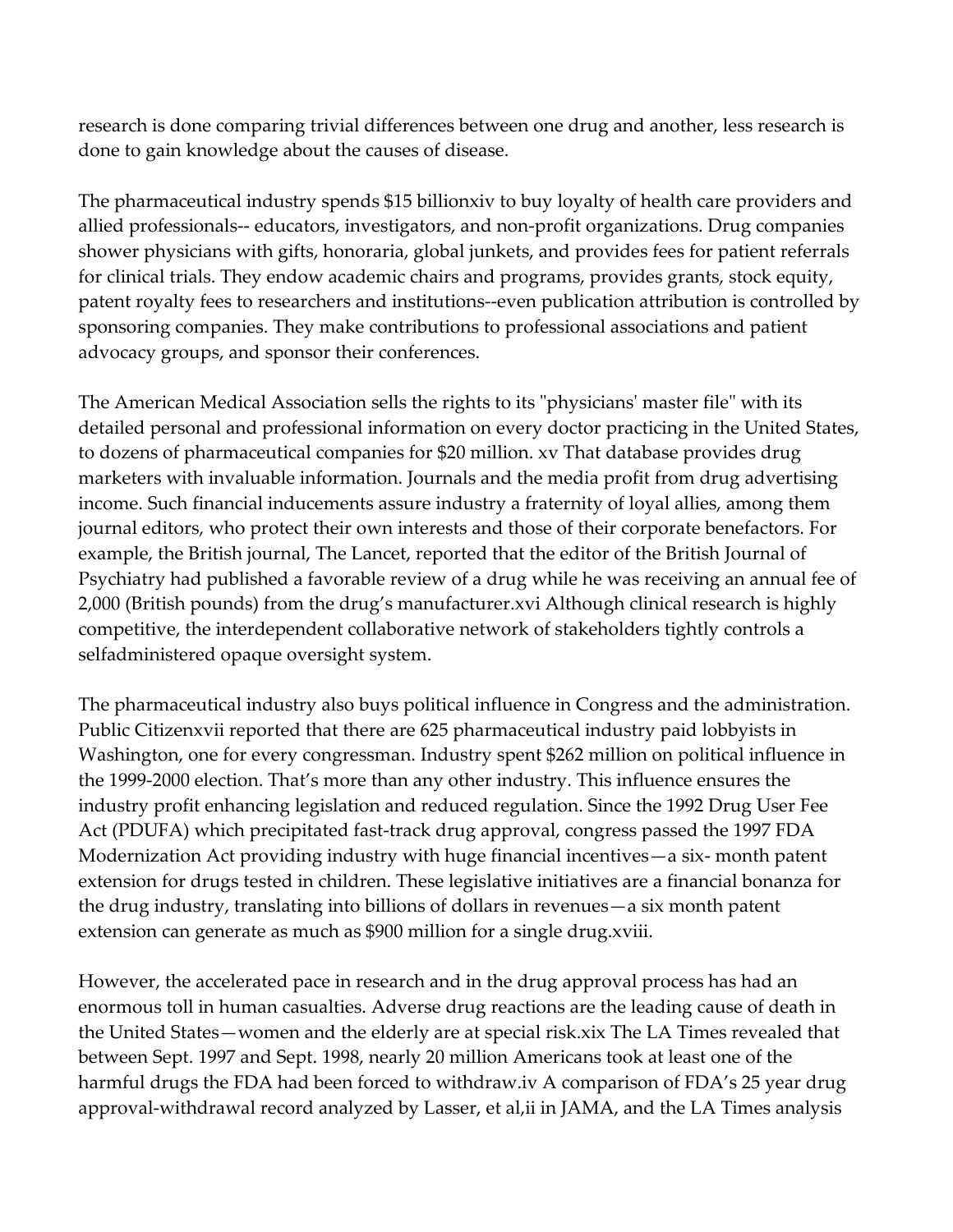research is done comparing trivial differences between one drug and another, less research is done to gain knowledge about the causes of disease.

The pharmaceutical industry spends $15 billion[xiv] to buy loyalty of health care providers and allied professionals-- educators, investigators, and non-profit organizations. Drug companies shower physicians with gifts, honoraria, global junkets, and provides fees for patient referrals for clinical trials. They endow academic chairs and programs, provides grants, stock equity, patent royalty fees to researchers and institutions--even publication attribution is controlled by sponsoring companies. They make contributions to professional associations and patient advocacy groups, and sponsor their conferences.

The American Medical Association sells the rights to its "physicians' master file" with its detailed personal and professional information on every doctor practicing in the United States, to dozens of pharmaceutical companies for $20 million.[xv] That database provides drug marketers with invaluable information. Journals and the media profit from drug advertising income. Such financial inducements assure industry a fraternity of loyal allies, among them journal editors, who protect their own interests and those of their corporate benefactors. For example, the British journal, The Lancet, reported that the editor of the British Journal of Psychiatry had published a favorable review of a drug while he was receiving an annual fee of 2,000 (British pounds) from the drug's manufacturer.[xvi] Although clinical research is highly competitive, the interdependent collaborative network of stakeholders tightly controls a selfadministered opaque oversight system.

The pharmaceutical industry also buys political influence in Congress and the administration. Public Citizen[xvii] reported that there are 625 pharmaceutical industry paid lobbyists in Washington, one for every congressman. Industry spent $262 million on political influence in the 1999-2000 election. That's more than any other industry. This influence ensures the industry profit enhancing legislation and reduced regulation. Since the 1992 Drug User Fee Act (PDUFA) which precipitated fast-track drug approval, congress passed the 1997 FDA Modernization Act providing industry with huge financial incentives—a six- month patent extension for drugs tested in children. These legislative initiatives are a financial bonanza for the drug industry, translating into billions of dollars in revenues—a six month patent extension can generate as much as $900 million for a single drug.[xviii]

However, the accelerated pace in research and in the drug approval process has had an enormous toll in human casualties. Adverse drug reactions are the leading cause of death in the United States—women and the elderly are at special risk.[xix] The LA Times revealed that between Sept. 1997 and Sept. 1998, nearly 20 million Americans took at least one of the harmful drugs the FDA had been forced to withdraw.[iv] A comparison of FDA's 25 year drug approval-withdrawal record analyzed by Lasser, et al,[ii] in JAMA, and the LA Times analysis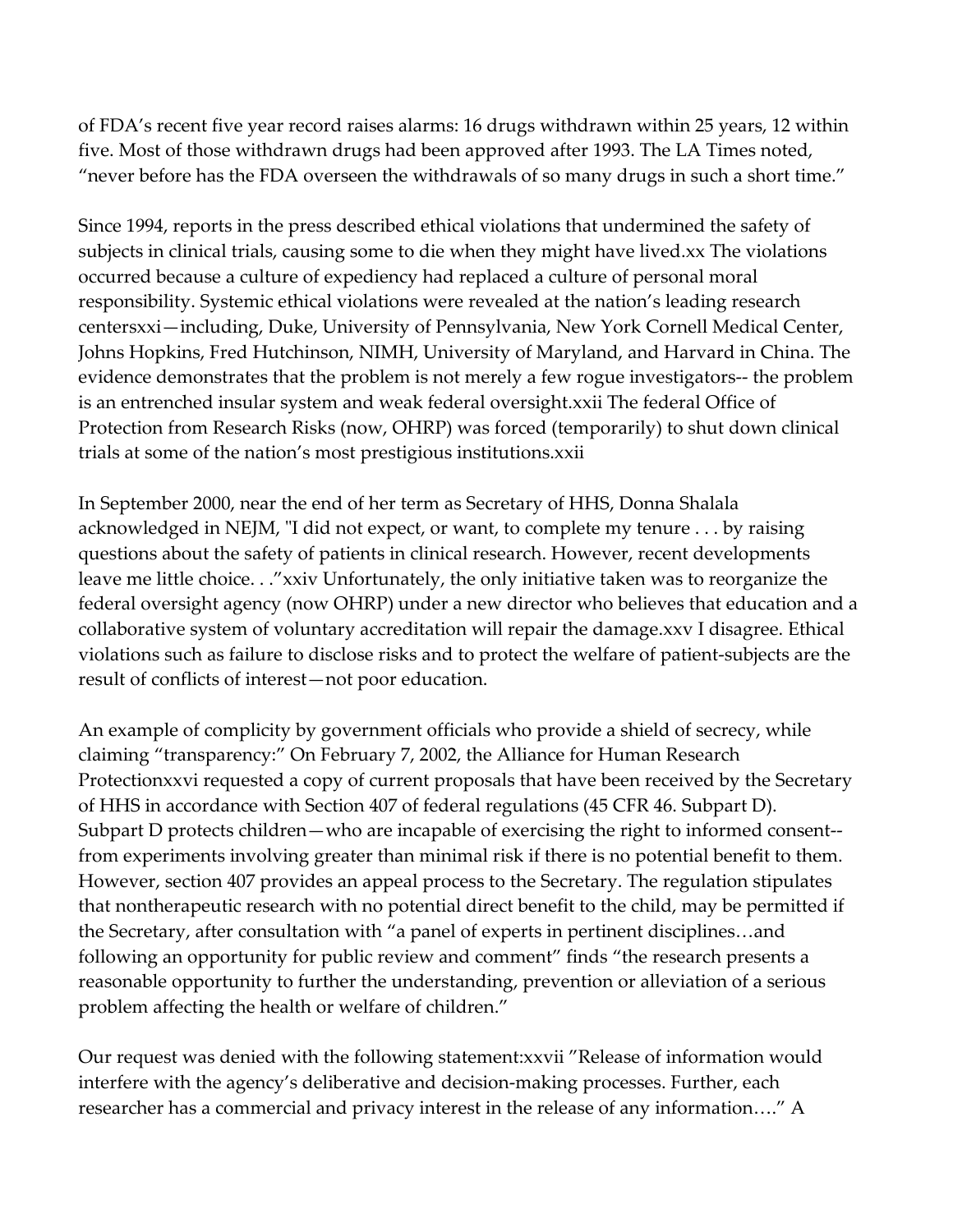of FDA's recent five year record raises alarms: 16 drugs withdrawn within 25 years, 12 within five. Most of those withdrawn drugs had been approved after 1993. The LA Times noted, "never before has the FDA overseen the withdrawals of so many drugs in such a short time."

Since 1994, reports in the press described ethical violations that undermined the safety of subjects in clinical trials, causing some to die when they might have lived.[xx] The violations occurred because a culture of expediency had replaced a culture of personal moral responsibility. Systemic ethical violations were revealed at the nation's leading research centers[xxi]—including, Duke, University of Pennsylvania, New York Cornell Medical Center, Johns Hopkins, Fred Hutchinson, NIMH, University of Maryland, and Harvard in China. The evidence demonstrates that the problem is not merely a few rogue investigators-- the problem is an entrenched insular system and weak federal oversight.[xxii] The federal Office of Protection from Research Risks (now, OHRP) was forced (temporarily) to shut down clinical trials at some of the nation's most prestigious institutions.[xxii]

In September 2000, near the end of her term as Secretary of HHS, Donna Shalala acknowledged in NEJM, "I did not expect, or want, to complete my tenure . . . by raising questions about the safety of patients in clinical research. However, recent developments leave me little choice. . ."[xxiv] Unfortunately, the only initiative taken was to reorganize the federal oversight agency (now OHRP) under a new director who believes that education and a collaborative system of voluntary accreditation will repair the damage.[xxv] I disagree. Ethical violations such as failure to disclose risks and to protect the welfare of patient-subjects are the result of conflicts of interest—not poor education.

An example of complicity by government officials who provide a shield of secrecy, while claiming "transparency:" On February 7, 2002, the Alliance for Human Research Protection[xxvi] requested a copy of current proposals that have been received by the Secretary of HHS in accordance with Section 407 of federal regulations (45 CFR 46. Subpart D). Subpart D protects children—who are incapable of exercising the right to informed consent--from experiments involving greater than minimal risk if there is no potential benefit to them. However, section 407 provides an appeal process to the Secretary. The regulation stipulates that nontherapeutic research with no potential direct benefit to the child, may be permitted if the Secretary, after consultation with "a panel of experts in pertinent disciplines…and following an opportunity for public review and comment" finds "the research presents a reasonable opportunity to further the understanding, prevention or alleviation of a serious problem affecting the health or welfare of children."

Our request was denied with the following statement:[xxvii] "Release of information would interfere with the agency's deliberative and decision-making processes. Further, each researcher has a commercial and privacy interest in the release of any information…." A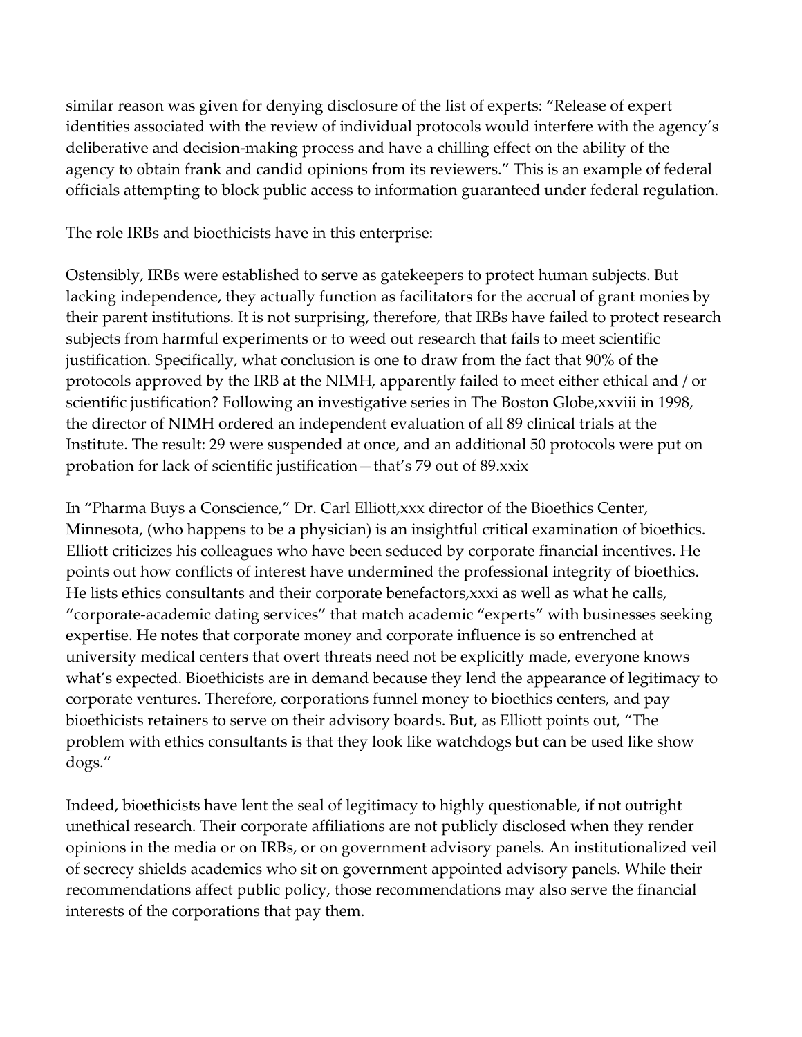similar reason was given for denying disclosure of the list of experts: "Release of expert identities associated with the review of individual protocols would interfere with the agency's deliberative and decision-making process and have a chilling effect on the ability of the agency to obtain frank and candid opinions from its reviewers." This is an example of federal officials attempting to block public access to information guaranteed under federal regulation.

The role IRBs and bioethicists have in this enterprise:

Ostensibly, IRBs were established to serve as gatekeepers to protect human subjects. But lacking independence, they actually function as facilitators for the accrual of grant monies by their parent institutions. It is not surprising, therefore, that IRBs have failed to protect research subjects from harmful experiments or to weed out research that fails to meet scientific justification. Specifically, what conclusion is one to draw from the fact that 90% of the protocols approved by the IRB at the NIMH, apparently failed to meet either ethical and / or scientific justification? Following an investigative series in The Boston Globe,[xxviii] in 1998, the director of NIMH ordered an independent evaluation of all 89 clinical trials at the Institute. The result: 29 were suspended at once, and an additional 50 protocols were put on probation for lack of scientific justification—that's 79 out of 89.[xxix]

In "Pharma Buys a Conscience," Dr. Carl Elliott,[xxx] director of the Bioethics Center, Minnesota, (who happens to be a physician) is an insightful critical examination of bioethics. Elliott criticizes his colleagues who have been seduced by corporate financial incentives. He points out how conflicts of interest have undermined the professional integrity of bioethics. He lists ethics consultants and their corporate benefactors,[xxxi] as well as what he calls, "corporate-academic dating services" that match academic "experts" with businesses seeking expertise. He notes that corporate money and corporate influence is so entrenched at university medical centers that overt threats need not be explicitly made, everyone knows what's expected. Bioethicists are in demand because they lend the appearance of legitimacy to corporate ventures. Therefore, corporations funnel money to bioethics centers, and pay bioethicists retainers to serve on their advisory boards. But, as Elliott points out, "The problem with ethics consultants is that they look like watchdogs but can be used like show dogs."

Indeed, bioethicists have lent the seal of legitimacy to highly questionable, if not outright unethical research. Their corporate affiliations are not publicly disclosed when they render opinions in the media or on IRBs, or on government advisory panels. An institutionalized veil of secrecy shields academics who sit on government appointed advisory panels. While their recommendations affect public policy, those recommendations may also serve the financial interests of the corporations that pay them.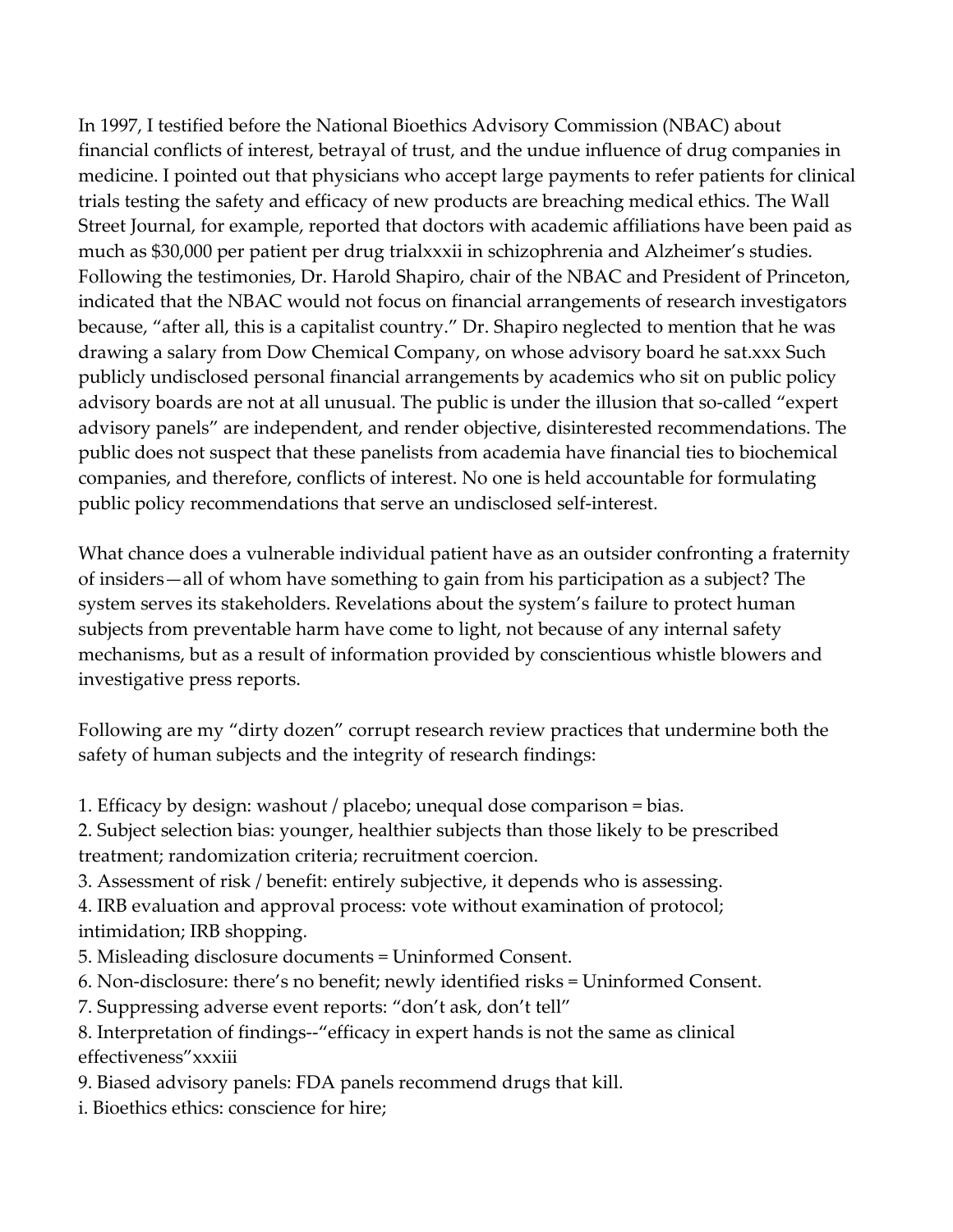In 1997, I testified before the National Bioethics Advisory Commission (NBAC) about financial conflicts of interest, betrayal of trust, and the undue influence of drug companies in medicine. I pointed out that physicians who accept large payments to refer patients for clinical trials testing the safety and efficacy of new products are breaching medical ethics. The Wall Street Journal, for example, reported that doctors with academic affiliations have been paid as much as $30,000 per patient per drug trial[xxxii] in schizophrenia and Alzheimer's studies. Following the testimonies, Dr. Harold Shapiro, chair of the NBAC and President of Princeton, indicated that the NBAC would not focus on financial arrangements of research investigators because, "after all, this is a capitalist country." Dr. Shapiro neglected to mention that he was drawing a salary from Dow Chemical Company, on whose advisory board he sat.[xxx] Such publicly undisclosed personal financial arrangements by academics who sit on public policy advisory boards are not at all unusual. The public is under the illusion that so-called "expert advisory panels" are independent, and render objective, disinterested recommendations. The public does not suspect that these panelists from academia have financial ties to biochemical companies, and therefore, conflicts of interest. No one is held accountable for formulating public policy recommendations that serve an undisclosed self-interest.

What chance does a vulnerable individual patient have as an outsider confronting a fraternity of insiders—all of whom have something to gain from his participation as a subject? The system serves its stakeholders. Revelations about the system's failure to protect human subjects from preventable harm have come to light, not because of any internal safety mechanisms, but as a result of information provided by conscientious whistle blowers and investigative press reports.

Following are my "dirty dozen" corrupt research review practices that undermine both the safety of human subjects and the integrity of research findings:

1. Efficacy by design: washout / placebo; unequal dose comparison = bias.
2. Subject selection bias: younger, healthier subjects than those likely to be prescribed treatment; randomization criteria; recruitment coercion.
3. Assessment of risk / benefit: entirely subjective, it depends who is assessing.
4. IRB evaluation and approval process: vote without examination of protocol; intimidation; IRB shopping.
5. Misleading disclosure documents = Uninformed Consent.
6. Non-disclosure: there's no benefit; newly identified risks = Uninformed Consent.
7. Suppressing adverse event reports: "don't ask, don't tell"
8. Interpretation of findings--"efficacy in expert hands is not the same as clinical effectiveness"[xxxiii]
9. Biased advisory panels: FDA panels recommend drugs that kill.

i. Bioethics ethics: conscience for hire;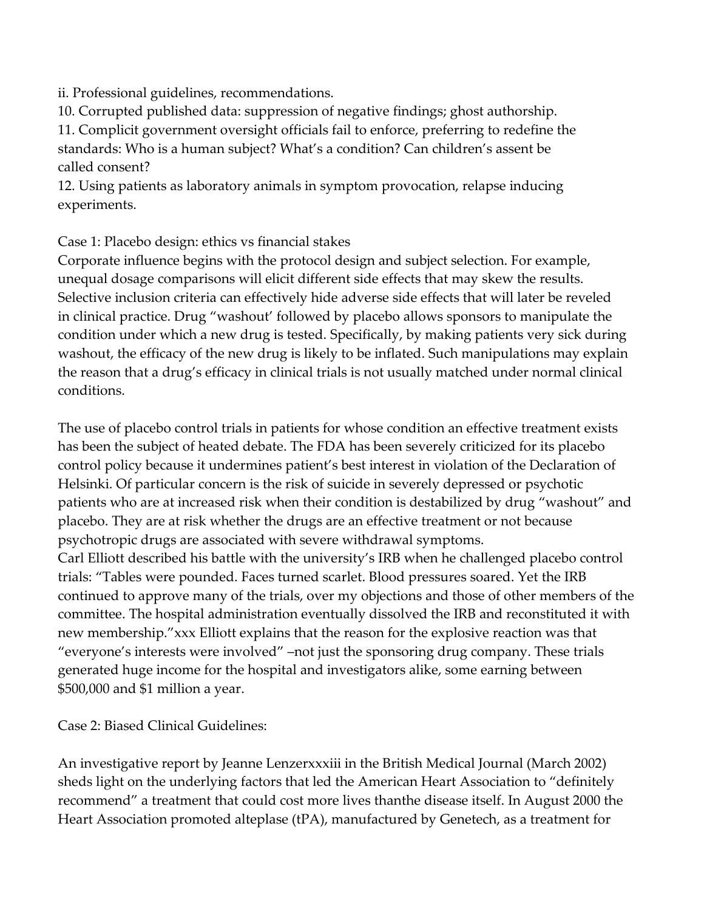ii. Professional guidelines, recommendations.

10. Corrupted published data: suppression of negative findings; ghost authorship.

11. Complicit government oversight officials fail to enforce, preferring to redefine the standards: Who is a human subject? What's a condition? Can children's assent be called consent?

12. Using patients as laboratory animals in symptom provocation, relapse inducing experiments.

Case 1: Placebo design: ethics vs financial stakes

Corporate influence begins with the protocol design and subject selection. For example, unequal dosage comparisons will elicit different side effects that may skew the results. Selective inclusion criteria can effectively hide adverse side effects that will later be reveled in clinical practice. Drug "washout' followed by placebo allows sponsors to manipulate the condition under which a new drug is tested. Specifically, by making patients very sick during washout, the efficacy of the new drug is likely to be inflated. Such manipulations may explain the reason that a drug's efficacy in clinical trials is not usually matched under normal clinical conditions.

The use of placebo control trials in patients for whose condition an effective treatment exists has been the subject of heated debate. The FDA has been severely criticized for its placebo control policy because it undermines patient's best interest in violation of the Declaration of Helsinki. Of particular concern is the risk of suicide in severely depressed or psychotic patients who are at increased risk when their condition is destabilized by drug "washout" and placebo. They are at risk whether the drugs are an effective treatment or not because psychotropic drugs are associated with severe withdrawal symptoms.

Carl Elliott described his battle with the university's IRB when he challenged placebo control trials: "Tables were pounded. Faces turned scarlet. Blood pressures soared. Yet the IRB continued to approve many of the trials, over my objections and those of other members of the committee. The hospital administration eventually dissolved the IRB and reconstituted it with new membership."[xxx] Elliott explains that the reason for the explosive reaction was that "everyone's interests were involved" –not just the sponsoring drug company. These trials generated huge income for the hospital and investigators alike, some earning between $500,000 and $1 million a year.

Case 2: Biased Clinical Guidelines:

An investigative report by Jeanne Lenzer[xxxiii] in the British Medical Journal (March 2002) sheds light on the underlying factors that led the American Heart Association to "definitely recommend" a treatment that could cost more lives thanthe disease itself. In August 2000 the Heart Association promoted alteplase (tPA), manufactured by Genetech, as a treatment for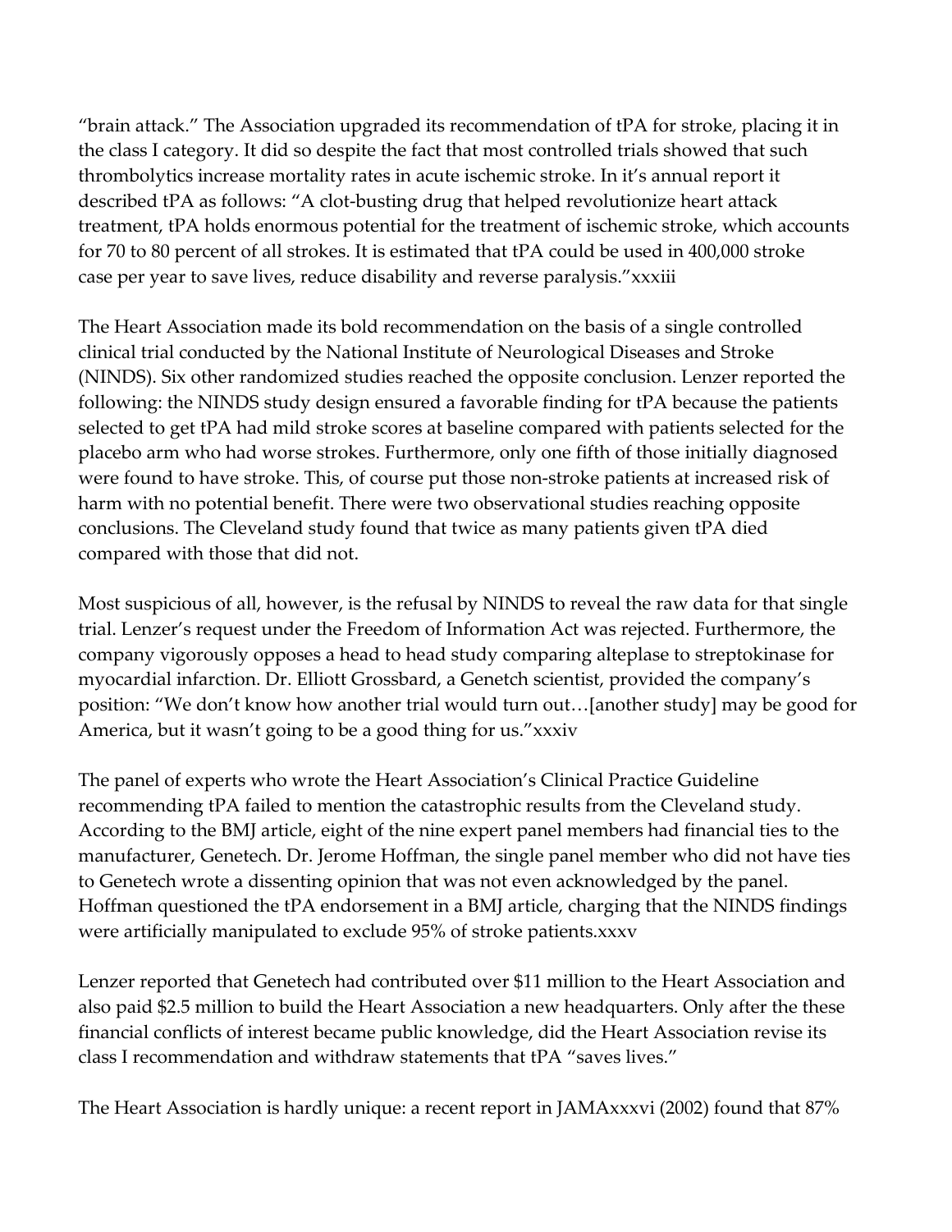"brain attack." The Association upgraded its recommendation of tPA for stroke, placing it in the class I category. It did so despite the fact that most controlled trials showed that such thrombolytics increase mortality rates in acute ischemic stroke. In it's annual report it described tPA as follows: "A clot-busting drug that helped revolutionize heart attack treatment, tPA holds enormous potential for the treatment of ischemic stroke, which accounts for 70 to 80 percent of all strokes. It is estimated that tPA could be used in 400,000 stroke case per year to save lives, reduce disability and reverse paralysis."[xxxiii]

The Heart Association made its bold recommendation on the basis of a single controlled clinical trial conducted by the National Institute of Neurological Diseases and Stroke (NINDS). Six other randomized studies reached the opposite conclusion. Lenzer reported the following: the NINDS study design ensured a favorable finding for tPA because the patients selected to get tPA had mild stroke scores at baseline compared with patients selected for the placebo arm who had worse strokes. Furthermore, only one fifth of those initially diagnosed were found to have stroke. This, of course put those non-stroke patients at increased risk of harm with no potential benefit. There were two observational studies reaching opposite conclusions. The Cleveland study found that twice as many patients given tPA died compared with those that did not.

Most suspicious of all, however, is the refusal by NINDS to reveal the raw data for that single trial. Lenzer's request under the Freedom of Information Act was rejected. Furthermore, the company vigorously opposes a head to head study comparing alteplase to streptokinase for myocardial infarction. Dr. Elliott Grossbard, a Genetch scientist, provided the company's position: "We don't know how another trial would turn out…[another study] may be good for America, but it wasn't going to be a good thing for us."[xxxiv]

The panel of experts who wrote the Heart Association's Clinical Practice Guideline recommending tPA failed to mention the catastrophic results from the Cleveland study. According to the BMJ article, eight of the nine expert panel members had financial ties to the manufacturer, Genetech. Dr. Jerome Hoffman, the single panel member who did not have ties to Genetech wrote a dissenting opinion that was not even acknowledged by the panel. Hoffman questioned the tPA endorsement in a BMJ article, charging that the NINDS findings were artificially manipulated to exclude 95% of stroke patients.[xxxv]

Lenzer reported that Genetech had contributed over $11 million to the Heart Association and also paid $2.5 million to build the Heart Association a new headquarters. Only after the these financial conflicts of interest became public knowledge, did the Heart Association revise its class I recommendation and withdraw statements that tPA "saves lives."

The Heart Association is hardly unique: a recent report in JAMA[xxxvi] (2002) found that 87%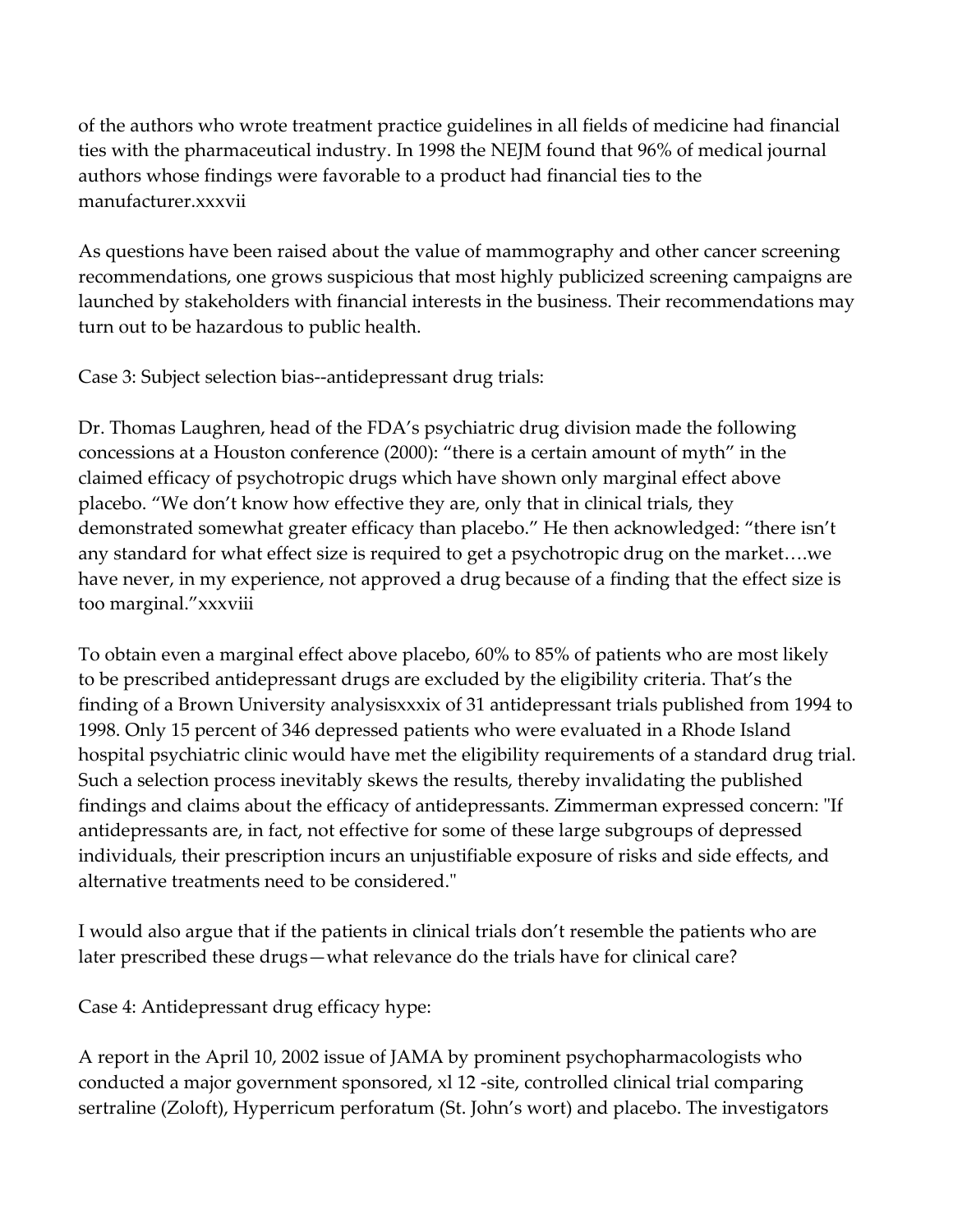of the authors who wrote treatment practice guidelines in all fields of medicine had financial ties with the pharmaceutical industry. In 1998 the NEJM found that 96% of medical journal authors whose findings were favorable to a product had financial ties to the manufacturer.[xxxvii]

As questions have been raised about the value of mammography and other cancer screening recommendations, one grows suspicious that most highly publicized screening campaigns are launched by stakeholders with financial interests in the business. Their recommendations may turn out to be hazardous to public health.

Case 3: Subject selection bias--antidepressant drug trials:

Dr. Thomas Laughren, head of the FDA's psychiatric drug division made the following concessions at a Houston conference (2000): "there is a certain amount of myth" in the claimed efficacy of psychotropic drugs which have shown only marginal effect above placebo. "We don't know how effective they are, only that in clinical trials, they demonstrated somewhat greater efficacy than placebo." He then acknowledged: "there isn't any standard for what effect size is required to get a psychotropic drug on the market….we have never, in my experience, not approved a drug because of a finding that the effect size is too marginal."[xxxviii]

To obtain even a marginal effect above placebo, 60% to 85% of patients who are most likely to be prescribed antidepressant drugs are excluded by the eligibility criteria. That's the finding of a Brown University analysis[xxxix] of 31 antidepressant trials published from 1994 to 1998. Only 15 percent of 346 depressed patients who were evaluated in a Rhode Island hospital psychiatric clinic would have met the eligibility requirements of a standard drug trial. Such a selection process inevitably skews the results, thereby invalidating the published findings and claims about the efficacy of antidepressants. Zimmerman expressed concern: "If antidepressants are, in fact, not effective for some of these large subgroups of depressed individuals, their prescription incurs an unjustifiable exposure of risks and side effects, and alternative treatments need to be considered."

I would also argue that if the patients in clinical trials don't resemble the patients who are later prescribed these drugs—what relevance do the trials have for clinical care?

Case 4: Antidepressant drug efficacy hype:

A report in the April 10, 2002 issue of JAMA by prominent psychopharmacologists who conducted a major government sponsored,[xl] 12 -site, controlled clinical trial comparing sertraline (Zoloft), Hyperricum perforatum (St. John's wort) and placebo. The investigators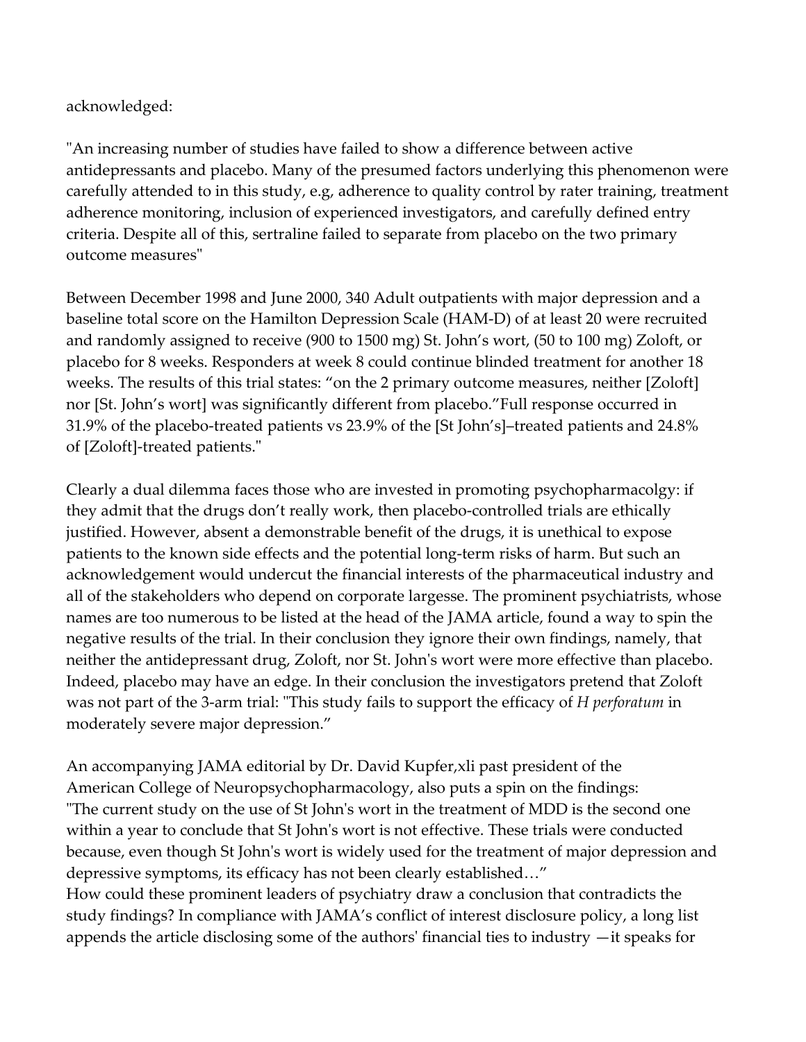acknowledged:

"An increasing number of studies have failed to show a difference between active antidepressants and placebo. Many of the presumed factors underlying this phenomenon were carefully attended to in this study, e.g, adherence to quality control by rater training, treatment adherence monitoring, inclusion of experienced investigators, and carefully defined entry criteria. Despite all of this, sertraline failed to separate from placebo on the two primary outcome measures"

Between December 1998 and June 2000, 340 Adult outpatients with major depression and a baseline total score on the Hamilton Depression Scale (HAM-D) of at least 20 were recruited and randomly assigned to receive (900 to 1500 mg) St. John's wort, (50 to 100 mg) Zoloft, or placebo for 8 weeks. Responders at week 8 could continue blinded treatment for another 18 weeks. The results of this trial states: "on the 2 primary outcome measures, neither [Zoloft] nor [St. John's wort] was significantly different from placebo."Full response occurred in 31.9% of the placebo-treated patients vs 23.9% of the [St John's]–treated patients and 24.8% of [Zoloft]-treated patients."

Clearly a dual dilemma faces those who are invested in promoting psychopharmacolgy: if they admit that the drugs don't really work, then placebo-controlled trials are ethically justified. However, absent a demonstrable benefit of the drugs, it is unethical to expose patients to the known side effects and the potential long-term risks of harm. But such an acknowledgement would undercut the financial interests of the pharmaceutical industry and all of the stakeholders who depend on corporate largesse. The prominent psychiatrists, whose names are too numerous to be listed at the head of the JAMA article, found a way to spin the negative results of the trial. In their conclusion they ignore their own findings, namely, that neither the antidepressant drug, Zoloft, nor St. John's wort were more effective than placebo. Indeed, placebo may have an edge. In their conclusion the investigators pretend that Zoloft was not part of the 3-arm trial: "This study fails to support the efficacy of *H perforatum* in moderately severe major depression."

An accompanying JAMA editorial by Dr. David Kupfer,xli past president of the American College of Neuropsychopharmacology, also puts a spin on the findings: "The current study on the use of St John's wort in the treatment of MDD is the second one within a year to conclude that St John's wort is not effective. These trials were conducted because, even though St John's wort is widely used for the treatment of major depression and depressive symptoms, its efficacy has not been clearly established…"

How could these prominent leaders of psychiatry draw a conclusion that contradicts the study findings? In compliance with JAMA's conflict of interest disclosure policy, a long list appends the article disclosing some of the authors' financial ties to industry —it speaks for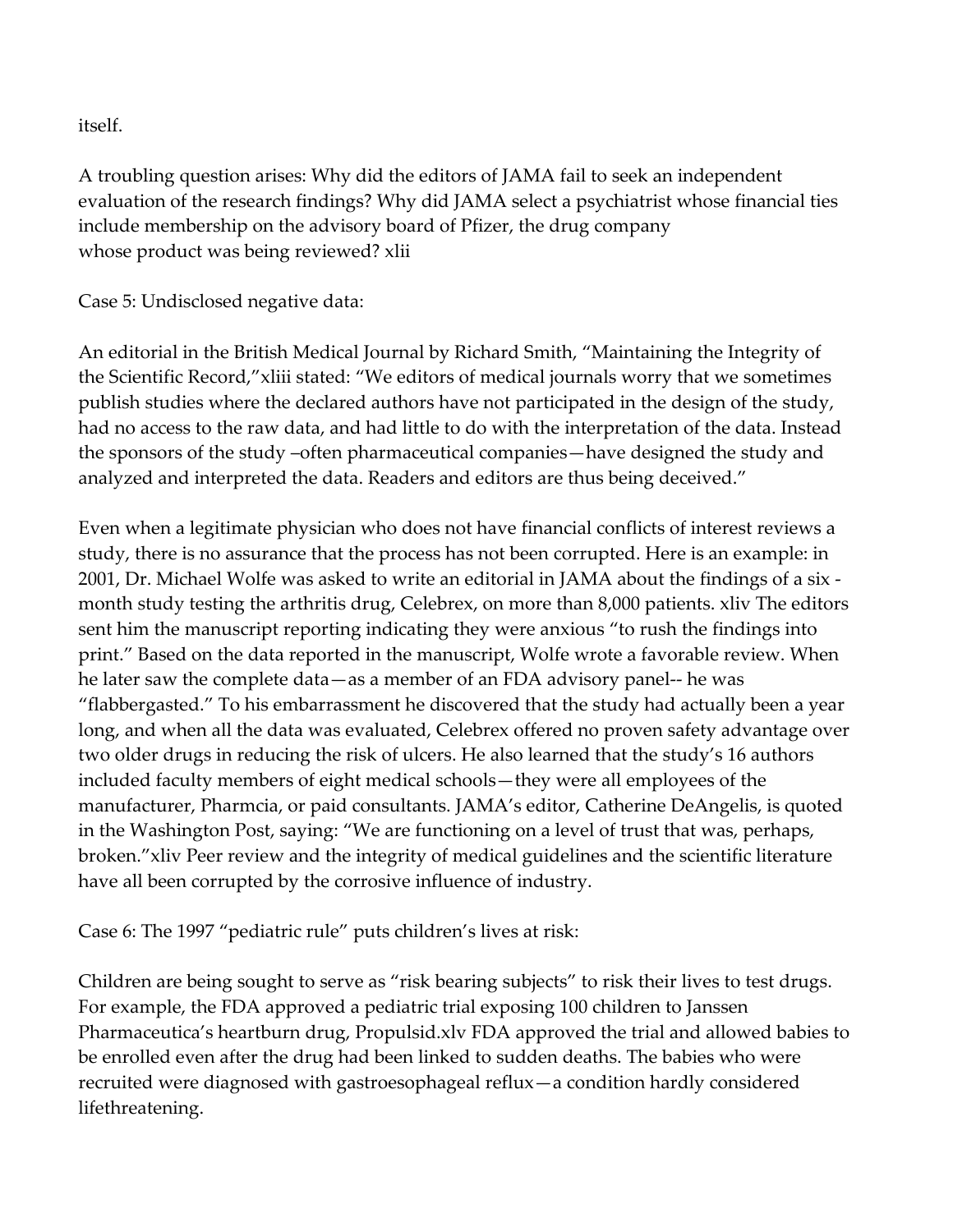itself.

A troubling question arises: Why did the editors of JAMA fail to seek an independent evaluation of the research findings? Why did JAMA select a psychiatrist whose financial ties include membership on the advisory board of Pfizer, the drug company whose product was being reviewed? xlii

Case 5: Undisclosed negative data:

An editorial in the British Medical Journal by Richard Smith, "Maintaining the Integrity of the Scientific Record,"xliii stated: "We editors of medical journals worry that we sometimes publish studies where the declared authors have not participated in the design of the study, had no access to the raw data, and had little to do with the interpretation of the data. Instead the sponsors of the study –often pharmaceutical companies—have designed the study and analyzed and interpreted the data. Readers and editors are thus being deceived."

Even when a legitimate physician who does not have financial conflicts of interest reviews a study, there is no assurance that the process has not been corrupted. Here is an example: in 2001, Dr. Michael Wolfe was asked to write an editorial in JAMA about the findings of a six - month study testing the arthritis drug, Celebrex, on more than 8,000 patients. xliv The editors sent him the manuscript reporting indicating they were anxious "to rush the findings into print." Based on the data reported in the manuscript, Wolfe wrote a favorable review. When he later saw the complete data—as a member of an FDA advisory panel-- he was "flabbergasted." To his embarrassment he discovered that the study had actually been a year long, and when all the data was evaluated, Celebrex offered no proven safety advantage over two older drugs in reducing the risk of ulcers. He also learned that the study's 16 authors included faculty members of eight medical schools—they were all employees of the manufacturer, Pharmcia, or paid consultants. JAMA's editor, Catherine DeAngelis, is quoted in the Washington Post, saying: "We are functioning on a level of trust that was, perhaps, broken."xliv Peer review and the integrity of medical guidelines and the scientific literature have all been corrupted by the corrosive influence of industry.

Case 6: The 1997 "pediatric rule" puts children's lives at risk:

Children are being sought to serve as "risk bearing subjects" to risk their lives to test drugs. For example, the FDA approved a pediatric trial exposing 100 children to Janssen Pharmaceutica's heartburn drug, Propulsid.xlv FDA approved the trial and allowed babies to be enrolled even after the drug had been linked to sudden deaths. The babies who were recruited were diagnosed with gastroesophageal reflux—a condition hardly considered lifethreatening.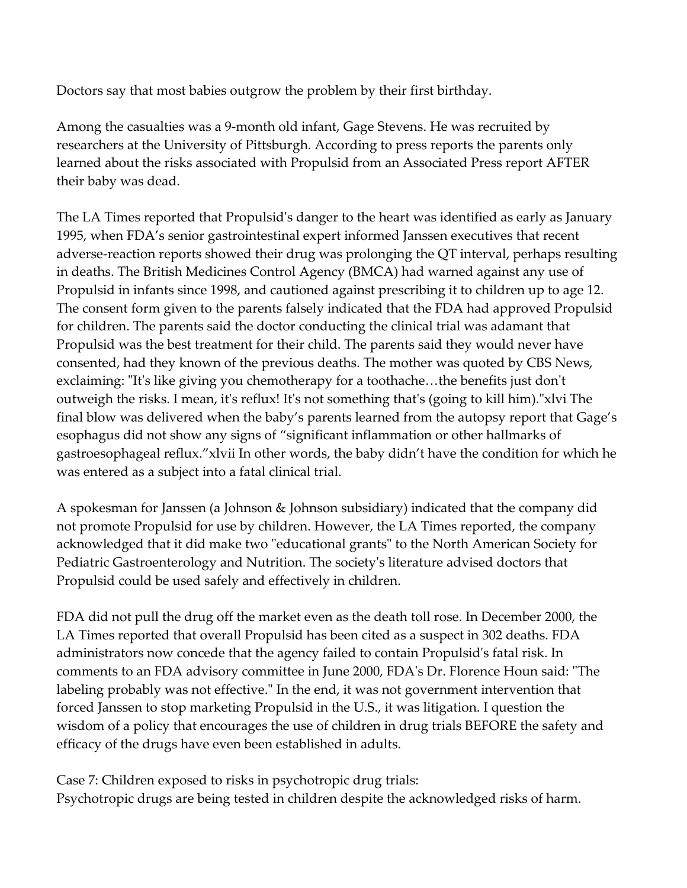Doctors say that most babies outgrow the problem by their first birthday.

Among the casualties was a 9-month old infant, Gage Stevens. He was recruited by researchers at the University of Pittsburgh. According to press reports the parents only learned about the risks associated with Propulsid from an Associated Press report AFTER their baby was dead.

The LA Times reported that Propulsid's danger to the heart was identified as early as January 1995, when FDA's senior gastrointestinal expert informed Janssen executives that recent adverse-reaction reports showed their drug was prolonging the QT interval, perhaps resulting in deaths. The British Medicines Control Agency (BMCA) had warned against any use of Propulsid in infants since 1998, and cautioned against prescribing it to children up to age 12. The consent form given to the parents falsely indicated that the FDA had approved Propulsid for children. The parents said the doctor conducting the clinical trial was adamant that Propulsid was the best treatment for their child. The parents said they would never have consented, had they known of the previous deaths. The mother was quoted by CBS News, exclaiming: "It's like giving you chemotherapy for a toothache…the benefits just don't outweigh the risks. I mean, it's reflux! It's not something that's (going to kill him)."[xlvi] The final blow was delivered when the baby's parents learned from the autopsy report that Gage's esophagus did not show any signs of "significant inflammation or other hallmarks of gastroesophageal reflux."[xlvii] In other words, the baby didn't have the condition for which he was entered as a subject into a fatal clinical trial.

A spokesman for Janssen (a Johnson & Johnson subsidiary) indicated that the company did not promote Propulsid for use by children. However, the LA Times reported, the company acknowledged that it did make two "educational grants" to the North American Society for Pediatric Gastroenterology and Nutrition. The society's literature advised doctors that Propulsid could be used safely and effectively in children.

FDA did not pull the drug off the market even as the death toll rose. In December 2000, the LA Times reported that overall Propulsid has been cited as a suspect in 302 deaths. FDA administrators now concede that the agency failed to contain Propulsid's fatal risk. In comments to an FDA advisory committee in June 2000, FDA's Dr. Florence Houn said: "The labeling probably was not effective." In the end, it was not government intervention that forced Janssen to stop marketing Propulsid in the U.S., it was litigation. I question the wisdom of a policy that encourages the use of children in drug trials BEFORE the safety and efficacy of the drugs have even been established in adults.

Case 7: Children exposed to risks in psychotropic drug trials:
Psychotropic drugs are being tested in children despite the acknowledged risks of harm.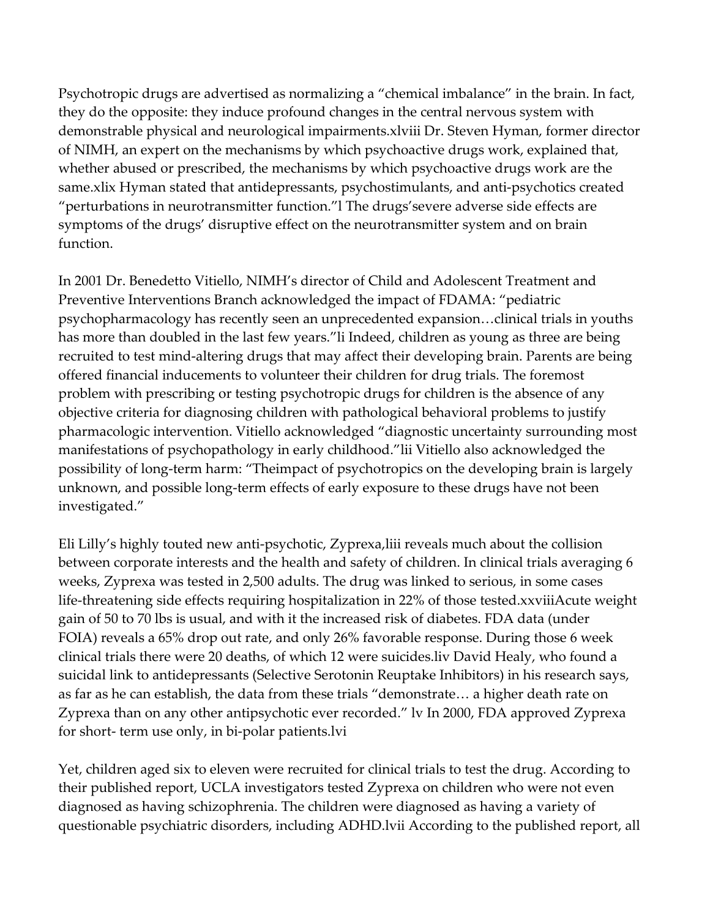Psychotropic drugs are advertised as normalizing a "chemical imbalance" in the brain. In fact, they do the opposite: they induce profound changes in the central nervous system with demonstrable physical and neurological impairments.[xlviii] Dr. Steven Hyman, former director of NIMH, an expert on the mechanisms by which psychoactive drugs work, explained that, whether abused or prescribed, the mechanisms by which psychoactive drugs work are the same.[xlix] Hyman stated that antidepressants, psychostimulants, and anti-psychotics created "perturbations in neurotransmitter function."[l] The drugs'severe adverse side effects are symptoms of the drugs' disruptive effect on the neurotransmitter system and on brain function.

In 2001 Dr. Benedetto Vitiello, NIMH's director of Child and Adolescent Treatment and Preventive Interventions Branch acknowledged the impact of FDAMA: "pediatric psychopharmacology has recently seen an unprecedented expansion…clinical trials in youths has more than doubled in the last few years."[li] Indeed, children as young as three are being recruited to test mind-altering drugs that may affect their developing brain. Parents are being offered financial inducements to volunteer their children for drug trials. The foremost problem with prescribing or testing psychotropic drugs for children is the absence of any objective criteria for diagnosing children with pathological behavioral problems to justify pharmacologic intervention. Vitiello acknowledged "diagnostic uncertainty surrounding most manifestations of psychopathology in early childhood."[lii] Vitiello also acknowledged the possibility of long-term harm: "Theimpact of psychotropics on the developing brain is largely unknown, and possible long-term effects of early exposure to these drugs have not been investigated."

Eli Lilly's highly touted new anti-psychotic, Zyprexa,[liii] reveals much about the collision between corporate interests and the health and safety of children. In clinical trials averaging 6 weeks, Zyprexa was tested in 2,500 adults. The drug was linked to serious, in some cases life-threatening side effects requiring hospitalization in 22% of those tested.[xxviii]Acute weight gain of 50 to 70 lbs is usual, and with it the increased risk of diabetes. FDA data (under FOIA) reveals a 65% drop out rate, and only 26% favorable response. During those 6 week clinical trials there were 20 deaths, of which 12 were suicides.[liv] David Healy, who found a suicidal link to antidepressants (Selective Serotonin Reuptake Inhibitors) in his research says, as far as he can establish, the data from these trials "demonstrate… a higher death rate on Zyprexa than on any other antipsychotic ever recorded." [lv] In 2000, FDA approved Zyprexa for short- term use only, in bi-polar patients.[lvi]

Yet, children aged six to eleven were recruited for clinical trials to test the drug. According to their published report, UCLA investigators tested Zyprexa on children who were not even diagnosed as having schizophrenia. The children were diagnosed as having a variety of questionable psychiatric disorders, including ADHD.[lvii] According to the published report, all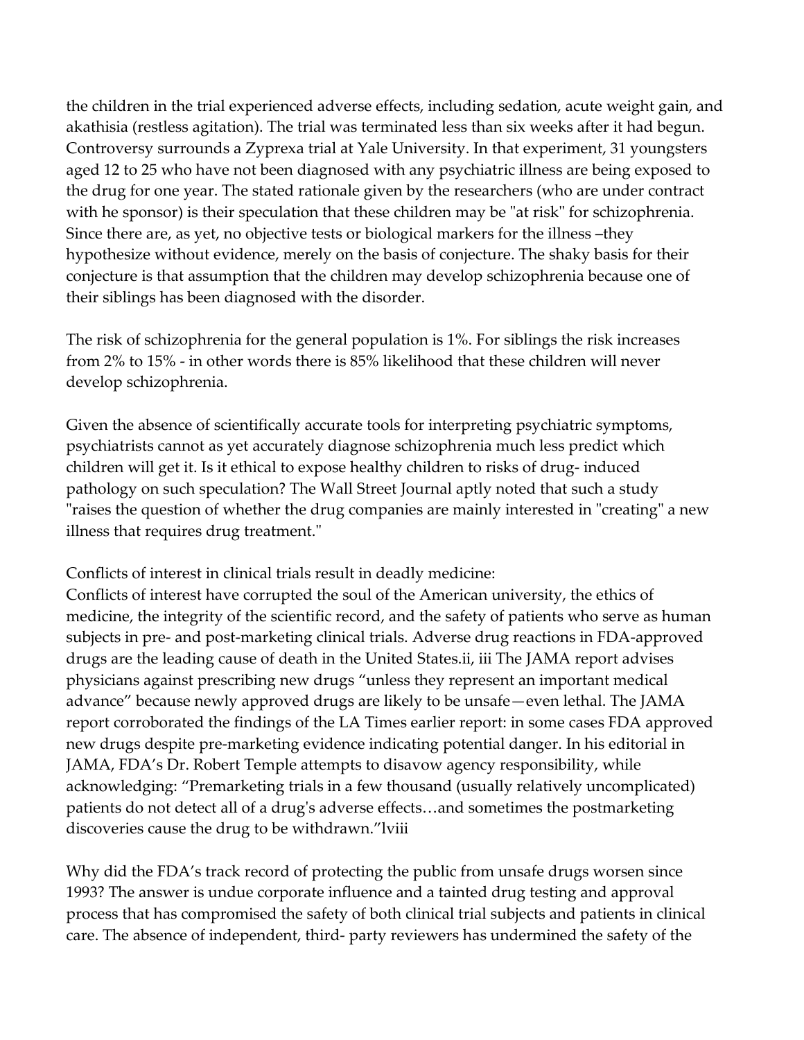the children in the trial experienced adverse effects, including sedation, acute weight gain, and akathisia (restless agitation). The trial was terminated less than six weeks after it had begun. Controversy surrounds a Zyprexa trial at Yale University. In that experiment, 31 youngsters aged 12 to 25 who have not been diagnosed with any psychiatric illness are being exposed to the drug for one year. The stated rationale given by the researchers (who are under contract with he sponsor) is their speculation that these children may be "at risk" for schizophrenia. Since there are, as yet, no objective tests or biological markers for the illness –they hypothesize without evidence, merely on the basis of conjecture. The shaky basis for their conjecture is that assumption that the children may develop schizophrenia because one of their siblings has been diagnosed with the disorder.

The risk of schizophrenia for the general population is 1%. For siblings the risk increases from 2% to 15% - in other words there is 85% likelihood that these children will never develop schizophrenia.

Given the absence of scientifically accurate tools for interpreting psychiatric symptoms, psychiatrists cannot as yet accurately diagnose schizophrenia much less predict which children will get it. Is it ethical to expose healthy children to risks of drug- induced pathology on such speculation? The Wall Street Journal aptly noted that such a study "raises the question of whether the drug companies are mainly interested in "creating" a new illness that requires drug treatment."

Conflicts of interest in clinical trials result in deadly medicine:
Conflicts of interest have corrupted the soul of the American university, the ethics of medicine, the integrity of the scientific record, and the safety of patients who serve as human subjects in pre- and post-marketing clinical trials. Adverse drug reactions in FDA-approved drugs are the leading cause of death in the United States.[ii, iii] The JAMA report advises physicians against prescribing new drugs "unless they represent an important medical advance" because newly approved drugs are likely to be unsafe—even lethal. The JAMA report corroborated the findings of the LA Times earlier report: in some cases FDA approved new drugs despite pre-marketing evidence indicating potential danger. In his editorial in JAMA, FDA's Dr. Robert Temple attempts to disavow agency responsibility, while acknowledging: "Premarketing trials in a few thousand (usually relatively uncomplicated) patients do not detect all of a drug's adverse effects…and sometimes the postmarketing discoveries cause the drug to be withdrawn."[lviii]

Why did the FDA's track record of protecting the public from unsafe drugs worsen since 1993? The answer is undue corporate influence and a tainted drug testing and approval process that has compromised the safety of both clinical trial subjects and patients in clinical care. The absence of independent, third- party reviewers has undermined the safety of the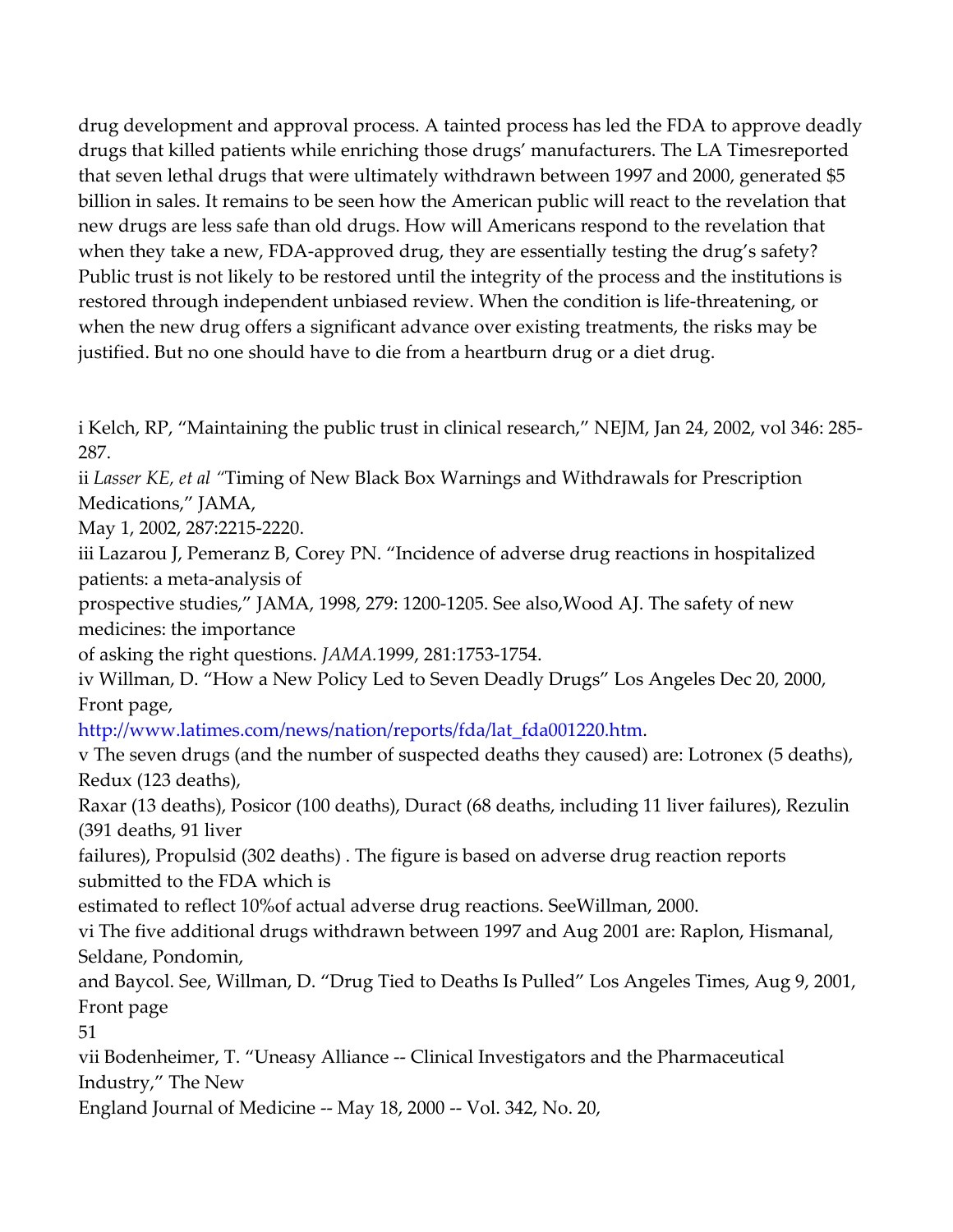drug development and approval process. A tainted process has led the FDA to approve deadly drugs that killed patients while enriching those drugs' manufacturers. The LA Timesreported that seven lethal drugs that were ultimately withdrawn between 1997 and 2000, generated $5 billion in sales. It remains to be seen how the American public will react to the revelation that new drugs are less safe than old drugs. How will Americans respond to the revelation that when they take a new, FDA-approved drug, they are essentially testing the drug's safety? Public trust is not likely to be restored until the integrity of the process and the institutions is restored through independent unbiased review. When the condition is life-threatening, or when the new drug offers a significant advance over existing treatments, the risks may be justified. But no one should have to die from a heartburn drug or a diet drug.

i Kelch, RP, "Maintaining the public trust in clinical research," NEJM, Jan 24, 2002, vol 346: 285-287.

ii *Lasser KE, et al* "Timing of New Black Box Warnings and Withdrawals for Prescription Medications," JAMA,
May 1, 2002, 287:2215-2220.

iii Lazarou J, Pemeranz B, Corey PN. "Incidence of adverse drug reactions in hospitalized patients: a meta-analysis of
prospective studies," JAMA, 1998, 279: 1200-1205. See also,Wood AJ. The safety of new medicines: the importance
of asking the right questions. *JAMA.*1999, 281:1753-1754.

iv Willman, D. "How a New Policy Led to Seven Deadly Drugs" Los Angeles Dec 20, 2000, Front page,
http://www.latimes.com/news/nation/reports/fda/lat_fda001220.htm.

v The seven drugs (and the number of suspected deaths they caused) are: Lotronex (5 deaths), Redux (123 deaths),
Raxar (13 deaths), Posicor (100 deaths), Duract (68 deaths, including 11 liver failures), Rezulin (391 deaths, 91 liver
failures), Propulsid (302 deaths) . The figure is based on adverse drug reaction reports submitted to the FDA which is
estimated to reflect 10%of actual adverse drug reactions. SeeWillman, 2000.

vi The five additional drugs withdrawn between 1997 and Aug 2001 are: Raplon, Hismanal, Seldane, Pondomin,
and Baycol. See, Willman, D. "Drug Tied to Deaths Is Pulled" Los Angeles Times, Aug 9, 2001, Front page

vii Bodenheimer, T. "Uneasy Alliance -- Clinical Investigators and the Pharmaceutical Industry," The New
England Journal of Medicine -- May 18, 2000 -- Vol. 342, No. 20,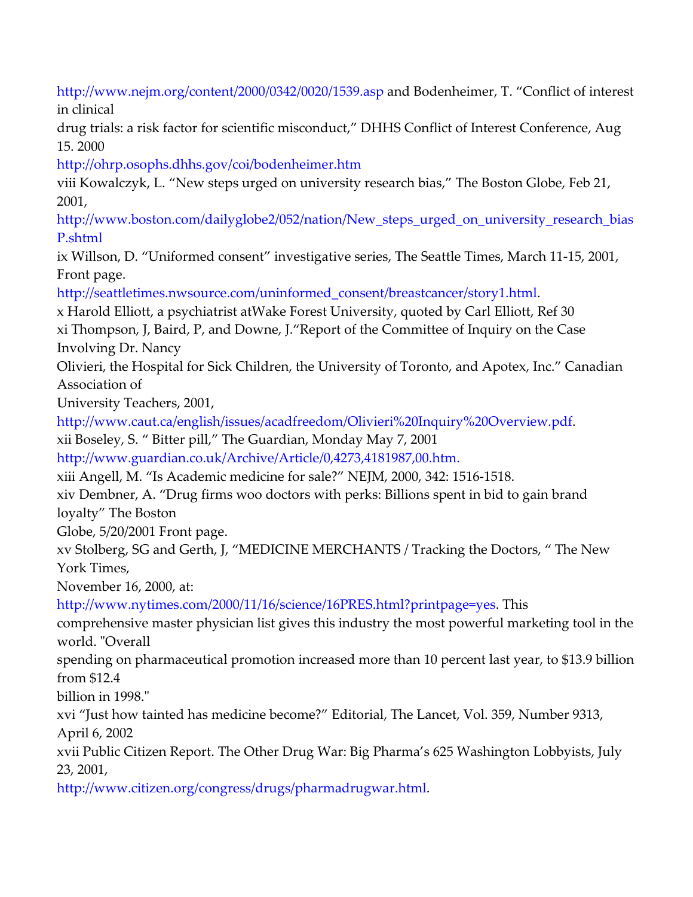http://www.nejm.org/content/2000/0342/0020/1539.asp and Bodenheimer, T. "Conflict of interest in clinical drug trials: a risk factor for scientific misconduct," DHHS Conflict of Interest Conference, Aug 15. 2000 http://ohrp.osophs.dhhs.gov/coi/bodenheimer.htm

viii Kowalczyk, L. "New steps urged on university research bias," The Boston Globe, Feb 21, 2001, http://www.boston.com/dailyglobe2/052/nation/New_steps_urged_on_university_research_biasP.shtml

ix Willson, D. "Uniformed consent" investigative series, The Seattle Times, March 11-15, 2001, Front page. http://seattletimes.nwsource.com/uninformed_consent/breastcancer/story1.html.

x Harold Elliott, a psychiatrist atWake Forest University, quoted by Carl Elliott, Ref 30

xi Thompson, J, Baird, P, and Downe, J."Report of the Committee of Inquiry on the Case Involving Dr. Nancy Olivieri, the Hospital for Sick Children, the University of Toronto, and Apotex, Inc." Canadian Association of University Teachers, 2001, http://www.caut.ca/english/issues/acadfreedom/Olivieri%20Inquiry%20Overview.pdf.

xii Boseley, S. " Bitter pill," The Guardian, Monday May 7, 2001 http://www.guardian.co.uk/Archive/Article/0,4273,4181987,00.htm.

xiii Angell, M. "Is Academic medicine for sale?" NEJM, 2000, 342: 1516-1518.

xiv Dembner, A. "Drug firms woo doctors with perks: Billions spent in bid to gain brand loyalty" The Boston Globe, 5/20/2001 Front page.

xv Stolberg, SG and Gerth, J, "MEDICINE MERCHANTS / Tracking the Doctors, " The New York Times, November 16, 2000, at: http://www.nytimes.com/2000/11/16/science/16PRES.html?printpage=yes. This comprehensive master physician list gives this industry the most powerful marketing tool in the world. "Overall spending on pharmaceutical promotion increased more than 10 percent last year, to $13.9 billion from $12.4 billion in 1998."

xvi "Just how tainted has medicine become?" Editorial, The Lancet, Vol. 359, Number 9313, April 6, 2002

xvii Public Citizen Report. The Other Drug War: Big Pharma's 625 Washington Lobbyists, July 23, 2001, http://www.citizen.org/congress/drugs/pharmadrugwar.html.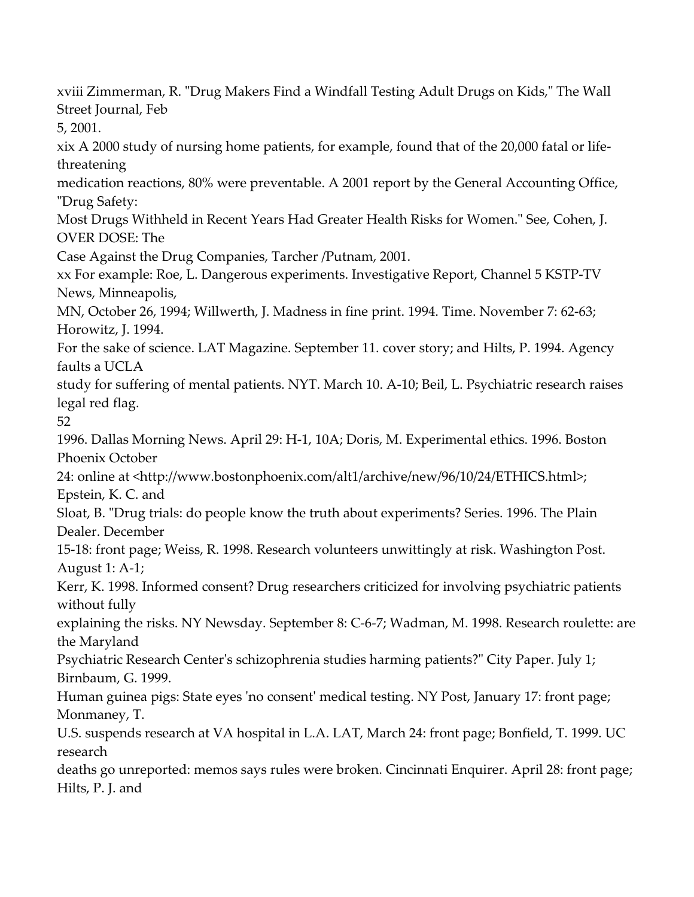xviii Zimmerman, R. "Drug Makers Find a Windfall Testing Adult Drugs on Kids," The Wall Street Journal, Feb 5, 2001.

xix A 2000 study of nursing home patients, for example, found that of the 20,000 fatal or life-threatening medication reactions, 80% were preventable. A 2001 report by the General Accounting Office, "Drug Safety: Most Drugs Withheld in Recent Years Had Greater Health Risks for Women." See, Cohen, J. OVER DOSE: The Case Against the Drug Companies, Tarcher /Putnam, 2001.

xx For example: Roe, L. Dangerous experiments. Investigative Report, Channel 5 KSTP-TV News, Minneapolis, MN, October 26, 1994; Willwerth, J. Madness in fine print. 1994. Time. November 7: 62-63; Horowitz, J. 1994. For the sake of science. LAT Magazine. September 11. cover story; and Hilts, P. 1994. Agency faults a UCLA study for suffering of mental patients. NYT. March 10. A-10; Beil, L. Psychiatric research raises legal red flag. 1996. Dallas Morning News. April 29: H-1, 10A; Doris, M. Experimental ethics. 1996. Boston Phoenix October 24: online at <http://www.bostonphoenix.com/alt1/archive/new/96/10/24/ETHICS.html>; Epstein, K. C. and Sloat, B. "Drug trials: do people know the truth about experiments? Series. 1996. The Plain Dealer. December 15-18: front page; Weiss, R. 1998. Research volunteers unwittingly at risk. Washington Post. August 1: A-1; Kerr, K. 1998. Informed consent? Drug researchers criticized for involving psychiatric patients without fully explaining the risks. NY Newsday. September 8: C-6-7; Wadman, M. 1998. Research roulette: are the Maryland Psychiatric Research Center's schizophrenia studies harming patients?" City Paper. July 1; Birnbaum, G. 1999. Human guinea pigs: State eyes 'no consent' medical testing. NY Post, January 17: front page; Monmaney, T. U.S. suspends research at VA hospital in L.A. LAT, March 24: front page; Bonfield, T. 1999. UC research deaths go unreported: memos says rules were broken. Cincinnati Enquirer. April 28: front page; Hilts, P. J. and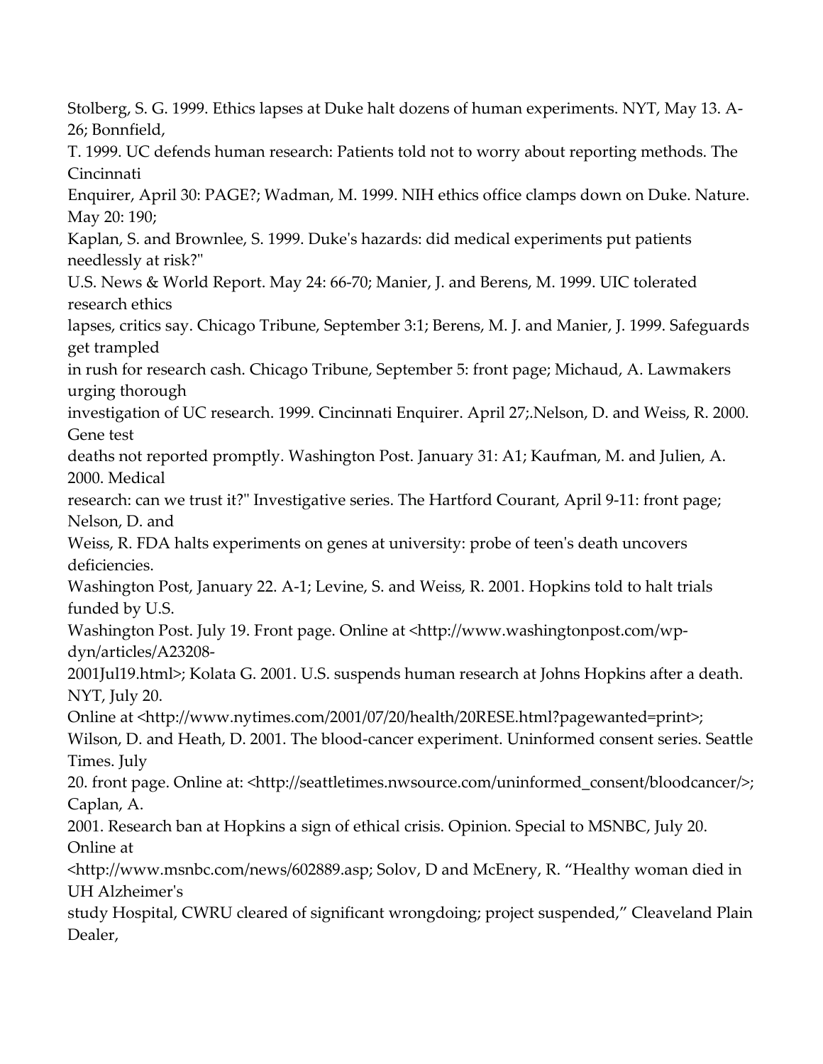Stolberg, S. G. 1999. Ethics lapses at Duke halt dozens of human experiments. NYT, May 13. A-26; Bonnfield, T. 1999. UC defends human research: Patients told not to worry about reporting methods. The Cincinnati Enquirer, April 30: PAGE?; Wadman, M. 1999. NIH ethics office clamps down on Duke. Nature. May 20: 190; Kaplan, S. and Brownlee, S. 1999. Duke's hazards: did medical experiments put patients needlessly at risk?" U.S. News & World Report. May 24: 66-70; Manier, J. and Berens, M. 1999. UIC tolerated research ethics lapses, critics say. Chicago Tribune, September 3:1; Berens, M. J. and Manier, J. 1999. Safeguards get trampled in rush for research cash. Chicago Tribune, September 5: front page; Michaud, A. Lawmakers urging thorough investigation of UC research. 1999. Cincinnati Enquirer. April 27;.Nelson, D. and Weiss, R. 2000. Gene test deaths not reported promptly. Washington Post. January 31: A1; Kaufman, M. and Julien, A. 2000. Medical research: can we trust it?" Investigative series. The Hartford Courant, April 9-11: front page; Nelson, D. and Weiss, R. FDA halts experiments on genes at university: probe of teen's death uncovers deficiencies. Washington Post, January 22. A-1; Levine, S. and Weiss, R. 2001. Hopkins told to halt trials funded by U.S. Washington Post. July 19. Front page. Online at <http://www.washingtonpost.com/wp-dyn/articles/A23208-2001Jul19.html>; Kolata G. 2001. U.S. suspends human research at Johns Hopkins after a death. NYT, July 20. Online at <http://www.nytimes.com/2001/07/20/health/20RESE.html?pagewanted=print>; Wilson, D. and Heath, D. 2001. The blood-cancer experiment. Uninformed consent series. Seattle Times. July 20. front page. Online at: <http://seattletimes.nwsource.com/uninformed_consent/bloodcancer/>; Caplan, A. 2001. Research ban at Hopkins a sign of ethical crisis. Opinion. Special to MSNBC, July 20. Online at <http://www.msnbc.com/news/602889.asp; Solov, D and McEnery, R. "Healthy woman died in UH Alzheimer's study Hospital, CWRU cleared of significant wrongdoing; project suspended," Cleaveland Plain Dealer,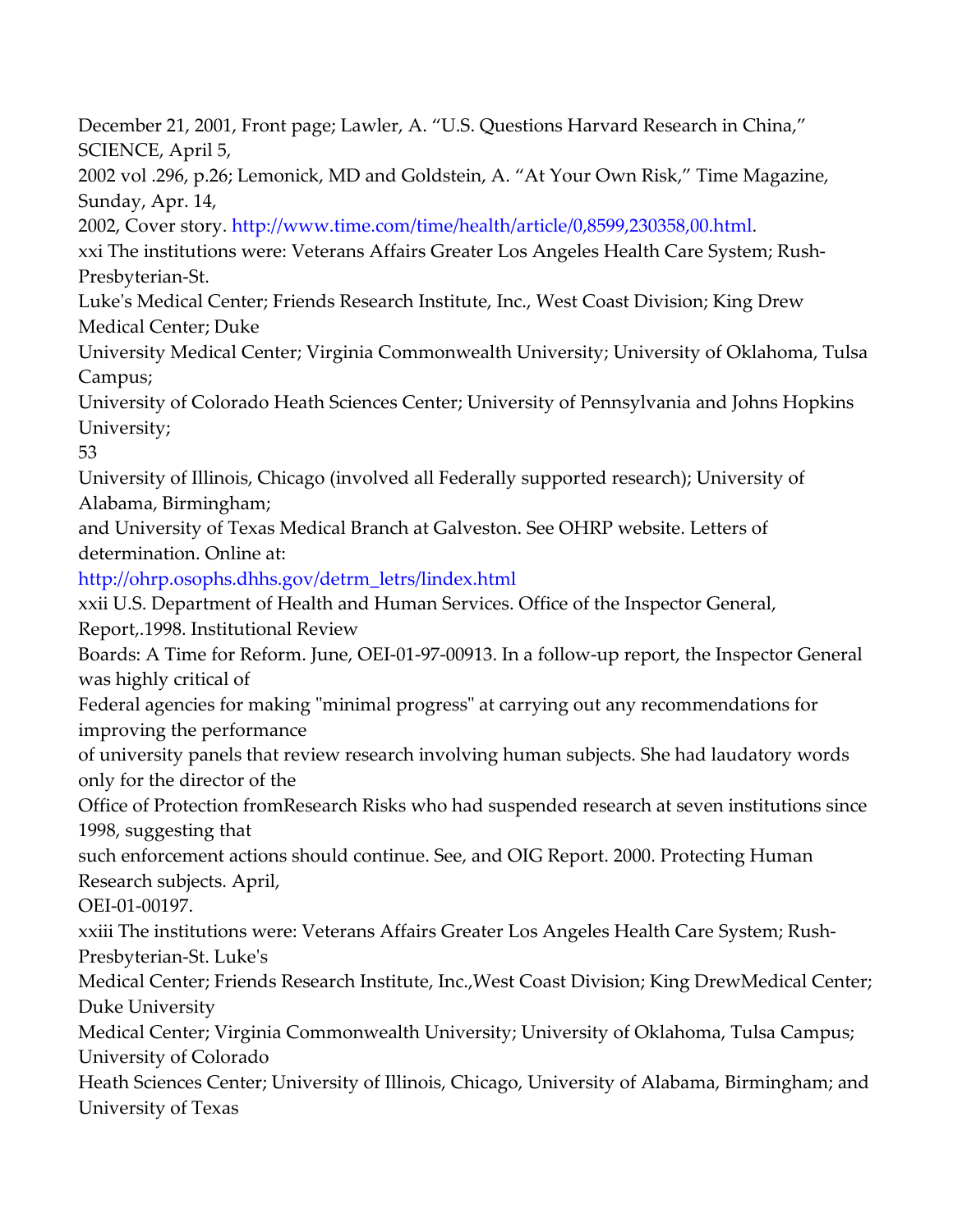December 21, 2001, Front page; Lawler, A. "U.S. Questions Harvard Research in China," SCIENCE, April 5, 2002 vol .296, p.26; Lemonick, MD and Goldstein, A. "At Your Own Risk," Time Magazine, Sunday, Apr. 14, 2002, Cover story. http://www.time.com/time/health/article/0,8599,230358,00.html.

xxi The institutions were: Veterans Affairs Greater Los Angeles Health Care System; Rush-Presbyterian-St. Luke's Medical Center; Friends Research Institute, Inc., West Coast Division; King Drew Medical Center; Duke University Medical Center; Virginia Commonwealth University; University of Oklahoma, Tulsa Campus; University of Colorado Heath Sciences Center; University of Pennsylvania and Johns Hopkins University; University of Illinois, Chicago (involved all Federally supported research); University of Alabama, Birmingham; and University of Texas Medical Branch at Galveston. See OHRP website. Letters of determination. Online at: http://ohrp.osophs.dhhs.gov/detrm_letrs/lindex.html

xxii U.S. Department of Health and Human Services. Office of the Inspector General, Report,.1998. Institutional Review Boards: A Time for Reform. June, OEI-01-97-00913. In a follow-up report, the Inspector General was highly critical of Federal agencies for making "minimal progress" at carrying out any recommendations for improving the performance of university panels that review research involving human subjects. She had laudatory words only for the director of the Office of Protection fromResearch Risks who had suspended research at seven institutions since 1998, suggesting that such enforcement actions should continue. See, and OIG Report. 2000. Protecting Human Research subjects. April, OEI-01-00197.

xxiii The institutions were: Veterans Affairs Greater Los Angeles Health Care System; Rush-Presbyterian-St. Luke's Medical Center; Friends Research Institute, Inc.,West Coast Division; King DrewMedical Center; Duke University Medical Center; Virginia Commonwealth University; University of Oklahoma, Tulsa Campus; University of Colorado Heath Sciences Center; University of Illinois, Chicago, University of Alabama, Birmingham; and University of Texas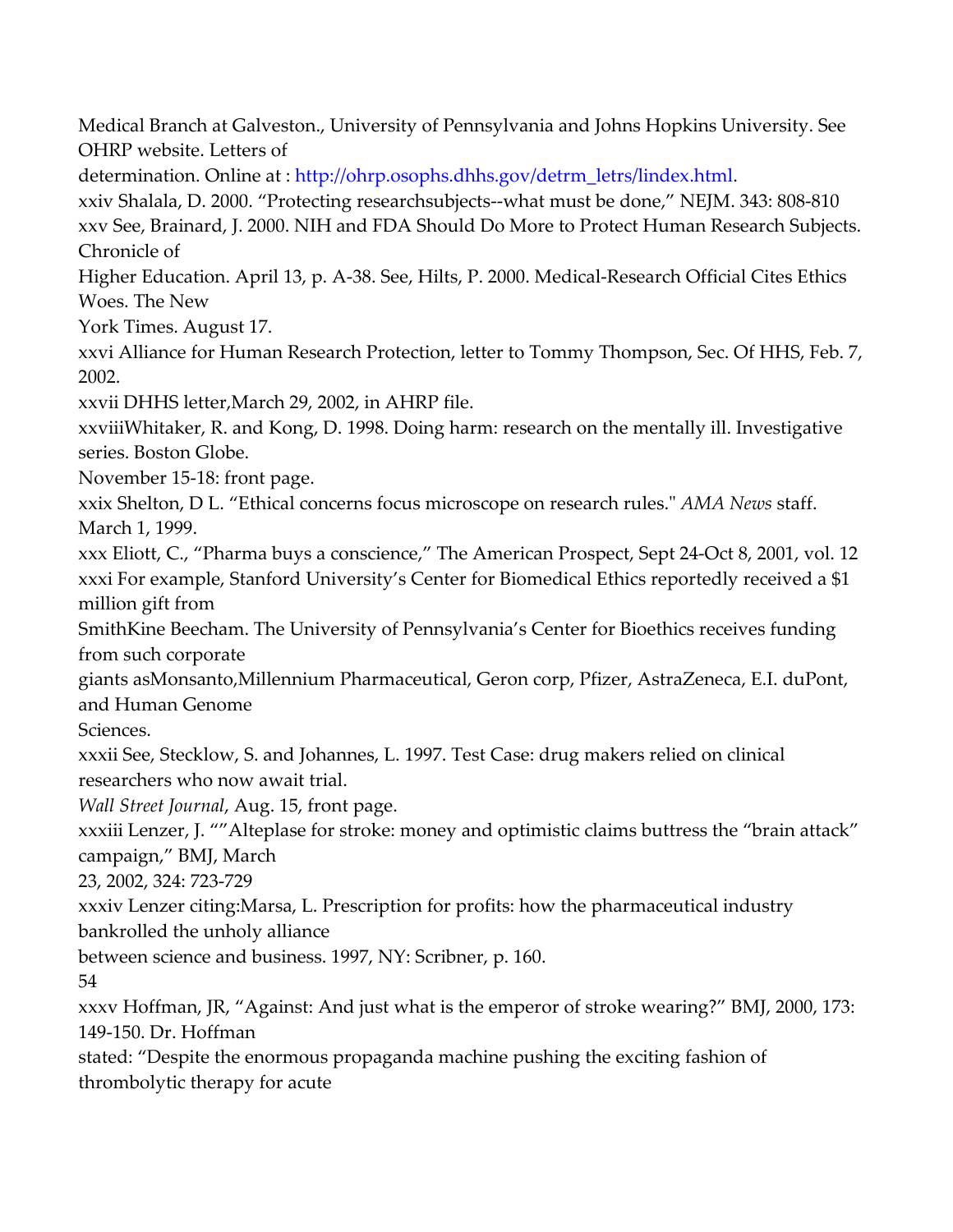Medical Branch at Galveston., University of Pennsylvania and Johns Hopkins University. See OHRP website. Letters of determination. Online at : http://ohrp.osophs.dhhs.gov/detrm_letrs/lindex.html.

xxiv Shalala, D. 2000. "Protecting researchsubjects--what must be done," NEJM. 343: 808-810

xxv See, Brainard, J. 2000. NIH and FDA Should Do More to Protect Human Research Subjects. Chronicle of Higher Education. April 13, p. A-38. See, Hilts, P. 2000. Medical-Research Official Cites Ethics Woes. The New York Times. August 17.

xxvi Alliance for Human Research Protection, letter to Tommy Thompson, Sec. Of HHS, Feb. 7, 2002.

xxvii DHHS letter,March 29, 2002, in AHRP file.

xxviiiWhitaker, R. and Kong, D. 1998. Doing harm: research on the mentally ill. Investigative series. Boston Globe. November 15-18: front page.

xxix Shelton, D L. "Ethical concerns focus microscope on research rules." *AMA News* staff. March 1, 1999.

xxx Eliott, C., "Pharma buys a conscience," The American Prospect, Sept 24-Oct 8, 2001, vol. 12

xxxi For example, Stanford University's Center for Biomedical Ethics reportedly received a $1 million gift from SmithKine Beecham. The University of Pennsylvania's Center for Bioethics receives funding from such corporate giants asMonsanto,Millennium Pharmaceutical, Geron corp, Pfizer, AstraZeneca, E.I. duPont, and Human Genome Sciences.

xxxii See, Stecklow, S. and Johannes, L. 1997. Test Case: drug makers relied on clinical researchers who now await trial. *Wall Street Journal*, Aug. 15, front page.

xxxiii Lenzer, J. ""Alteplase for stroke: money and optimistic claims buttress the "brain attack" campaign," BMJ, March 23, 2002, 324: 723-729

xxxiv Lenzer citing:Marsa, L. Prescription for profits: how the pharmaceutical industry bankrolled the unholy alliance between science and business. 1997, NY: Scribner, p. 160.

xxxv Hoffman, JR, "Against: And just what is the emperor of stroke wearing?" BMJ, 2000, 173: 149-150. Dr. Hoffman stated: "Despite the enormous propaganda machine pushing the exciting fashion of thrombolytic therapy for acute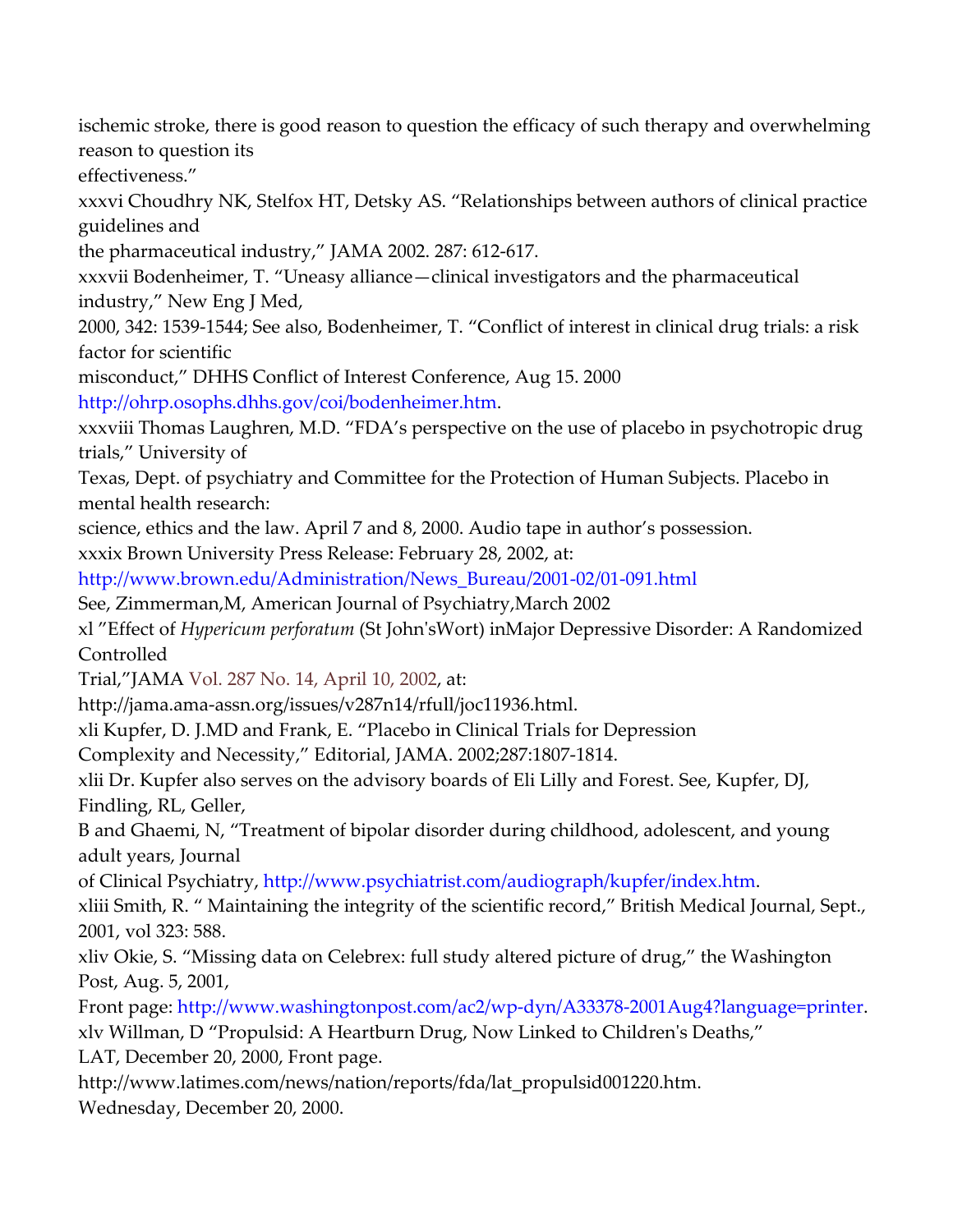ischemic stroke, there is good reason to question the efficacy of such therapy and overwhelming reason to question its effectiveness."

xxxvi Choudhry NK, Stelfox HT, Detsky AS. "Relationships between authors of clinical practice guidelines and the pharmaceutical industry," JAMA 2002. 287: 612-617.

xxxvii Bodenheimer, T. "Uneasy alliance—clinical investigators and the pharmaceutical industry," New Eng J Med, 2000, 342: 1539-1544; See also, Bodenheimer, T. "Conflict of interest in clinical drug trials: a risk factor for scientific misconduct," DHHS Conflict of Interest Conference, Aug 15. 2000 http://ohrp.osophs.dhhs.gov/coi/bodenheimer.htm.

xxxviii Thomas Laughren, M.D. "FDA's perspective on the use of placebo in psychotropic drug trials," University of Texas, Dept. of psychiatry and Committee for the Protection of Human Subjects. Placebo in mental health research: science, ethics and the law. April 7 and 8, 2000. Audio tape in author's possession.

xxxix Brown University Press Release: February 28, 2002, at: http://www.brown.edu/Administration/News_Bureau/2001-02/01-091.html
See, Zimmerman,M, American Journal of Psychiatry,March 2002

xl "Effect of *Hypericum perforatum* (St John'sWort) inMajor Depressive Disorder: A Randomized Controlled Trial,"JAMA Vol. 287 No. 14, April 10, 2002, at: http://jama.ama-assn.org/issues/v287n14/rfull/joc11936.html.

xli Kupfer, D. J.MD and Frank, E. "Placebo in Clinical Trials for Depression Complexity and Necessity," Editorial, JAMA. 2002;287:1807-1814.

xlii Dr. Kupfer also serves on the advisory boards of Eli Lilly and Forest. See, Kupfer, DJ, Findling, RL, Geller, B and Ghaemi, N, "Treatment of bipolar disorder during childhood, adolescent, and young adult years, Journal of Clinical Psychiatry, http://www.psychiatrist.com/audiograph/kupfer/index.htm.

xliii Smith, R. " Maintaining the integrity of the scientific record," British Medical Journal, Sept., 2001, vol 323: 588.

xliv Okie, S. "Missing data on Celebrex: full study altered picture of drug," the Washington Post, Aug. 5, 2001, Front page: http://www.washingtonpost.com/ac2/wp-dyn/A33378-2001Aug4?language=printer.

xlv Willman, D "Propulsid: A Heartburn Drug, Now Linked to Children's Deaths," LAT, December 20, 2000, Front page. http://www.latimes.com/news/nation/reports/fda/lat_propulsid001220.htm. Wednesday, December 20, 2000.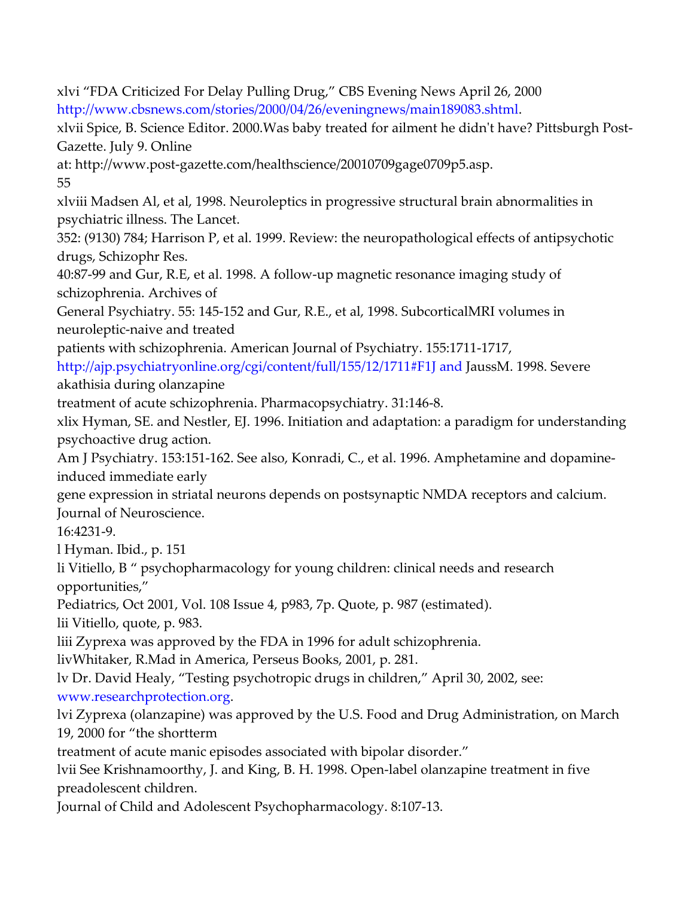xlvi "FDA Criticized For Delay Pulling Drug," CBS Evening News April 26, 2000 http://www.cbsnews.com/stories/2000/04/26/eveningnews/main189083.shtml.

xlvii Spice, B. Science Editor. 2000.Was baby treated for ailment he didn't have? Pittsburgh Post-Gazette. July 9. Online at: http://www.post-gazette.com/healthscience/20010709gage0709p5.asp.

xlviii Madsen Al, et al, 1998. Neuroleptics in progressive structural brain abnormalities in psychiatric illness. The Lancet. 352: (9130) 784; Harrison P, et al. 1999. Review: the neuropathological effects of antipsychotic drugs, Schizophr Res. 40:87-99 and Gur, R.E, et al. 1998. A follow-up magnetic resonance imaging study of schizophrenia. Archives of General Psychiatry. 55: 145-152 and Gur, R.E., et al, 1998. SubcorticalMRI volumes in neuroleptic-naive and treated patients with schizophrenia. American Journal of Psychiatry. 155:1711-1717, http://ajp.psychiatryonline.org/cgi/content/full/155/12/1711#F1J and JaussM. 1998. Severe akathisia during olanzapine treatment of acute schizophrenia. Pharmacopsychiatry. 31:146-8.

xlix Hyman, SE. and Nestler, EJ. 1996. Initiation and adaptation: a paradigm for understanding psychoactive drug action. Am J Psychiatry. 153:151-162. See also, Konradi, C., et al. 1996. Amphetamine and dopamine-induced immediate early gene expression in striatal neurons depends on postsynaptic NMDA receptors and calcium. Journal of Neuroscience. 16:4231-9.

l Hyman. Ibid., p. 151

li Vitiello, B " psychopharmacology for young children: clinical needs and research opportunities," Pediatrics, Oct 2001, Vol. 108 Issue 4, p983, 7p. Quote, p. 987 (estimated).

lii Vitiello, quote, p. 983.

liii Zyprexa was approved by the FDA in 1996 for adult schizophrenia.

livWhitaker, R.Mad in America, Perseus Books, 2001, p. 281.

lv Dr. David Healy, "Testing psychotropic drugs in children," April 30, 2002, see: www.researchprotection.org.

lvi Zyprexa (olanzapine) was approved by the U.S. Food and Drug Administration, on March 19, 2000 for "the shortterm treatment of acute manic episodes associated with bipolar disorder."

lvii See Krishnamoorthy, J. and King, B. H. 1998. Open-label olanzapine treatment in five preadolescent children. Journal of Child and Adolescent Psychopharmacology. 8:107-13.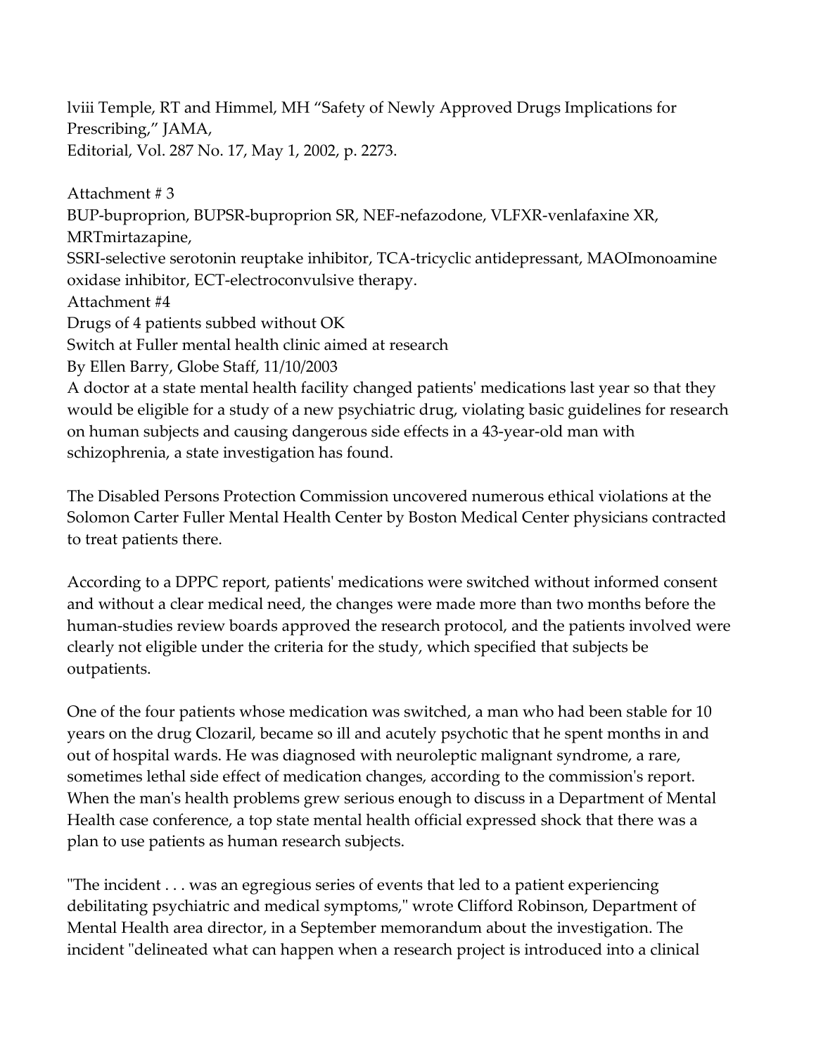lviii Temple, RT and Himmel, MH "Safety of Newly Approved Drugs Implications for Prescribing," JAMA,
Editorial, Vol. 287 No. 17, May 1, 2002, p. 2273.

Attachment # 3
BUP-buproprion, BUPSR-buproprion SR, NEF-nefazodone, VLFXR-venlafaxine XR, MRTmirtazapine,
SSRI-selective serotonin reuptake inhibitor, TCA-tricyclic antidepressant, MAOImonoamine oxidase inhibitor, ECT-electroconvulsive therapy.
Attachment #4
Drugs of 4 patients subbed without OK
Switch at Fuller mental health clinic aimed at research
By Ellen Barry, Globe Staff, 11/10/2003
A doctor at a state mental health facility changed patients' medications last year so that they would be eligible for a study of a new psychiatric drug, violating basic guidelines for research on human subjects and causing dangerous side effects in a 43-year-old man with schizophrenia, a state investigation has found.

The Disabled Persons Protection Commission uncovered numerous ethical violations at the Solomon Carter Fuller Mental Health Center by Boston Medical Center physicians contracted to treat patients there.

According to a DPPC report, patients' medications were switched without informed consent and without a clear medical need, the changes were made more than two months before the human-studies review boards approved the research protocol, and the patients involved were clearly not eligible under the criteria for the study, which specified that subjects be outpatients.

One of the four patients whose medication was switched, a man who had been stable for 10 years on the drug Clozaril, became so ill and acutely psychotic that he spent months in and out of hospital wards. He was diagnosed with neuroleptic malignant syndrome, a rare, sometimes lethal side effect of medication changes, according to the commission's report. When the man's health problems grew serious enough to discuss in a Department of Mental Health case conference, a top state mental health official expressed shock that there was a plan to use patients as human research subjects.

"The incident . . . was an egregious series of events that led to a patient experiencing debilitating psychiatric and medical symptoms," wrote Clifford Robinson, Department of Mental Health area director, in a September memorandum about the investigation. The incident "delineated what can happen when a research project is introduced into a clinical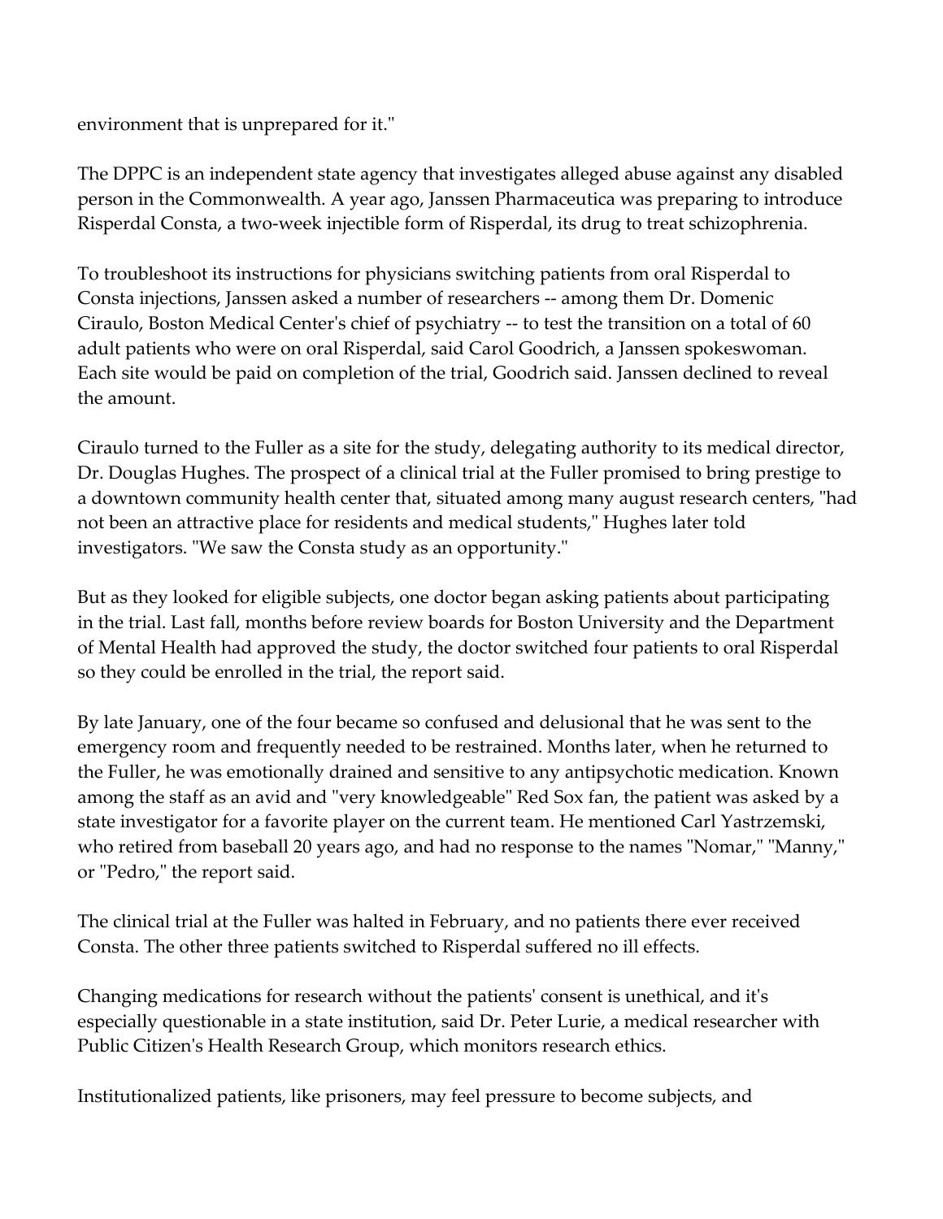environment that is unprepared for it."

The DPPC is an independent state agency that investigates alleged abuse against any disabled person in the Commonwealth. A year ago, Janssen Pharmaceutica was preparing to introduce Risperdal Consta, a two-week injectible form of Risperdal, its drug to treat schizophrenia.

To troubleshoot its instructions for physicians switching patients from oral Risperdal to Consta injections, Janssen asked a number of researchers -- among them Dr. Domenic Ciraulo, Boston Medical Center's chief of psychiatry -- to test the transition on a total of 60 adult patients who were on oral Risperdal, said Carol Goodrich, a Janssen spokeswoman. Each site would be paid on completion of the trial, Goodrich said. Janssen declined to reveal the amount.

Ciraulo turned to the Fuller as a site for the study, delegating authority to its medical director, Dr. Douglas Hughes. The prospect of a clinical trial at the Fuller promised to bring prestige to a downtown community health center that, situated among many august research centers, "had not been an attractive place for residents and medical students," Hughes later told investigators. "We saw the Consta study as an opportunity."

But as they looked for eligible subjects, one doctor began asking patients about participating in the trial. Last fall, months before review boards for Boston University and the Department of Mental Health had approved the study, the doctor switched four patients to oral Risperdal so they could be enrolled in the trial, the report said.

By late January, one of the four became so confused and delusional that he was sent to the emergency room and frequently needed to be restrained. Months later, when he returned to the Fuller, he was emotionally drained and sensitive to any antipsychotic medication. Known among the staff as an avid and "very knowledgeable" Red Sox fan, the patient was asked by a state investigator for a favorite player on the current team. He mentioned Carl Yastrzemski, who retired from baseball 20 years ago, and had no response to the names "Nomar," "Manny," or "Pedro," the report said.

The clinical trial at the Fuller was halted in February, and no patients there ever received Consta. The other three patients switched to Risperdal suffered no ill effects.

Changing medications for research without the patients' consent is unethical, and it's especially questionable in a state institution, said Dr. Peter Lurie, a medical researcher with Public Citizen's Health Research Group, which monitors research ethics.

Institutionalized patients, like prisoners, may feel pressure to become subjects, and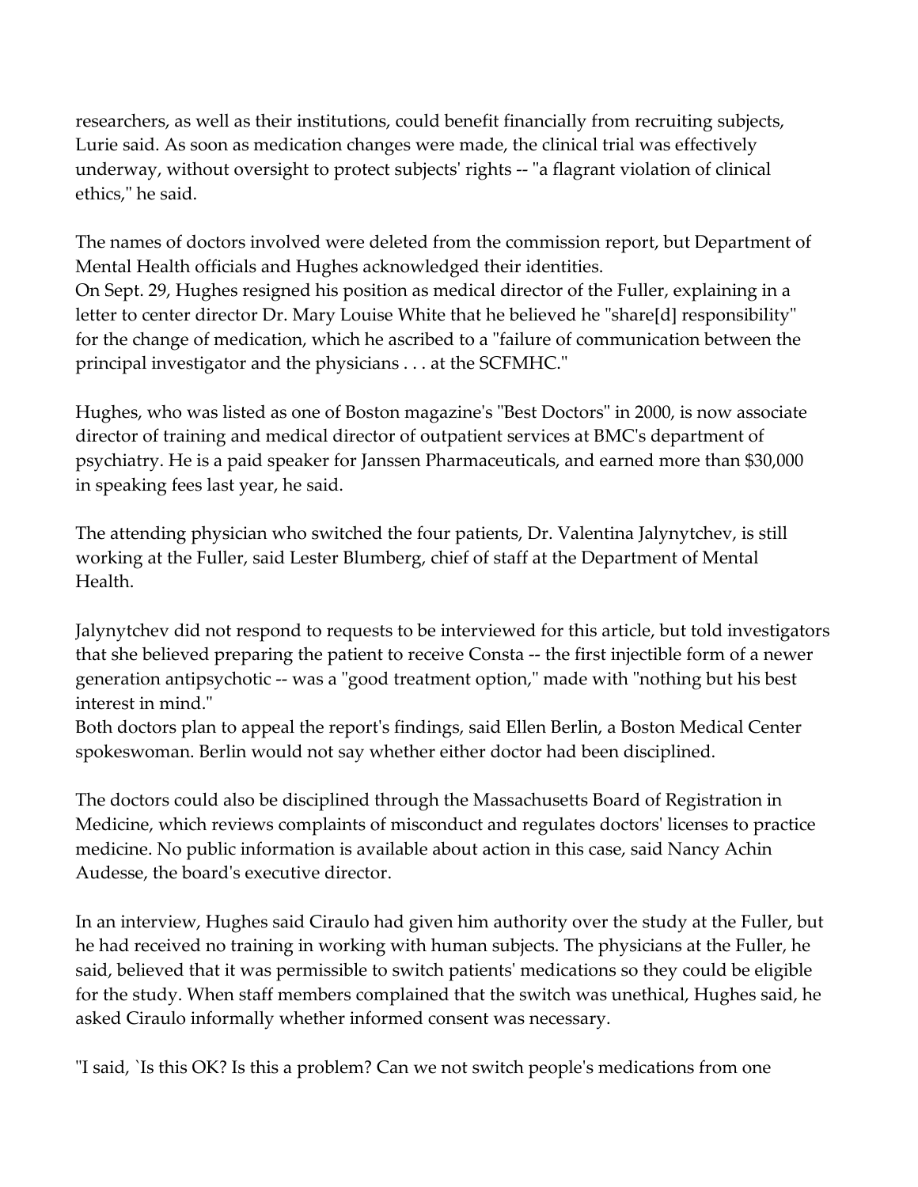researchers, as well as their institutions, could benefit financially from recruiting subjects, Lurie said. As soon as medication changes were made, the clinical trial was effectively underway, without oversight to protect subjects' rights -- "a flagrant violation of clinical ethics," he said.

The names of doctors involved were deleted from the commission report, but Department of Mental Health officials and Hughes acknowledged their identities.
On Sept. 29, Hughes resigned his position as medical director of the Fuller, explaining in a letter to center director Dr. Mary Louise White that he believed he "share[d] responsibility" for the change of medication, which he ascribed to a "failure of communication between the principal investigator and the physicians . . . at the SCFMHC."

Hughes, who was listed as one of Boston magazine's "Best Doctors" in 2000, is now associate director of training and medical director of outpatient services at BMC's department of psychiatry. He is a paid speaker for Janssen Pharmaceuticals, and earned more than $30,000 in speaking fees last year, he said.

The attending physician who switched the four patients, Dr. Valentina Jalynytchev, is still working at the Fuller, said Lester Blumberg, chief of staff at the Department of Mental Health.

Jalynytchev did not respond to requests to be interviewed for this article, but told investigators that she believed preparing the patient to receive Consta -- the first injectible form of a newer generation antipsychotic -- was a "good treatment option," made with "nothing but his best interest in mind."
Both doctors plan to appeal the report's findings, said Ellen Berlin, a Boston Medical Center spokeswoman. Berlin would not say whether either doctor had been disciplined.

The doctors could also be disciplined through the Massachusetts Board of Registration in Medicine, which reviews complaints of misconduct and regulates doctors' licenses to practice medicine. No public information is available about action in this case, said Nancy Achin Audesse, the board's executive director.

In an interview, Hughes said Ciraulo had given him authority over the study at the Fuller, but he had received no training in working with human subjects. The physicians at the Fuller, he said, believed that it was permissible to switch patients' medications so they could be eligible for the study. When staff members complained that the switch was unethical, Hughes said, he asked Ciraulo informally whether informed consent was necessary.

"I said, `Is this OK? Is this a problem? Can we not switch people's medications from one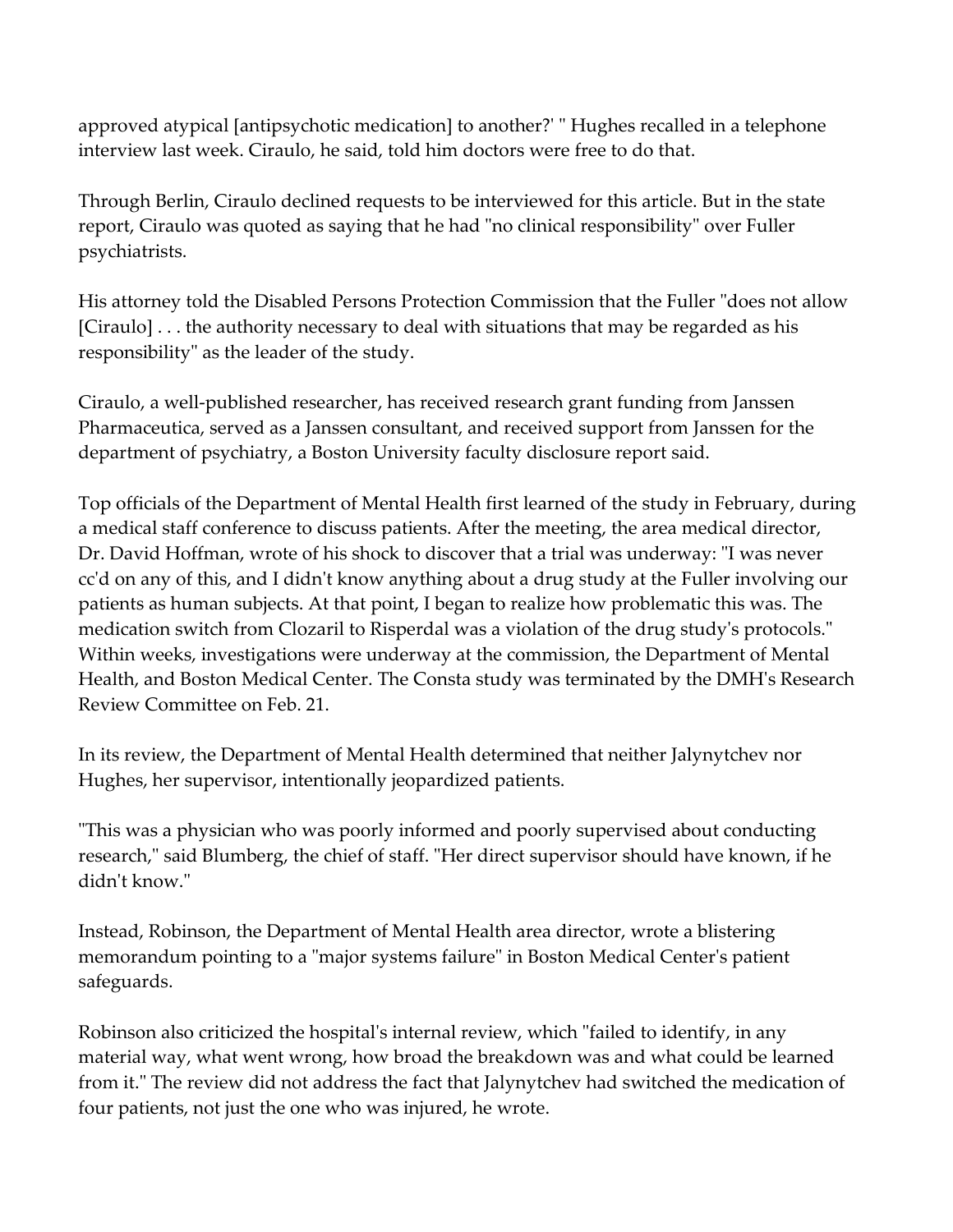approved atypical [antipsychotic medication] to another?' " Hughes recalled in a telephone interview last week. Ciraulo, he said, told him doctors were free to do that.

Through Berlin, Ciraulo declined requests to be interviewed for this article. But in the state report, Ciraulo was quoted as saying that he had "no clinical responsibility" over Fuller psychiatrists.

His attorney told the Disabled Persons Protection Commission that the Fuller "does not allow [Ciraulo] . . . the authority necessary to deal with situations that may be regarded as his responsibility" as the leader of the study.

Ciraulo, a well-published researcher, has received research grant funding from Janssen Pharmaceutica, served as a Janssen consultant, and received support from Janssen for the department of psychiatry, a Boston University faculty disclosure report said.

Top officials of the Department of Mental Health first learned of the study in February, during a medical staff conference to discuss patients. After the meeting, the area medical director, Dr. David Hoffman, wrote of his shock to discover that a trial was underway: "I was never cc'd on any of this, and I didn't know anything about a drug study at the Fuller involving our patients as human subjects. At that point, I began to realize how problematic this was. The medication switch from Clozaril to Risperdal was a violation of the drug study's protocols." Within weeks, investigations were underway at the commission, the Department of Mental Health, and Boston Medical Center. The Consta study was terminated by the DMH's Research Review Committee on Feb. 21.

In its review, the Department of Mental Health determined that neither Jalynytchev nor Hughes, her supervisor, intentionally jeopardized patients.

"This was a physician who was poorly informed and poorly supervised about conducting research," said Blumberg, the chief of staff. "Her direct supervisor should have known, if he didn't know."

Instead, Robinson, the Department of Mental Health area director, wrote a blistering memorandum pointing to a "major systems failure" in Boston Medical Center's patient safeguards.

Robinson also criticized the hospital's internal review, which "failed to identify, in any material way, what went wrong, how broad the breakdown was and what could be learned from it." The review did not address the fact that Jalynytchev had switched the medication of four patients, not just the one who was injured, he wrote.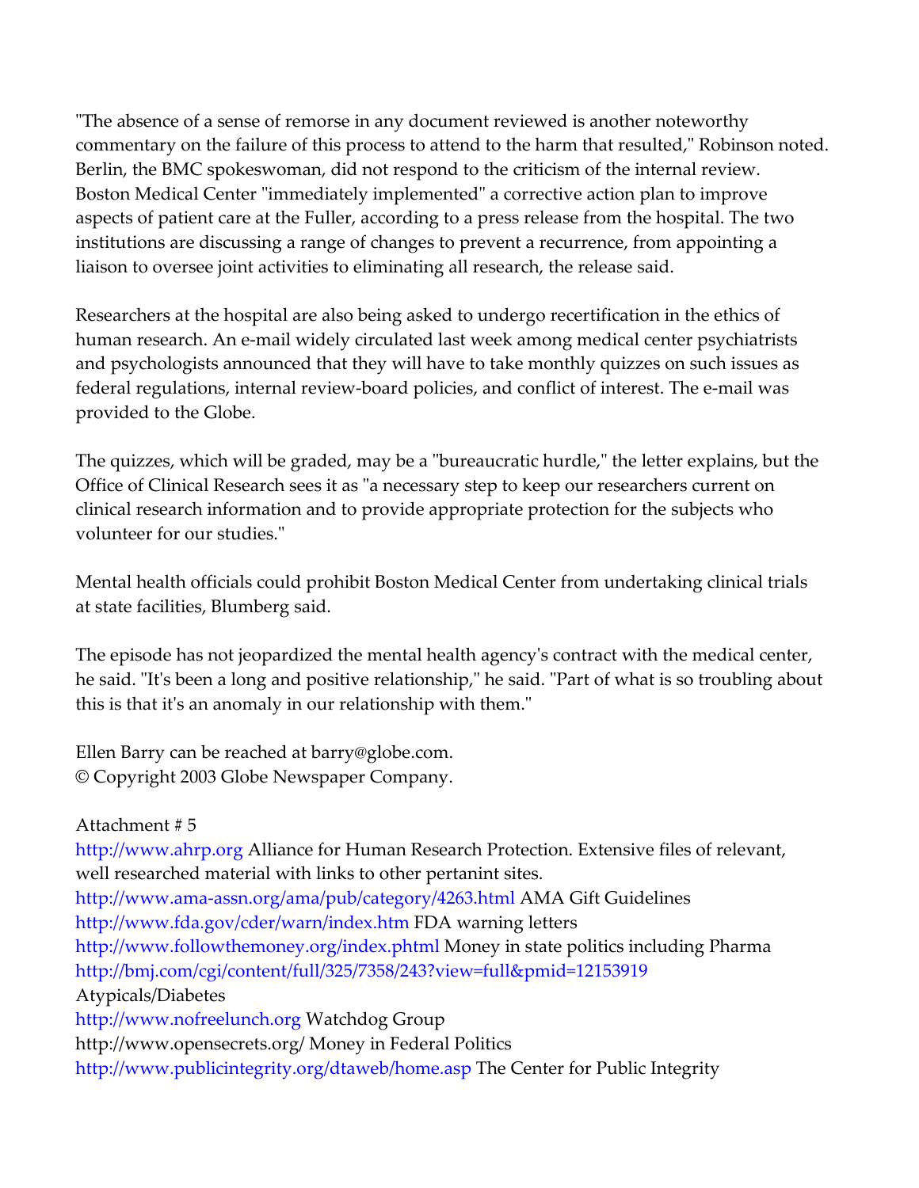"The absence of a sense of remorse in any document reviewed is another noteworthy commentary on the failure of this process to attend to the harm that resulted," Robinson noted. Berlin, the BMC spokeswoman, did not respond to the criticism of the internal review. Boston Medical Center "immediately implemented" a corrective action plan to improve aspects of patient care at the Fuller, according to a press release from the hospital. The two institutions are discussing a range of changes to prevent a recurrence, from appointing a liaison to oversee joint activities to eliminating all research, the release said.

Researchers at the hospital are also being asked to undergo recertification in the ethics of human research. An e-mail widely circulated last week among medical center psychiatrists and psychologists announced that they will have to take monthly quizzes on such issues as federal regulations, internal review-board policies, and conflict of interest. The e-mail was provided to the Globe.

The quizzes, which will be graded, may be a "bureaucratic hurdle," the letter explains, but the Office of Clinical Research sees it as "a necessary step to keep our researchers current on clinical research information and to provide appropriate protection for the subjects who volunteer for our studies."

Mental health officials could prohibit Boston Medical Center from undertaking clinical trials at state facilities, Blumberg said.

The episode has not jeopardized the mental health agency's contract with the medical center, he said. "It's been a long and positive relationship," he said. "Part of what is so troubling about this is that it's an anomaly in our relationship with them."

Ellen Barry can be reached at barry@globe.com.
© Copyright 2003 Globe Newspaper Company.

Attachment # 5
http://www.ahrp.org Alliance for Human Research Protection. Extensive files of relevant, well researched material with links to other pertanint sites.
http://www.ama-assn.org/ama/pub/category/4263.html AMA Gift Guidelines
http://www.fda.gov/cder/warn/index.htm FDA warning letters
http://www.followthemoney.org/index.phtml Money in state politics including Pharma
http://bmj.com/cgi/content/full/325/7358/243?view=full&pmid=12153919
Atypicals/Diabetes
http://www.nofreelunch.org Watchdog Group
http://www.opensecrets.org/ Money in Federal Politics
http://www.publicintegrity.org/dtaweb/home.asp The Center for Public Integrity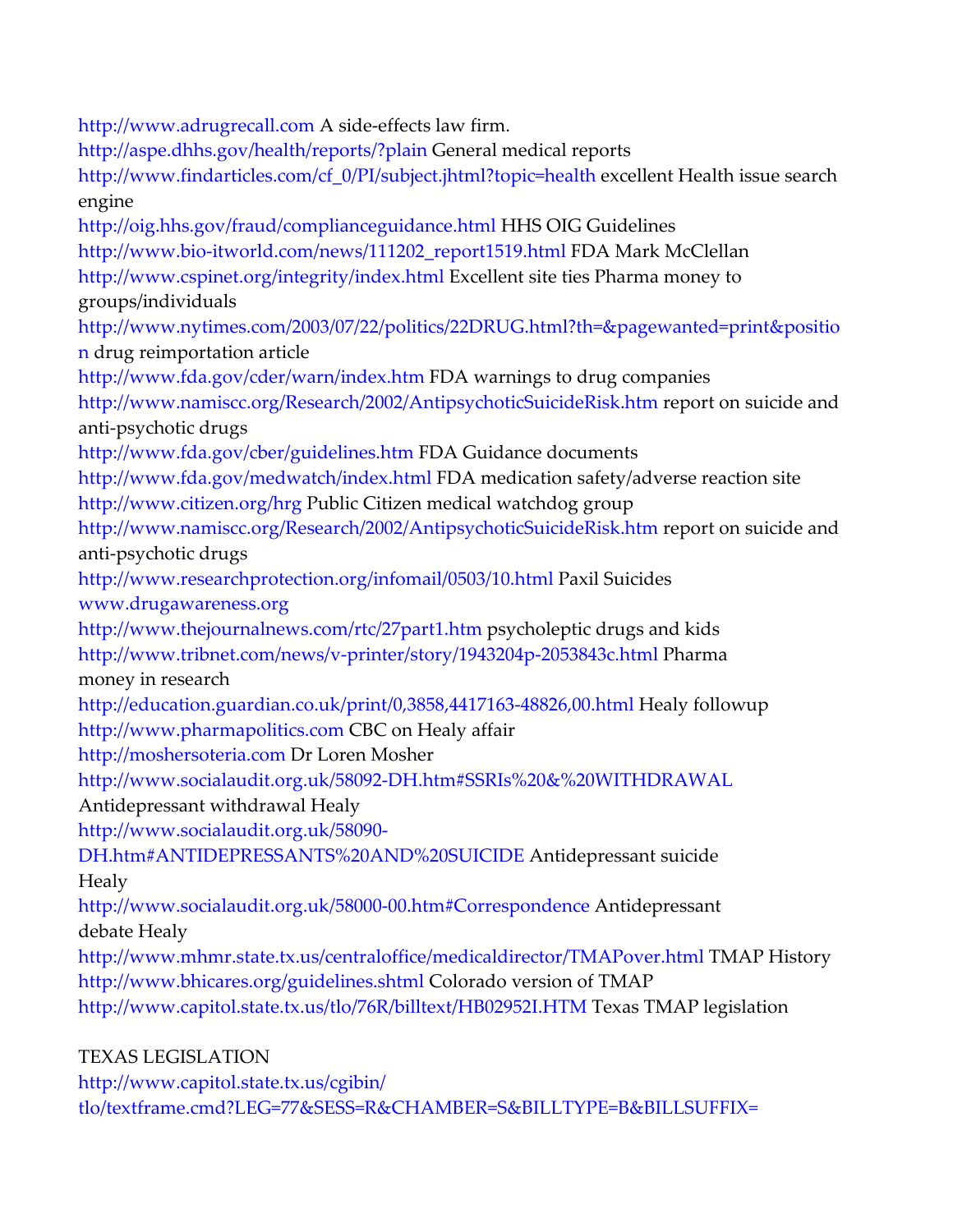http://www.adrugrecall.com A side-effects law firm.

http://aspe.dhhs.gov/health/reports/?plain General medical reports

http://www.findarticles.com/cf_0/PI/subject.jhtml?topic=health excellent Health issue search engine

http://oig.hhs.gov/fraud/complianceguidance.html HHS OIG Guidelines

http://www.bio-itworld.com/news/111202_report1519.html FDA Mark McClellan

http://www.cspinet.org/integrity/index.html Excellent site ties Pharma money to groups/individuals

http://www.nytimes.com/2003/07/22/politics/22DRUG.html?th=&pagewanted=print&position drug reimportation article

http://www.fda.gov/cder/warn/index.htm FDA warnings to drug companies

http://www.namiscc.org/Research/2002/AntipsychoticSuicideRisk.htm report on suicide and anti-psychotic drugs

http://www.fda.gov/cber/guidelines.htm FDA Guidance documents

http://www.fda.gov/medwatch/index.html FDA medication safety/adverse reaction site

http://www.citizen.org/hrg Public Citizen medical watchdog group

http://www.namiscc.org/Research/2002/AntipsychoticSuicideRisk.htm report on suicide and anti-psychotic drugs

http://www.researchprotection.org/infomail/0503/10.html Paxil Suicides

www.drugawareness.org

http://www.thejournalnews.com/rtc/27part1.htm psycholeptic drugs and kids

http://www.tribnet.com/news/v-printer/story/1943204p-2053843c.html Pharma money in research

http://education.guardian.co.uk/print/0,3858,4417163-48826,00.html Healy followup

http://www.pharmapolitics.com CBC on Healy affair

http://moshersoteria.com Dr Loren Mosher

http://www.socialaudit.org.uk/58092-DH.htm#SSRIs%20&%20WITHDRAWAL Antidepressant withdrawal Healy

http://www.socialaudit.org.uk/58090-DH.htm#ANTIDEPRESSANTS%20AND%20SUICIDE Antidepressant suicide Healy

http://www.socialaudit.org.uk/58000-00.htm#Correspondence Antidepressant debate Healy

http://www.mhmr.state.tx.us/centraloffice/medicaldirector/TMAPover.html TMAP History

http://www.bhicares.org/guidelines.shtml Colorado version of TMAP

http://www.capitol.state.tx.us/tlo/76R/billtext/HB02952I.HTM Texas TMAP legislation

TEXAS LEGISLATION

http://www.capitol.state.tx.us/cgibin/tlo/textframe.cmd?LEG=77&SESS=R&CHAMBER=S&BILLTYPE=B&BILLSUFFIX=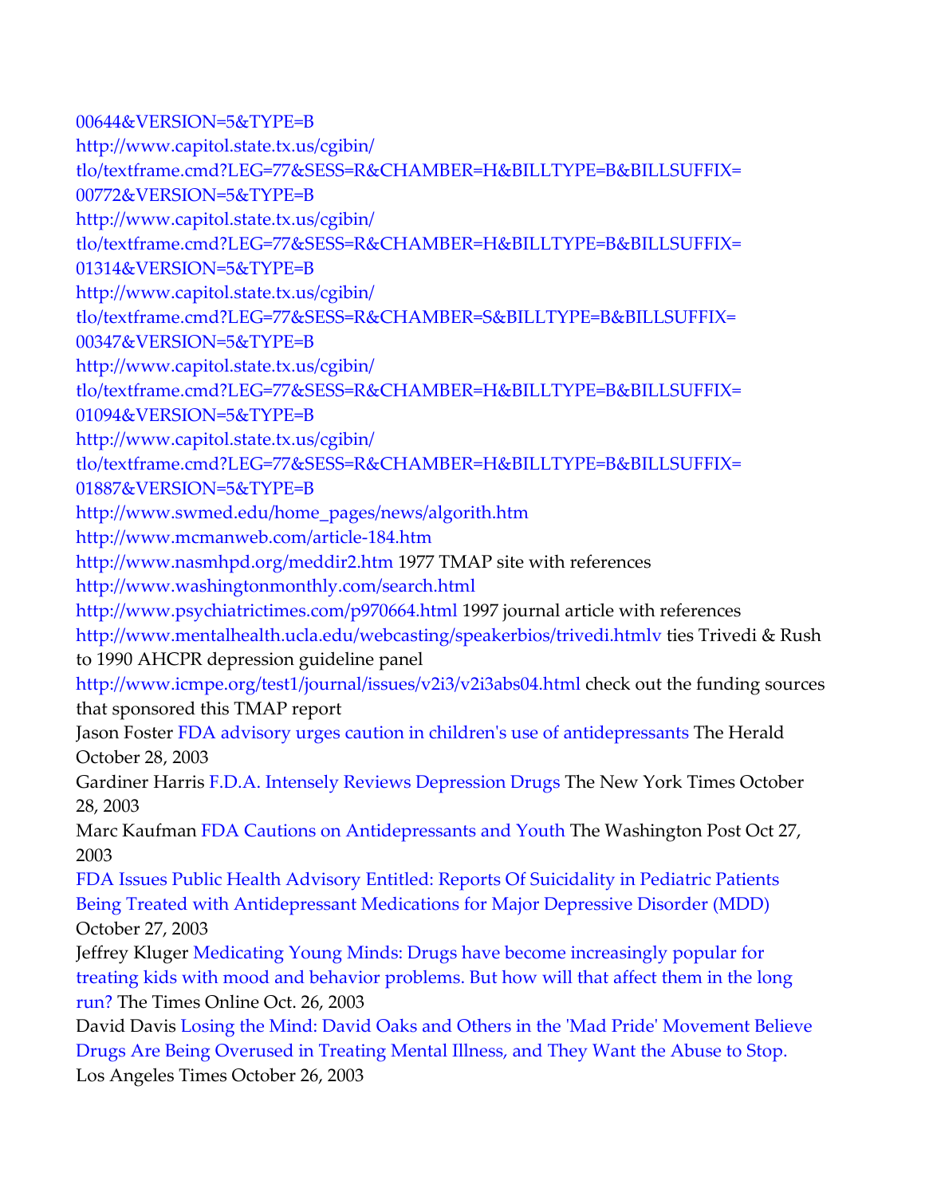00644&VERSION=5&TYPE=B
http://www.capitol.state.tx.us/cgibin/tlo/textframe.cmd?LEG=77&SESS=R&CHAMBER=H&BILLTYPE=B&BILLSUFFIX=00772&VERSION=5&TYPE=B
http://www.capitol.state.tx.us/cgibin/tlo/textframe.cmd?LEG=77&SESS=R&CHAMBER=H&BILLTYPE=B&BILLSUFFIX=01314&VERSION=5&TYPE=B
http://www.capitol.state.tx.us/cgibin/tlo/textframe.cmd?LEG=77&SESS=R&CHAMBER=S&BILLTYPE=B&BILLSUFFIX=00347&VERSION=5&TYPE=B
http://www.capitol.state.tx.us/cgibin/tlo/textframe.cmd?LEG=77&SESS=R&CHAMBER=H&BILLTYPE=B&BILLSUFFIX=01094&VERSION=5&TYPE=B
http://www.capitol.state.tx.us/cgibin/tlo/textframe.cmd?LEG=77&SESS=R&CHAMBER=H&BILLTYPE=B&BILLSUFFIX=01887&VERSION=5&TYPE=B
http://www.swmed.edu/home_pages/news/algorith.htm
http://www.mcmanweb.com/article-184.htm
http://www.nasmhpd.org/meddir2.htm 1977 TMAP site with references
http://www.washingtonmonthly.com/search.html
http://www.psychiatrictimes.com/p970664.html 1997 journal article with references
http://www.mentalhealth.ucla.edu/webcasting/speakerbios/trivedi.htmlv ties Trivedi & Rush to 1990 AHCPR depression guideline panel
http://www.icmpe.org/test1/journal/issues/v2i3/v2i3abs04.html check out the funding sources that sponsored this TMAP report
Jason Foster FDA advisory urges caution in children's use of antidepressants The Herald October 28, 2003
Gardiner Harris F.D.A. Intensely Reviews Depression Drugs The New York Times October 28, 2003
Marc Kaufman FDA Cautions on Antidepressants and Youth The Washington Post Oct 27, 2003
FDA Issues Public Health Advisory Entitled: Reports Of Suicidality in Pediatric Patients Being Treated with Antidepressant Medications for Major Depressive Disorder (MDD) October 27, 2003
Jeffrey Kluger Medicating Young Minds: Drugs have become increasingly popular for treating kids with mood and behavior problems. But how will that affect them in the long run? The Times Online Oct. 26, 2003
David Davis Losing the Mind: David Oaks and Others in the 'Mad Pride' Movement Believe Drugs Are Being Overused in Treating Mental Illness, and They Want the Abuse to Stop. Los Angeles Times October 26, 2003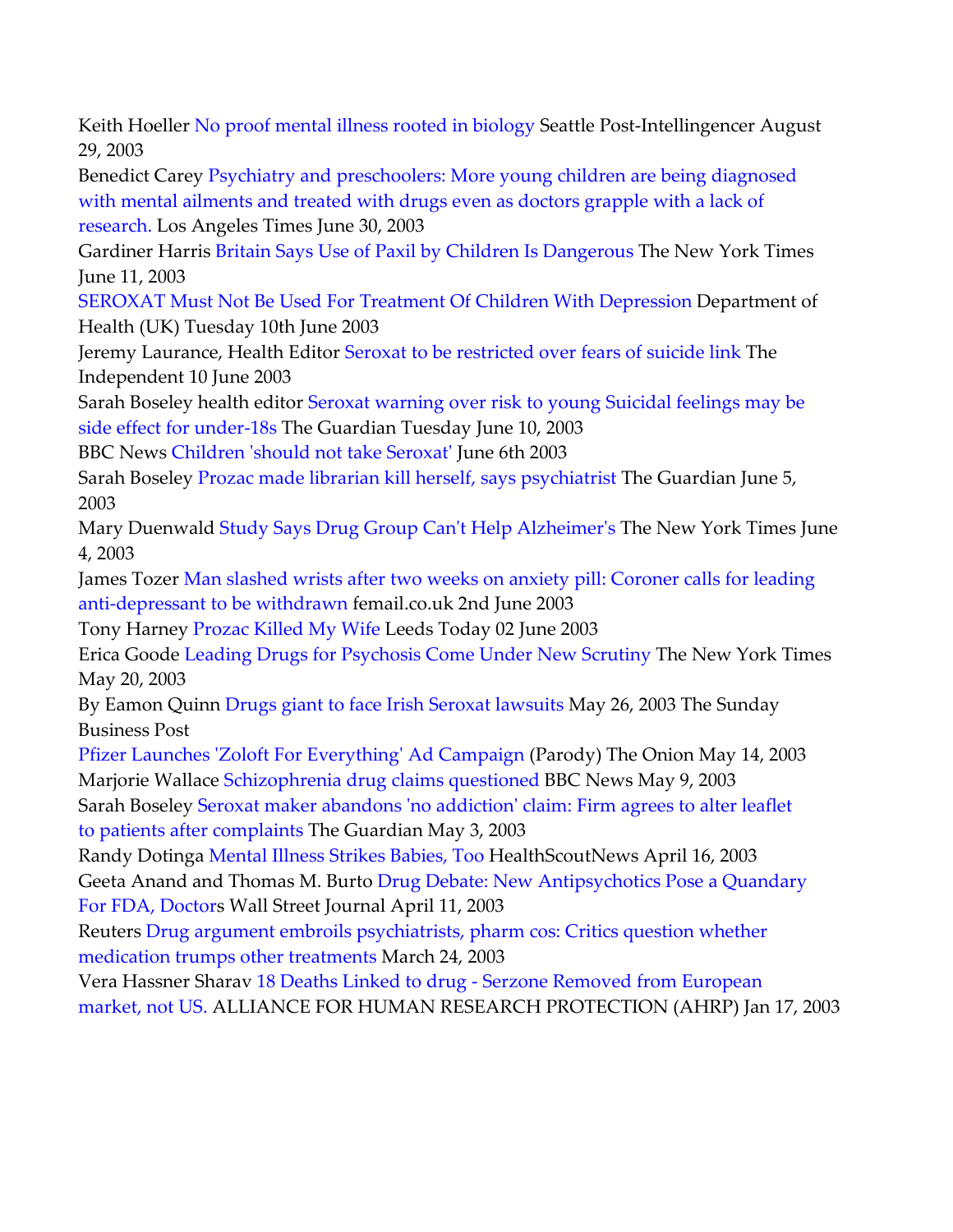Keith Hoeller No proof mental illness rooted in biology Seattle Post-Intellingencer August 29, 2003

Benedict Carey Psychiatry and preschoolers: More young children are being diagnosed with mental ailments and treated with drugs even as doctors grapple with a lack of research. Los Angeles Times June 30, 2003

Gardiner Harris Britain Says Use of Paxil by Children Is Dangerous The New York Times June 11, 2003

SEROXAT Must Not Be Used For Treatment Of Children With Depression Department of Health (UK) Tuesday 10th June 2003

Jeremy Laurance, Health Editor Seroxat to be restricted over fears of suicide link The Independent 10 June 2003

Sarah Boseley health editor Seroxat warning over risk to young Suicidal feelings may be side effect for under-18s The Guardian Tuesday June 10, 2003

BBC News Children 'should not take Seroxat' June 6th 2003

Sarah Boseley Prozac made librarian kill herself, says psychiatrist The Guardian June 5, 2003

Mary Duenwald Study Says Drug Group Can't Help Alzheimer's The New York Times June 4, 2003

James Tozer Man slashed wrists after two weeks on anxiety pill: Coroner calls for leading anti-depressant to be withdrawn femail.co.uk 2nd June 2003

Tony Harney Prozac Killed My Wife Leeds Today 02 June 2003

Erica Goode Leading Drugs for Psychosis Come Under New Scrutiny The New York Times May 20, 2003

By Eamon Quinn Drugs giant to face Irish Seroxat lawsuits May 26, 2003 The Sunday Business Post

Pfizer Launches 'Zoloft For Everything' Ad Campaign (Parody) The Onion May 14, 2003

Marjorie Wallace Schizophrenia drug claims questioned BBC News May 9, 2003

Sarah Boseley Seroxat maker abandons 'no addiction' claim: Firm agrees to alter leaflet to patients after complaints The Guardian May 3, 2003

Randy Dotinga Mental Illness Strikes Babies, Too HealthScoutNews April 16, 2003

Geeta Anand and Thomas M. Burto Drug Debate: New Antipsychotics Pose a Quandary For FDA, Doctors Wall Street Journal April 11, 2003

Reuters Drug argument embroils psychiatrists, pharm cos: Critics question whether medication trumps other treatments March 24, 2003

Vera Hassner Sharav 18 Deaths Linked to drug - Serzone Removed from European market, not US. ALLIANCE FOR HUMAN RESEARCH PROTECTION (AHRP) Jan 17, 2003